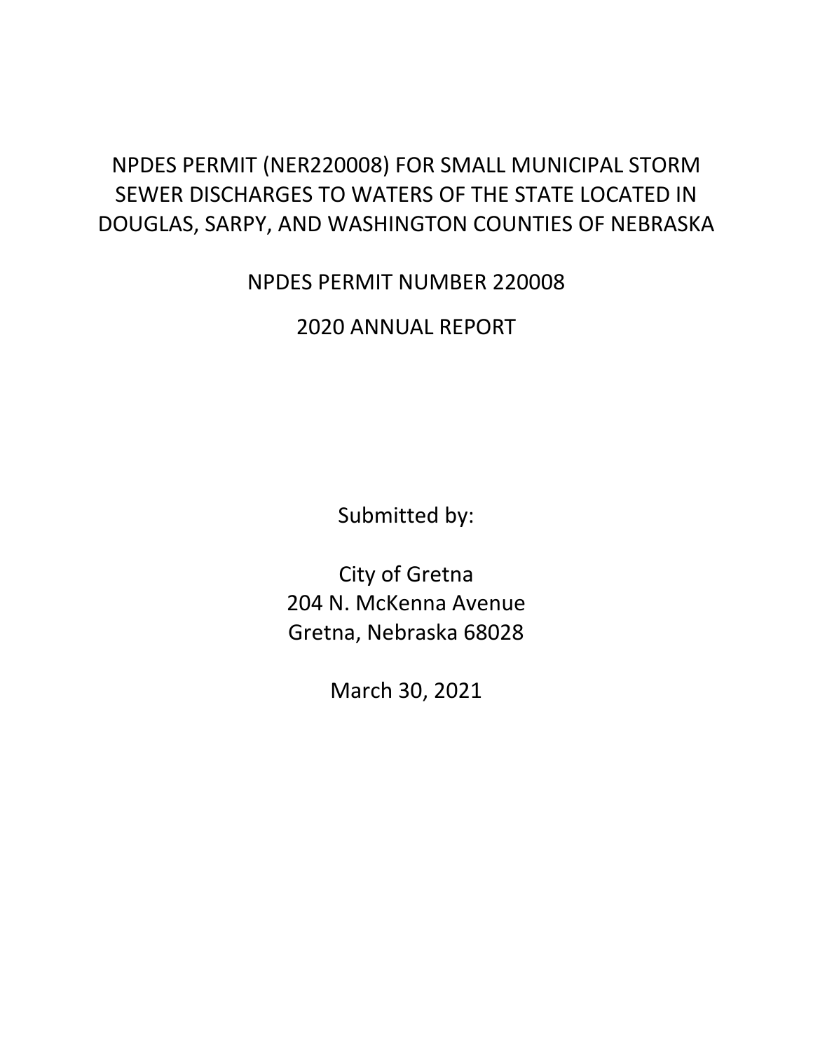# NPDES PERMIT (NER220008) FOR SMALL MUNICIPAL STORM SEWER DISCHARGES TO WATERS OF THE STATE LOCATED IN DOUGLAS, SARPY, AND WASHINGTON COUNTIES OF NEBRASKA

## NPDES PERMIT NUMBER 220008

## 2020 ANNUAL REPORT

Submitted by:

City of Gretna
204 N. McKenna Avenue
Gretna, Nebraska 68028

March 30, 2021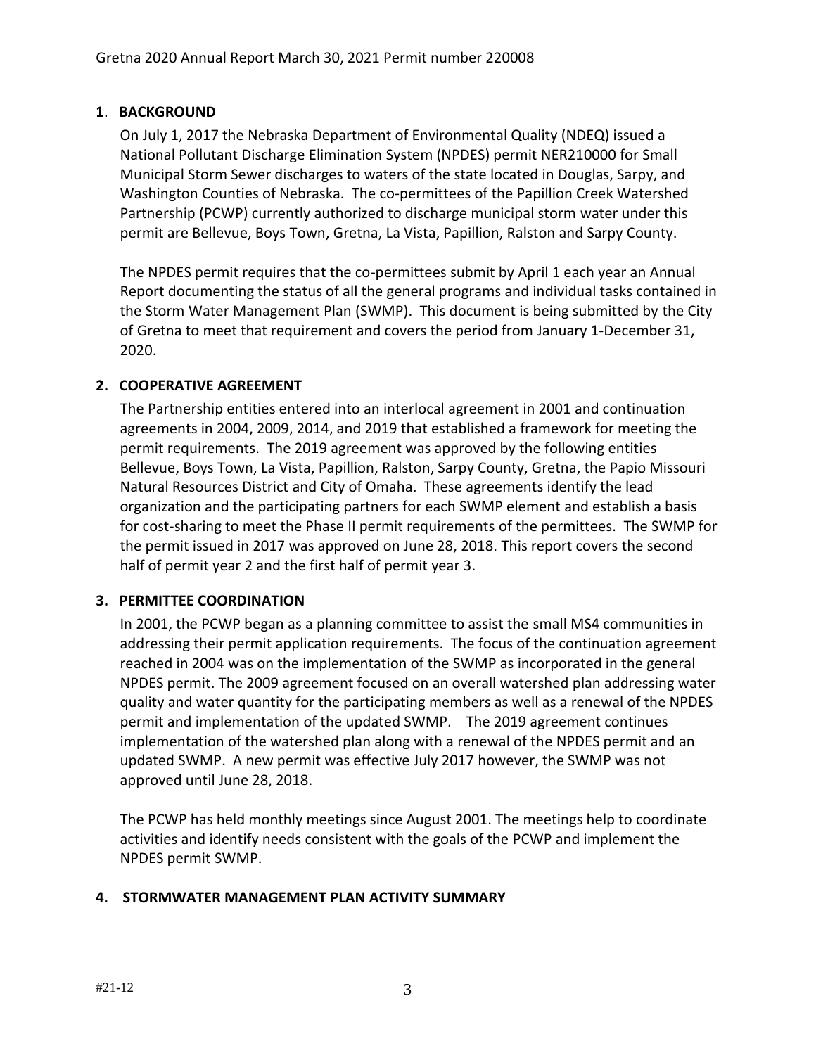## 1. BACKGROUND

On July 1, 2017 the Nebraska Department of Environmental Quality (NDEQ) issued a National Pollutant Discharge Elimination System (NPDES) permit NER210000 for Small Municipal Storm Sewer discharges to waters of the state located in Douglas, Sarpy, and Washington Counties of Nebraska. The co-permittees of the Papillion Creek Watershed Partnership (PCWP) currently authorized to discharge municipal storm water under this permit are Bellevue, Boys Town, Gretna, La Vista, Papillion, Ralston and Sarpy County.

The NPDES permit requires that the co-permittees submit by April 1 each year an Annual Report documenting the status of all the general programs and individual tasks contained in the Storm Water Management Plan (SWMP). This document is being submitted by the City of Gretna to meet that requirement and covers the period from January 1-December 31, 2020.

## 2. COOPERATIVE AGREEMENT

The Partnership entities entered into an interlocal agreement in 2001 and continuation agreements in 2004, 2009, 2014, and 2019 that established a framework for meeting the permit requirements. The 2019 agreement was approved by the following entities Bellevue, Boys Town, La Vista, Papillion, Ralston, Sarpy County, Gretna, the Papio Missouri Natural Resources District and City of Omaha. These agreements identify the lead organization and the participating partners for each SWMP element and establish a basis for cost-sharing to meet the Phase II permit requirements of the permittees. The SWMP for the permit issued in 2017 was approved on June 28, 2018. This report covers the second half of permit year 2 and the first half of permit year 3.

## 3. PERMITTEE COORDINATION

In 2001, the PCWP began as a planning committee to assist the small MS4 communities in addressing their permit application requirements. The focus of the continuation agreement reached in 2004 was on the implementation of the SWMP as incorporated in the general NPDES permit. The 2009 agreement focused on an overall watershed plan addressing water quality and water quantity for the participating members as well as a renewal of the NPDES permit and implementation of the updated SWMP. The 2019 agreement continues implementation of the watershed plan along with a renewal of the NPDES permit and an updated SWMP. A new permit was effective July 2017 however, the SWMP was not approved until June 28, 2018.

The PCWP has held monthly meetings since August 2001. The meetings help to coordinate activities and identify needs consistent with the goals of the PCWP and implement the NPDES permit SWMP.

## 4. STORMWATER MANAGEMENT PLAN ACTIVITY SUMMARY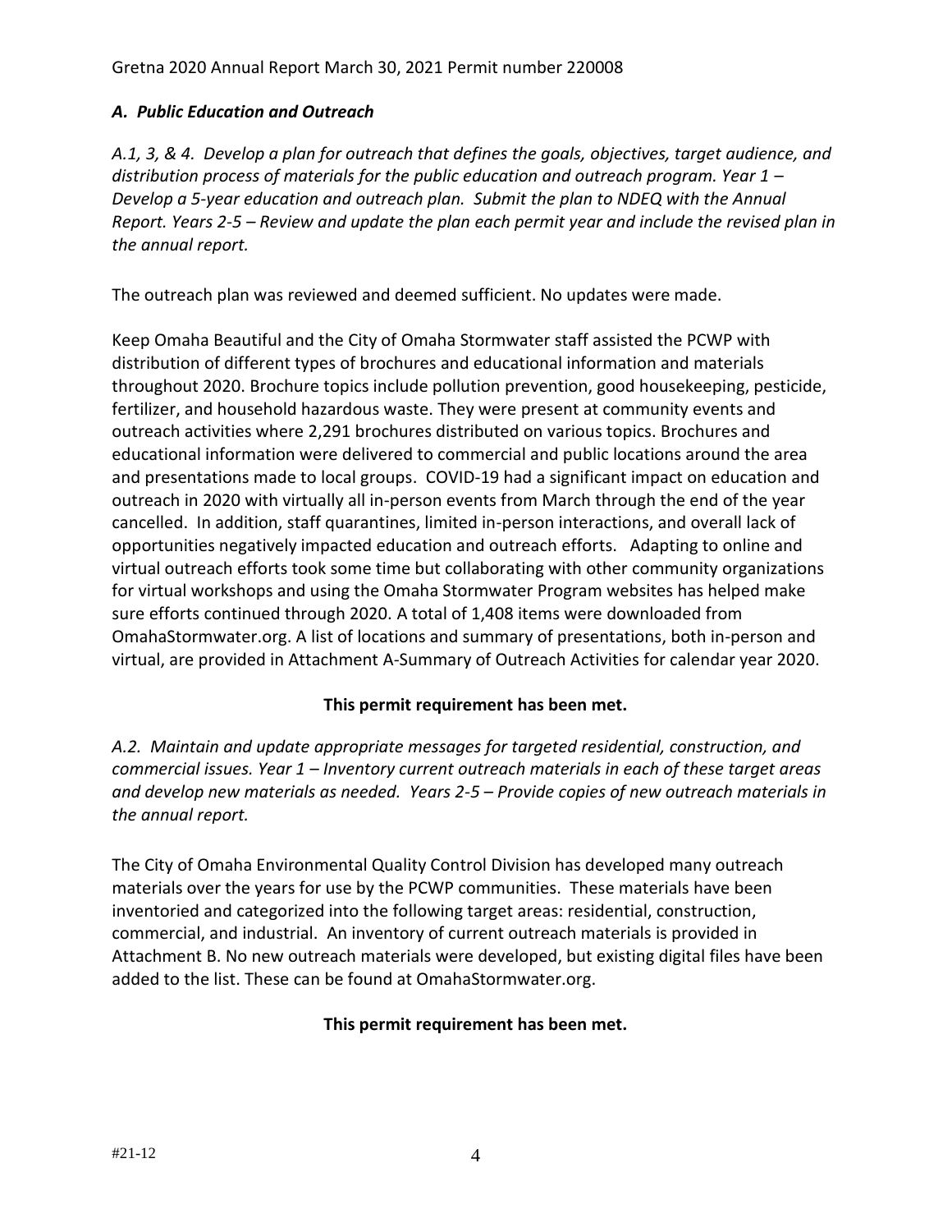## *A. Public Education and Outreach*

*A.1, 3, & 4. Develop a plan for outreach that defines the goals, objectives, target audience, and distribution process of materials for the public education and outreach program. Year 1 – Develop a 5-year education and outreach plan. Submit the plan to NDEQ with the Annual Report. Years 2-5 – Review and update the plan each permit year and include the revised plan in the annual report.*

The outreach plan was reviewed and deemed sufficient. No updates were made.

Keep Omaha Beautiful and the City of Omaha Stormwater staff assisted the PCWP with distribution of different types of brochures and educational information and materials throughout 2020. Brochure topics include pollution prevention, good housekeeping, pesticide, fertilizer, and household hazardous waste. They were present at community events and outreach activities where 2,291 brochures distributed on various topics. Brochures and educational information were delivered to commercial and public locations around the area and presentations made to local groups. COVID-19 had a significant impact on education and outreach in 2020 with virtually all in-person events from March through the end of the year cancelled. In addition, staff quarantines, limited in-person interactions, and overall lack of opportunities negatively impacted education and outreach efforts. Adapting to online and virtual outreach efforts took some time but collaborating with other community organizations for virtual workshops and using the Omaha Stormwater Program websites has helped make sure efforts continued through 2020. A total of 1,408 items were downloaded from OmahaStormwater.org. A list of locations and summary of presentations, both in-person and virtual, are provided in Attachment A-Summary of Outreach Activities for calendar year 2020.

**This permit requirement has been met.**

*A.2. Maintain and update appropriate messages for targeted residential, construction, and commercial issues. Year 1 – Inventory current outreach materials in each of these target areas and develop new materials as needed. Years 2-5 – Provide copies of new outreach materials in the annual report.*

The City of Omaha Environmental Quality Control Division has developed many outreach materials over the years for use by the PCWP communities. These materials have been inventoried and categorized into the following target areas: residential, construction, commercial, and industrial. An inventory of current outreach materials is provided in Attachment B. No new outreach materials were developed, but existing digital files have been added to the list. These can be found at OmahaStormwater.org.

**This permit requirement has been met.**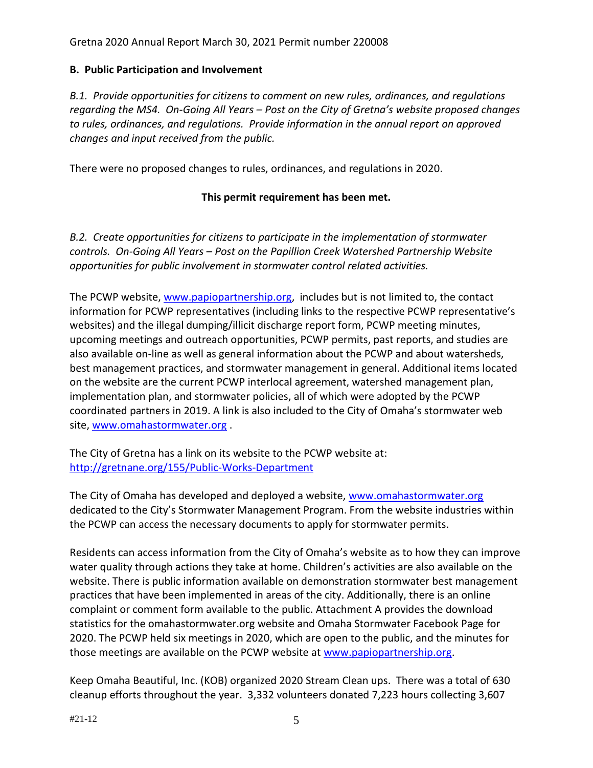## B. Public Participation and Involvement

*B.1. Provide opportunities for citizens to comment on new rules, ordinances, and regulations regarding the MS4. On-Going All Years – Post on the City of Gretna's website proposed changes to rules, ordinances, and regulations. Provide information in the annual report on approved changes and input received from the public.*

There were no proposed changes to rules, ordinances, and regulations in 2020.

**This permit requirement has been met.**

*B.2. Create opportunities for citizens to participate in the implementation of stormwater controls. On-Going All Years – Post on the Papillion Creek Watershed Partnership Website opportunities for public involvement in stormwater control related activities.*

The PCWP website, [www.papiopartnership.org](http://www.papiopartnership.org), includes but is not limited to, the contact information for PCWP representatives (including links to the respective PCWP representative's websites) and the illegal dumping/illicit discharge report form, PCWP meeting minutes, upcoming meetings and outreach opportunities, PCWP permits, past reports, and studies are also available on-line as well as general information about the PCWP and about watersheds, best management practices, and stormwater management in general. Additional items located on the website are the current PCWP interlocal agreement, watershed management plan, implementation plan, and stormwater policies, all of which were adopted by the PCWP coordinated partners in 2019. A link is also included to the City of Omaha's stormwater web site, [www.omahastormwater.org](http://www.omahastormwater.org) .

The City of Gretna has a link on its website to the PCWP website at: [http://gretnane.org/155/Public-Works-Department](http://gretnane.org/155/Public-Works-Department)

The City of Omaha has developed and deployed a website, [www.omahastormwater.org](http://www.omahastormwater.org) dedicated to the City's Stormwater Management Program. From the website industries within the PCWP can access the necessary documents to apply for stormwater permits.

Residents can access information from the City of Omaha's website as to how they can improve water quality through actions they take at home. Children's activities are also available on the website. There is public information available on demonstration stormwater best management practices that have been implemented in areas of the city. Additionally, there is an online complaint or comment form available to the public. Attachment A provides the download statistics for the omahastormwater.org website and Omaha Stormwater Facebook Page for 2020. The PCWP held six meetings in 2020, which are open to the public, and the minutes for those meetings are available on the PCWP website at [www.papiopartnership.org](http://www.papiopartnership.org).

Keep Omaha Beautiful, Inc. (KOB) organized 2020 Stream Clean ups. There was a total of 630 cleanup efforts throughout the year. 3,332 volunteers donated 7,223 hours collecting 3,607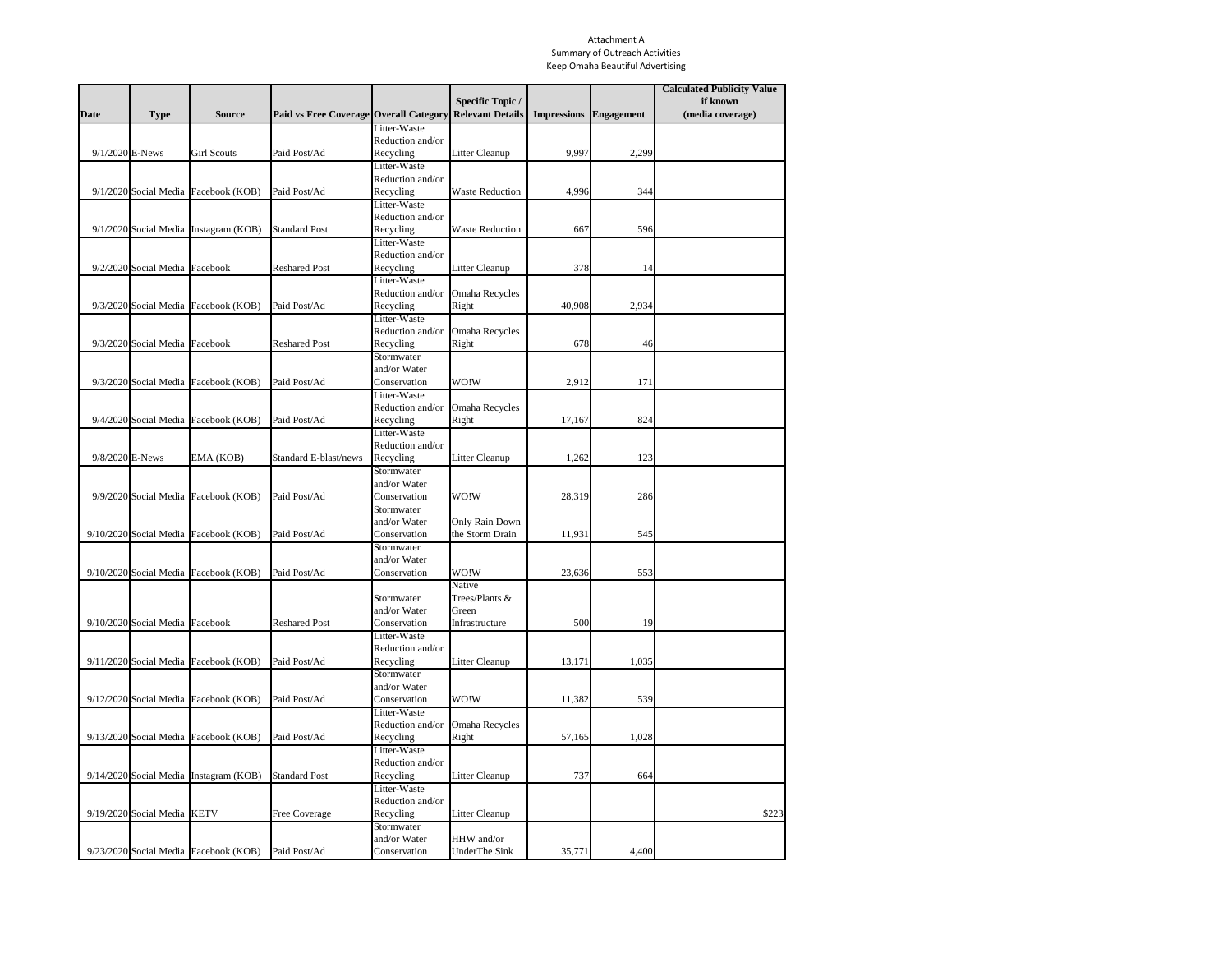Attachment A
Summary of Outreach Activities
Keep Omaha Beautiful Advertising

| Date | Type | Source | Paid vs Free Coverage | Overall Category | Specific Topic / Relevant Details | Impressions | Engagement | Calculated Publicity Value if known (media coverage) |
|---|---|---|---|---|---|---|---|---|
| 9/1/2020 | E-News | Girl Scouts | Paid Post/Ad | Litter-Waste Reduction and/or Recycling | Litter Cleanup | 9,997 | 2,299 | |
| 9/1/2020 | Social Media | Facebook (KOB) | Paid Post/Ad | Litter-Waste Reduction and/or Recycling | Waste Reduction | 4,996 | 344 | |
| 9/1/2020 | Social Media | Instagram (KOB) | Standard Post | Litter-Waste Reduction and/or Recycling | Waste Reduction | 667 | 596 | |
| 9/2/2020 | Social Media | Facebook | Reshared Post | Litter-Waste Reduction and/or Recycling | Litter Cleanup | 378 | 14 | |
| 9/3/2020 | Social Media | Facebook (KOB) | Paid Post/Ad | Litter-Waste Reduction and/or Recycling | Omaha Recycles Right | 40,908 | 2,934 | |
| 9/3/2020 | Social Media | Facebook | Reshared Post | Litter-Waste Reduction and/or Recycling | Omaha Recycles Right | 678 | 46 | |
| 9/3/2020 | Social Media | Facebook (KOB) | Paid Post/Ad | Stormwater and/or Water Conservation | WO!W | 2,912 | 171 | |
| 9/4/2020 | Social Media | Facebook (KOB) | Paid Post/Ad | Litter-Waste Reduction and/or Recycling | Omaha Recycles Right | 17,167 | 824 | |
| 9/8/2020 | E-News | EMA (KOB) | Standard E-blast/news | Litter-Waste Reduction and/or Recycling | Litter Cleanup | 1,262 | 123 | |
| 9/9/2020 | Social Media | Facebook (KOB) | Paid Post/Ad | Stormwater and/or Water Conservation | WO!W | 28,319 | 286 | |
| 9/10/2020 | Social Media | Facebook (KOB) | Paid Post/Ad | Stormwater and/or Water Conservation | Only Rain Down the Storm Drain | 11,931 | 545 | |
| 9/10/2020 | Social Media | Facebook (KOB) | Paid Post/Ad | Stormwater and/or Water Conservation | WO!W | 23,636 | 553 | |
| 9/10/2020 | Social Media | Facebook | Reshared Post | Stormwater and/or Water Conservation | Native Trees/Plants & Green Infrastructure | 500 | 19 | |
| 9/11/2020 | Social Media | Facebook (KOB) | Paid Post/Ad | Litter-Waste Reduction and/or Recycling | Litter Cleanup | 13,171 | 1,035 | |
| 9/12/2020 | Social Media | Facebook (KOB) | Paid Post/Ad | Stormwater and/or Water Conservation | WO!W | 11,382 | 539 | |
| 9/13/2020 | Social Media | Facebook (KOB) | Paid Post/Ad | Litter-Waste Reduction and/or Recycling | Omaha Recycles Right | 57,165 | 1,028 | |
| 9/14/2020 | Social Media | Instagram (KOB) | Standard Post | Litter-Waste Reduction and/or Recycling | Litter Cleanup | 737 | 664 | |
| 9/19/2020 | Social Media | KETV | Free Coverage | Litter-Waste Reduction and/or Recycling | Litter Cleanup | | | $223 |
| 9/23/2020 | Social Media | Facebook (KOB) | Paid Post/Ad | Stormwater and/or Water Conservation | HHW and/or UnderThe Sink | 35,771 | 4,400 | |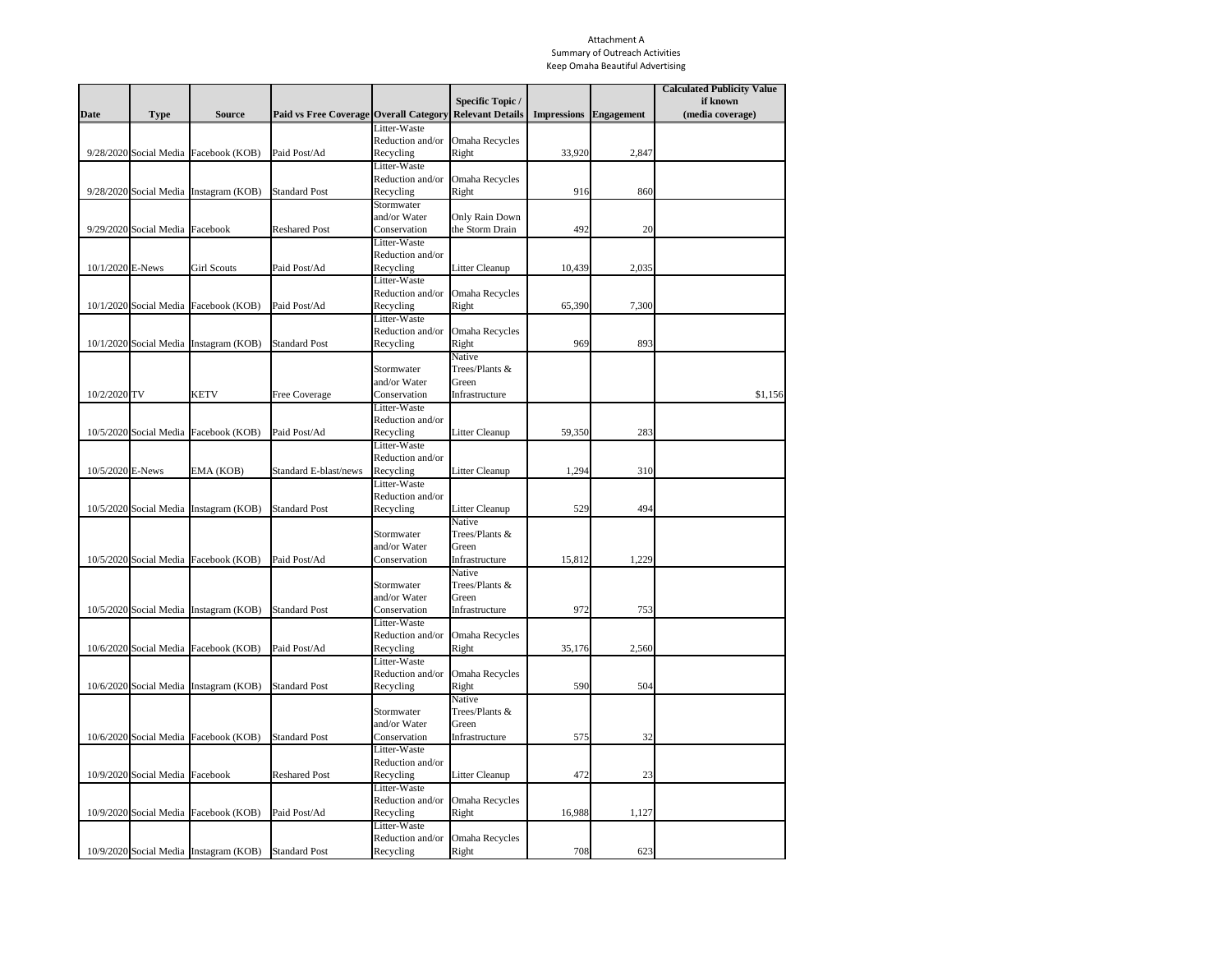Attachment A
Summary of Outreach Activities
Keep Omaha Beautiful Advertising

| Date | Type | Source | Paid vs Free Coverage | Overall Category | Specific Topic / Relevant Details | Impressions | Engagement | Calculated Publicity Value if known (media coverage) |
|---|---|---|---|---|---|---|---|---|
| 9/28/2020 | Social Media | Facebook (KOB) | Paid Post/Ad | Litter-Waste Reduction and/or Recycling | Omaha Recycles Right | 33,920 | 2,847 | |
| 9/28/2020 | Social Media | Instagram (KOB) | Standard Post | Litter-Waste Reduction and/or Recycling | Omaha Recycles Right | 916 | 860 | |
| 9/29/2020 | Social Media | Facebook | Reshared Post | Stormwater and/or Water Conservation | Only Rain Down the Storm Drain | 492 | 20 | |
| 10/1/2020 | E-News | Girl Scouts | Paid Post/Ad | Litter-Waste Reduction and/or Recycling | Litter Cleanup | 10,439 | 2,035 | |
| 10/1/2020 | Social Media | Facebook (KOB) | Paid Post/Ad | Litter-Waste Reduction and/or Recycling | Omaha Recycles Right | 65,390 | 7,300 | |
| 10/1/2020 | Social Media | Instagram (KOB) | Standard Post | Litter-Waste Reduction and/or Recycling | Omaha Recycles Right | 969 | 893 | |
| 10/2/2020 | TV | KETV | Free Coverage | Stormwater and/or Water Conservation | Native Trees/Plants & Green Infrastructure | | | $1,156 |
| 10/5/2020 | Social Media | Facebook (KOB) | Paid Post/Ad | Litter-Waste Reduction and/or Recycling | Litter Cleanup | 59,350 | 283 | |
| 10/5/2020 | E-News | EMA (KOB) | Standard E-blast/news | Litter-Waste Reduction and/or Recycling | Litter Cleanup | 1,294 | 310 | |
| 10/5/2020 | Social Media | Instagram (KOB) | Standard Post | Litter-Waste Reduction and/or Recycling | Litter Cleanup | 529 | 494 | |
| 10/5/2020 | Social Media | Facebook (KOB) | Paid Post/Ad | Stormwater and/or Water Conservation | Native Trees/Plants & Green Infrastructure | 15,812 | 1,229 | |
| 10/5/2020 | Social Media | Instagram (KOB) | Standard Post | Stormwater and/or Water Conservation | Native Trees/Plants & Green Infrastructure | 972 | 753 | |
| 10/6/2020 | Social Media | Facebook (KOB) | Paid Post/Ad | Litter-Waste Reduction and/or Recycling | Omaha Recycles Right | 35,176 | 2,560 | |
| 10/6/2020 | Social Media | Instagram (KOB) | Standard Post | Litter-Waste Reduction and/or Recycling | Omaha Recycles Right | 590 | 504 | |
| 10/6/2020 | Social Media | Facebook (KOB) | Standard Post | Stormwater and/or Water Conservation | Native Trees/Plants & Green Infrastructure | 575 | 32 | |
| 10/9/2020 | Social Media | Facebook | Reshared Post | Litter-Waste Reduction and/or Recycling | Litter Cleanup | 472 | 23 | |
| 10/9/2020 | Social Media | Facebook (KOB) | Paid Post/Ad | Litter-Waste Reduction and/or Recycling | Omaha Recycles Right | 16,988 | 1,127 | |
| 10/9/2020 | Social Media | Instagram (KOB) | Standard Post | Litter-Waste Reduction and/or Recycling | Omaha Recycles Right | 708 | 623 | |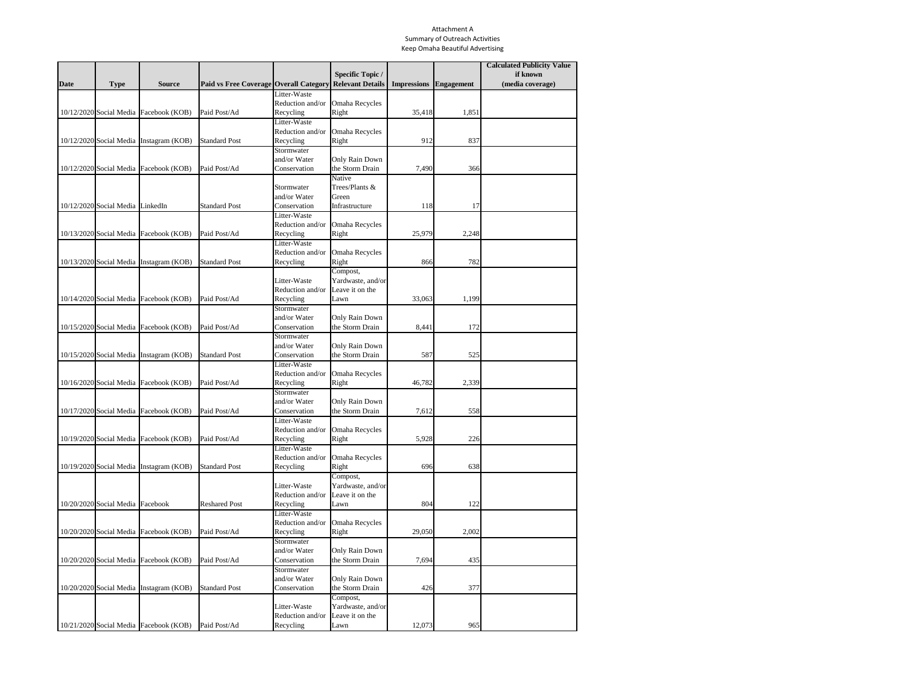Attachment A
Summary of Outreach Activities
Keep Omaha Beautiful Advertising

| Date | Type | Source | Paid vs Free Coverage | Overall Category | Specific Topic / Relevant Details | Impressions | Engagement | Calculated Publicity Value if known (media coverage) |
|---|---|---|---|---|---|---|---|---|
| 10/12/2020 | Social Media | Facebook (KOB) | Paid Post/Ad | Litter-Waste Reduction and/or Recycling | Omaha Recycles Right | 35,418 | 1,851 | |
| 10/12/2020 | Social Media | Instagram (KOB) | Standard Post | Litter-Waste Reduction and/or Recycling | Omaha Recycles Right | 912 | 837 | |
| 10/12/2020 | Social Media | Facebook (KOB) | Paid Post/Ad | Stormwater and/or Water Conservation | Only Rain Down the Storm Drain | 7,490 | 366 | |
| 10/12/2020 | Social Media | LinkedIn | Standard Post | Stormwater and/or Water Conservation | Native Trees/Plants & Green Infrastructure | 118 | 17 | |
| 10/13/2020 | Social Media | Facebook (KOB) | Paid Post/Ad | Litter-Waste Reduction and/or Recycling | Omaha Recycles Right | 25,979 | 2,248 | |
| 10/13/2020 | Social Media | Instagram (KOB) | Standard Post | Litter-Waste Reduction and/or Recycling | Omaha Recycles Right | 866 | 782 | |
| 10/14/2020 | Social Media | Facebook (KOB) | Paid Post/Ad | Litter-Waste Reduction and/or Recycling | Compost, Yardwaste, and/or Leave it on the Lawn | 33,063 | 1,199 | |
| 10/15/2020 | Social Media | Facebook (KOB) | Paid Post/Ad | Stormwater and/or Water Conservation | Only Rain Down the Storm Drain | 8,441 | 172 | |
| 10/15/2020 | Social Media | Instagram (KOB) | Standard Post | Stormwater and/or Water Conservation | Only Rain Down the Storm Drain | 587 | 525 | |
| 10/16/2020 | Social Media | Facebook (KOB) | Paid Post/Ad | Litter-Waste Reduction and/or Recycling | Omaha Recycles Right | 46,782 | 2,339 | |
| 10/17/2020 | Social Media | Facebook (KOB) | Paid Post/Ad | Stormwater and/or Water Conservation | Only Rain Down the Storm Drain | 7,612 | 558 | |
| 10/19/2020 | Social Media | Facebook (KOB) | Paid Post/Ad | Litter-Waste Reduction and/or Recycling | Omaha Recycles Right | 5,928 | 226 | |
| 10/19/2020 | Social Media | Instagram (KOB) | Standard Post | Litter-Waste Reduction and/or Recycling | Omaha Recycles Right | 696 | 638 | |
| 10/20/2020 | Social Media | Facebook | Reshared Post | Litter-Waste Reduction and/or Recycling | Compost, Yardwaste, and/or Leave it on the Lawn | 804 | 122 | |
| 10/20/2020 | Social Media | Facebook (KOB) | Paid Post/Ad | Litter-Waste Reduction and/or Recycling | Omaha Recycles Right | 29,050 | 2,002 | |
| 10/20/2020 | Social Media | Facebook (KOB) | Paid Post/Ad | Stormwater and/or Water Conservation | Only Rain Down the Storm Drain | 7,694 | 435 | |
| 10/20/2020 | Social Media | Instagram (KOB) | Standard Post | Stormwater and/or Water Conservation | Only Rain Down the Storm Drain | 426 | 377 | |
| 10/21/2020 | Social Media | Facebook (KOB) | Paid Post/Ad | Litter-Waste Reduction and/or Recycling | Compost, Yardwaste, and/or Leave it on the Lawn | 12,073 | 965 | |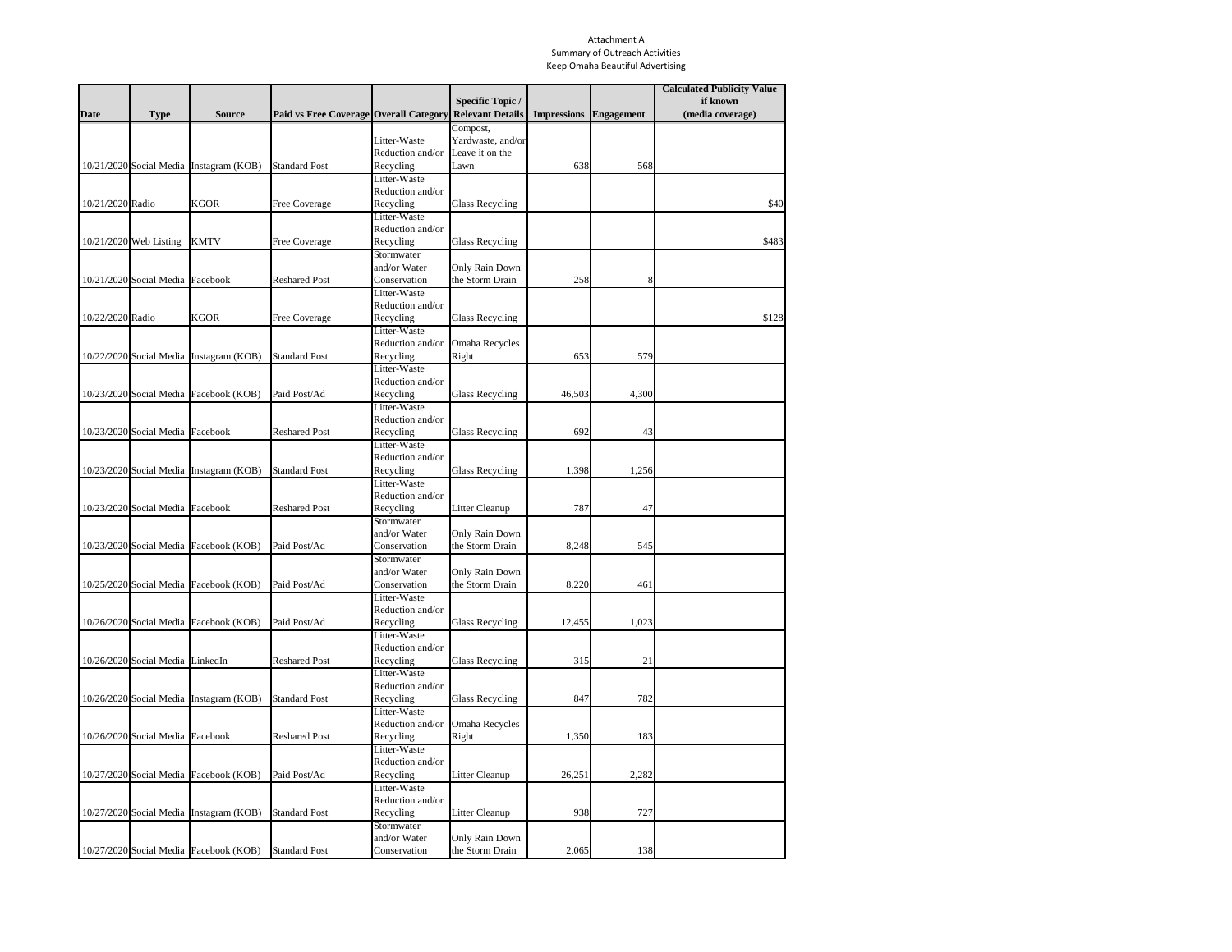Attachment A
Summary of Outreach Activities
Keep Omaha Beautiful Advertising

| Date | Type | Source | Paid vs Free Coverage | Overall Category | Specific Topic / Relevant Details | Impressions | Engagement | Calculated Publicity Value if known (media coverage) |
|---|---|---|---|---|---|---|---|---|
| 10/21/2020 | Social Media | Instagram (KOB) | Standard Post | Litter-Waste Reduction and/or Recycling | Compost, Yardwaste, and/or Leave it on the Lawn | 638 | 568 | |
| 10/21/2020 | Radio | KGOR | Free Coverage | Litter-Waste Reduction and/or Recycling | Glass Recycling | | | $40 |
| 10/21/2020 | Web Listing | KMTV | Free Coverage | Litter-Waste Reduction and/or Recycling | Glass Recycling | | | $483 |
| 10/21/2020 | Social Media | Facebook | Reshared Post | Stormwater and/or Water Conservation | Only Rain Down the Storm Drain | 258 | 8 | |
| 10/22/2020 | Radio | KGOR | Free Coverage | Litter-Waste Reduction and/or Recycling | Glass Recycling | | | $128 |
| 10/22/2020 | Social Media | Instagram (KOB) | Standard Post | Litter-Waste Reduction and/or Recycling | Omaha Recycles Right | 653 | 579 | |
| 10/23/2020 | Social Media | Facebook (KOB) | Paid Post/Ad | Litter-Waste Reduction and/or Recycling | Glass Recycling | 46,503 | 4,300 | |
| 10/23/2020 | Social Media | Facebook | Reshared Post | Litter-Waste Reduction and/or Recycling | Glass Recycling | 692 | 43 | |
| 10/23/2020 | Social Media | Instagram (KOB) | Standard Post | Litter-Waste Reduction and/or Recycling | Glass Recycling | 1,398 | 1,256 | |
| 10/23/2020 | Social Media | Facebook | Reshared Post | Litter-Waste Reduction and/or Recycling | Litter Cleanup | 787 | 47 | |
| 10/23/2020 | Social Media | Facebook (KOB) | Paid Post/Ad | Stormwater and/or Water Conservation | Only Rain Down the Storm Drain | 8,248 | 545 | |
| 10/25/2020 | Social Media | Facebook (KOB) | Paid Post/Ad | Stormwater and/or Water Conservation | Only Rain Down the Storm Drain | 8,220 | 461 | |
| 10/26/2020 | Social Media | Facebook (KOB) | Paid Post/Ad | Litter-Waste Reduction and/or Recycling | Glass Recycling | 12,455 | 1,023 | |
| 10/26/2020 | Social Media | LinkedIn | Reshared Post | Litter-Waste Reduction and/or Recycling | Glass Recycling | 315 | 21 | |
| 10/26/2020 | Social Media | Instagram (KOB) | Standard Post | Litter-Waste Reduction and/or Recycling | Glass Recycling | 847 | 782 | |
| 10/26/2020 | Social Media | Facebook | Reshared Post | Litter-Waste Reduction and/or Recycling | Omaha Recycles Right | 1,350 | 183 | |
| 10/27/2020 | Social Media | Facebook (KOB) | Paid Post/Ad | Litter-Waste Reduction and/or Recycling | Litter Cleanup | 26,251 | 2,282 | |
| 10/27/2020 | Social Media | Instagram (KOB) | Standard Post | Litter-Waste Reduction and/or Recycling | Litter Cleanup | 938 | 727 | |
| 10/27/2020 | Social Media | Facebook (KOB) | Standard Post | Stormwater and/or Water Conservation | Only Rain Down the Storm Drain | 2,065 | 138 | |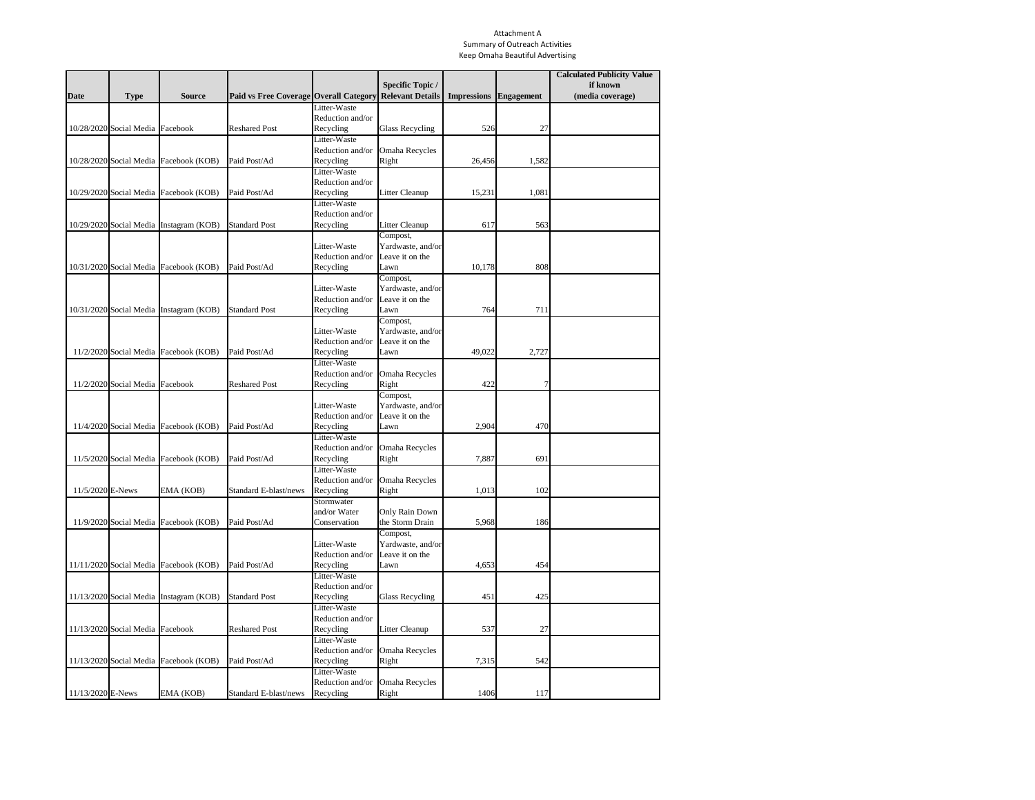Attachment A
Summary of Outreach Activities
Keep Omaha Beautiful Advertising

| Date | Type | Source | Paid vs Free Coverage | Overall Category | Specific Topic / Relevant Details | Impressions | Engagement | Calculated Publicity Value if known (media coverage) |
|---|---|---|---|---|---|---|---|---|
| 10/28/2020 | Social Media | Facebook | Reshared Post | Litter-Waste Reduction and/or Recycling | Glass Recycling | 526 | 27 | |
| 10/28/2020 | Social Media | Facebook (KOB) | Paid Post/Ad | Litter-Waste Reduction and/or Recycling | Omaha Recycles Right | 26,456 | 1,582 | |
| 10/29/2020 | Social Media | Facebook (KOB) | Paid Post/Ad | Litter-Waste Reduction and/or Recycling | Litter Cleanup | 15,231 | 1,081 | |
| 10/29/2020 | Social Media | Instagram (KOB) | Standard Post | Litter-Waste Reduction and/or Recycling | Litter Cleanup | 617 | 563 | |
| 10/31/2020 | Social Media | Facebook (KOB) | Paid Post/Ad | Litter-Waste Reduction and/or Recycling | Compost, Yardwaste, and/or Leave it on the Lawn | 10,178 | 808 | |
| 10/31/2020 | Social Media | Instagram (KOB) | Standard Post | Litter-Waste Reduction and/or Recycling | Compost, Yardwaste, and/or Leave it on the Lawn | 764 | 711 | |
| 11/2/2020 | Social Media | Facebook (KOB) | Paid Post/Ad | Litter-Waste Reduction and/or Recycling | Compost, Yardwaste, and/or Leave it on the Lawn | 49,022 | 2,727 | |
| 11/2/2020 | Social Media | Facebook | Reshared Post | Litter-Waste Reduction and/or Recycling | Omaha Recycles Right | 422 | 7 | |
| 11/4/2020 | Social Media | Facebook (KOB) | Paid Post/Ad | Litter-Waste Reduction and/or Recycling | Compost, Yardwaste, and/or Leave it on the Lawn | 2,904 | 470 | |
| 11/5/2020 | Social Media | Facebook (KOB) | Paid Post/Ad | Litter-Waste Reduction and/or Recycling | Omaha Recycles Right | 7,887 | 691 | |
| 11/5/2020 | E-News | EMA (KOB) | Standard E-blast/news | Litter-Waste Reduction and/or Recycling | Omaha Recycles Right | 1,013 | 102 | |
| 11/9/2020 | Social Media | Facebook (KOB) | Paid Post/Ad | Stormwater and/or Water Conservation | Only Rain Down the Storm Drain | 5,968 | 186 | |
| 11/11/2020 | Social Media | Facebook (KOB) | Paid Post/Ad | Litter-Waste Reduction and/or Recycling | Compost, Yardwaste, and/or Leave it on the Lawn | 4,653 | 454 | |
| 11/13/2020 | Social Media | Instagram (KOB) | Standard Post | Litter-Waste Reduction and/or Recycling | Glass Recycling | 451 | 425 | |
| 11/13/2020 | Social Media | Facebook | Reshared Post | Litter-Waste Reduction and/or Recycling | Litter Cleanup | 537 | 27 | |
| 11/13/2020 | Social Media | Facebook (KOB) | Paid Post/Ad | Litter-Waste Reduction and/or Recycling | Omaha Recycles Right | 7,315 | 542 | |
| 11/13/2020 | E-News | EMA (KOB) | Standard E-blast/news | Litter-Waste Reduction and/or Recycling | Omaha Recycles Right | 1406 | 117 | |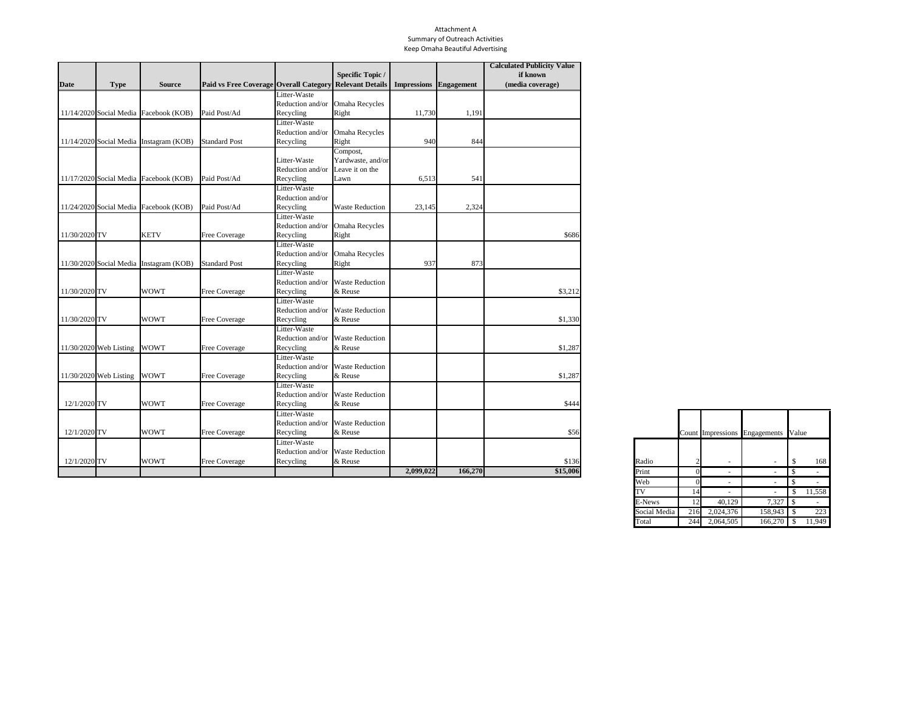Attachment A
Summary of Outreach Activities
Keep Omaha Beautiful Advertising

| Date | Type | Source | Paid vs Free Coverage | Overall Category | Specific Topic / Relevant Details | Impressions | Engagement | Calculated Publicity Value if known (media coverage) |
|---|---|---|---|---|---|---|---|---|
| 11/14/2020 | Social Media | Facebook (KOB) | Paid Post/Ad | Litter-Waste Reduction and/or Recycling | Omaha Recycles Right | 11,730 | 1,191 | |
| 11/14/2020 | Social Media | Instagram (KOB) | Standard Post | Litter-Waste Reduction and/or Recycling | Omaha Recycles Right | 940 | 844 | |
| 11/17/2020 | Social Media | Facebook (KOB) | Paid Post/Ad | Litter-Waste Reduction and/or Recycling | Compost, Yardwaste, and/or Leave it on the Lawn | 6,513 | 541 | |
| 11/24/2020 | Social Media | Facebook (KOB) | Paid Post/Ad | Litter-Waste Reduction and/or Recycling | Waste Reduction | 23,145 | 2,324 | |
| 11/30/2020 | TV | KETV | Free Coverage | Litter-Waste Reduction and/or Recycling | Omaha Recycles Right | | | $686 |
| 11/30/2020 | Social Media | Instagram (KOB) | Standard Post | Litter-Waste Reduction and/or Recycling | Omaha Recycles Right | 937 | 873 | |
| 11/30/2020 | TV | WOWT | Free Coverage | Litter-Waste Reduction and/or Recycling | Waste Reduction & Reuse | | | $3,212 |
| 11/30/2020 | TV | WOWT | Free Coverage | Litter-Waste Reduction and/or Recycling | Waste Reduction & Reuse | | | $1,330 |
| 11/30/2020 | Web Listing | WOWT | Free Coverage | Litter-Waste Reduction and/or Recycling | Waste Reduction & Reuse | | | $1,287 |
| 11/30/2020 | Web Listing | WOWT | Free Coverage | Litter-Waste Reduction and/or Recycling | Waste Reduction & Reuse | | | $1,287 |
| 12/1/2020 | TV | WOWT | Free Coverage | Litter-Waste Reduction and/or Recycling | Waste Reduction & Reuse | | | $444 |
| 12/1/2020 | TV | WOWT | Free Coverage | Litter-Waste Reduction and/or Recycling | Waste Reduction & Reuse | | | $56 |
| 12/1/2020 | TV | WOWT | Free Coverage | Litter-Waste Reduction and/or Recycling | Waste Reduction & Reuse | | | $136 |
| | | | | | | **2,099,022** | **166,270** | **$15,006** |

| | Count | Impressions | Engagements | Value |
|---|---|---|---|---|
| Radio | 2 | - | - | $ 168 |
| Print | 0 | - | - | $ - |
| Web | 0 | - | - | $ - |
| TV | 14 | - | - | $ 11,558 |
| E-News | 12 | 40,129 | 7,327 | $ - |
| Social Media | 216 | 2,024,376 | 158,943 | $ 223 |
| Total | 244 | 2,064,505 | 166,270 | $ 11,949 |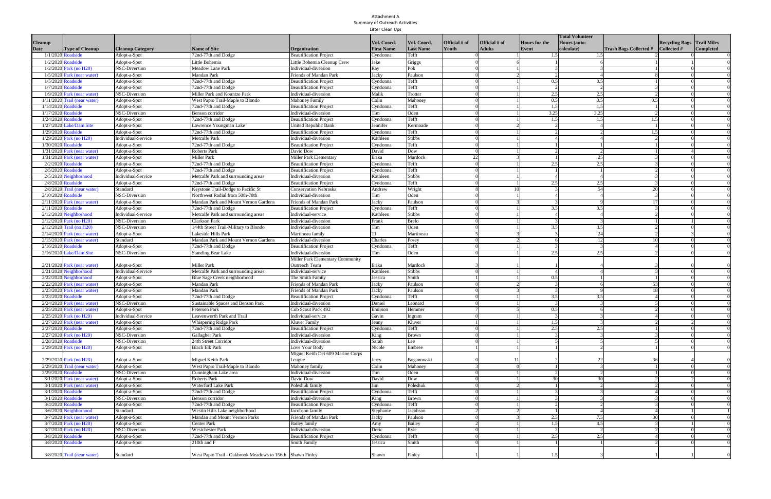Attachment A
Summary of Outreach Activities
Litter Clean Ups

| Cleanup Date | Type of Cleanup | Cleanup Category | Name of Site | Organization | Vol. Coord. First Name | Vol. Coord. Last Name | Official # of Youth | Official # of Adults | Hours for the Event | Total Volunteer Hours (auto-calculate) | Trash Bags Collected # | Recycling Bags Collected # | Trail Miles Completed |
|---|---|---|---|---|---|---|---|---|---|---|---|---|---|
| 1/1/2020 | Roadside | Adopt-a-Spot | 72nd-77th and Dodge | Beautification Project | Cyndonna | Tefft | 0 | 1 | 1.5 | 1.5 | 2 | 0 | 0 |
| 1/2/2020 | Roadside | Adopt-a-Spot | Little Bohemia | Little Bohemia Cleanup Crew | Jake | Griggs | 0 | 6 | 1 | 6 | 1 | 1 | 0 |
| 1/2/2020 | Park (no H20) | NSC-Diversion | Meadow Lane Park | Individual-diversion | Ray | Pok | 0 | 1 | 3 | 3 | 1 | 0 | 0 |
| 1/5/2020 | Park (near water) | Adopt-a-Spot | Mandan Park | Friends of Mandan Park | Jacky | Paulson | 0 | 2 | 2 | 4 | 8 | 0 | 0 |
| 1/5/2020 | Roadside | Adopt-a-Spot | 72nd-77th and Dodge | Beautification Project | Cyndonna | Tefft | 0 | 1 | 0.5 | 0.5 | 1 | 0 | 0 |
| 1/7/2020 | Roadside | Adopt-a-Spot | 72nd-77th and Dodge | Beautification Project | Cyndonna | Tefft | 0 | 1 | 2 | 2 | 3 | 0 | 0 |
| 1/9/2020 | Park (near water) | NSC-Diversion | Miller Park and Kountze Park | Individual-diversion | Malik | Trotter | 0 | 1 | 2.5 | 2.5 | 2 | 0 | 0 |
| 1/11/2020 | Trail (near water) | Adopt-a-Spot | West Papio Trail-Maple to Blondo | Mahoney Family | Colin | Mahoney | 0 | 1 | 0.5 | 0.5 | 0.5 | 0 | 0 |
| 1/14/2020 | Roadside | Adopt-a-Spot | 72nd-77th and Dodge | Beautification Project | Cyndonna | Tefft | 0 | 1 | 1.5 | 1.5 | 1 | 0 | 0 |
| 1/17/2020 | Roadside | NSC-Diversion | Benson corridor | Individual-diversion | Tim | Oden | 0 | 1 | 3.25 | 3.25 | 2 | 0 | 0 |
| 1/24/2020 | Roadside | Adopt-a-Spot | 72nd-77th and Dodge | Beautification Project | Cyndonna | Tefft | 0 | 1 | 1.5 | 1.5 | 1.5 | 0 | 0 |
| 1/27/2020 | Lake/Dam Site | Adopt-a-Spot | Lawrence Youngman Lake | United Republic Bank | Jennifer | Kermoade | 0 | 2 | 2 | 4 | 1 | 0 | 0 |
| 1/29/2020 | Roadside | Adopt-a-Spot | 72nd-77th and Dodge | Beautification Project | Cyndonna | Tefft | 0 | 1 | 2 | 2 | 1.5 | 0 | 0 |
| 1/29/2020 | Park (no H20) | Individual-Service | Metcalfe Park | Individual-diversion | Kathleen | Stibbs | 0 | 1 | 4 | 4 | 2 | 0 | 0 |
| 1/30/2020 | Roadside | Adopt-a-Spot | 72nd-77th and Dodge | Beautification Project | Cyndonna | Tefft | 0 | 1 | 1 | 1 | 1 | 0 | 0 |
| 1/31/2020 | Park (near water) | Adopt-a-Spot | Roberts Park | David Dow | David | Dow | 0 | 1 | 2 | 2 | 1 | 4 | 0 |
| 1/31/2020 | Park (near water) | Adopt-a-Spot | Miller Park | Miller Park Elementary | Erika | Mardock | 22 | 3 | 1 | 25 | 3 | 0 | 0 |
| 2/2/2020 | Roadside | Adopt-a-Spot | 72nd-77th and Dodge | Beautification Project | Cyndonna | Tefft | 0 | 1 | 2.5 | 2.5 | 3 | 0 | 0 |
| 2/5/2020 | Roadside | Adopt-a-Spot | 72nd-77th and Dodge | Beautification Project | Cyndonna | Tefft | 0 | 1 | 1 | 1 | 2 | 0 | 0 |
| 2/5/2020 | Neighborhood | Individual-Service | Metcalfe Park and surrounding areas | Individual-diversion | Kathleen | Stibbs | 0 | 1 | 4 | 4 | 3 | 0 | 0 |
| 2/8/2020 | Roadside | Adopt-a-Spot | 72nd-77th and Dodge | Beautification Project | Cyndonna | Tefft | 0 | 1 | 2.5 | 2.5 | 3 | 0 | 0 |
| 2/8/2020 | Trail (near water) | Standard | Keystone Trail-Dodge to Pacific St | Conservation Nebraska | Andrew | Wright | 8 | 10 | 3 | 54 | 20 | 6 | 0 |
| 2/10/2020 | Roadside | NSC-Diversion | Northwest Radial from 50th-78th | Individual-diversion | Tim | Oden | 0 | 1 | 4 | 4 | 3 | 0 | 0 |
| 2/11/2020 | Park (near water) | Adopt-a-Spot | Mandan Park and Mount Vernon Gardens | Friends of Mandan Park | Jacky | Paulson | 0 | 3 | 3 | 9 | 17 | 0 | 0 |
| 2/11/2020 | Roadside | Adopt-a-Spot | 72nd-77th and Dodge | Beautification Project | Cyndonna | Tefft | 0 | 1 | 3.5 | 3.5 | 3 | 0 | 0 |
| 2/12/2020 | Neighborhood | Individual-Service | Metcalfe Park and surrounding areas | Individual-service | Kathleen | Stibbs | 0 | 1 | 4 | 4 | 2 | 0 | 0 |
| 2/12/2020 | Park (no H20) | NSC-Diversion | Clarkson Park | Individual-diversion | Frank | Brefo | 0 | 1 | 3 | 3 | 1 | 1 | 0 |
| 2/12/2020 | Trail (no H20) | NSC-Diversion | 144th Street Trail-Military to Blondo | Individual-diversion | Tim | Oden | 0 | 1 | 3.5 | 3.5 | 2 | 0 | 0 |
| 2/14/2020 | Park (near water) | Adopt-a-Spot | Lakeside Hills Park | Martineau family | TJ | Martineau | 5 | 3 | 3 | 24 | 2 | 3 | 0 |
| 2/15/2020 | Park (near water) | Standard | Mandan Park and Mount Vernon Gardens | Individual-diversion | Charles | Posey | 0 | 2 | 6 | 12 | 10 | 0 | 0 |
| 2/16/2020 | Roadside | Adopt-a-Spot | 72nd-77th and Dodge | Beautification Project | Cyndonna | Tefft | 0 | 1 | 3 | 3 | 4 | 0 | 0 |
| 2/16/2020 | Lake/Dam Site | NSC-Diversion | Standing Bear Lake | Individual-diversion | Tim | Oden | 0 | 1 | 2.5 | 2.5 | 2 | 0 | 0 |
| 2/21/2020 | Park (near water) | Adopt-a-Spot | Miller Park | Miller Park Elementary Community Outreach Team | Erika | Mardock | 3 | 1 | 1 | 4 | 3 | 0 | 0 |
| 2/21/2020 | Neighborhood | Individual-Service | Metcalfe Park and surrounding areas | Individual-service | Kathleen | Stibbs | 0 | 1 | 4 | 4 | 3 | 0 | 0 |
| 2/22/2020 | Neighborhood | Adopt-a-Spot | Blue Sage Creek neighborhood | The Smith Family | Jessica | Smith | 1 | 1 | 0.5 | 1 | 1 | 0 | 0 |
| 2/22/2020 | Park (near water) | Adopt-a-Spot | Mandan Park | Friends of Mandan Park | Jacky | Paulson | 0 | 2 | 3 | 6 | 53 | 0 | 0 |
| 2/23/2020 | Park (near water) | Adopt-a-Spot | Mandan Park | Friends of Mandan Park | Jacky | Paulson | 0 | 3 | 3 | 9 | 18 | 0 | 0 |
| 2/23/2020 | Roadside | Adopt-a-Spot | 72nd-77th and Dodge | Beautification Project | Cyndonna | Tefft | 0 | 1 | 3.5 | 3.5 | 4 | 0 | 0 |
| 2/24/2020 | Park (near water) | NSC-Diversion | Sustainable Spaces and Benson Park | Individual-diversion | Daniel | Leonard | 0 | 1 | 3 | 3 | 5 | 0 | 0 |
| 2/25/2020 | Park (near water) | Adopt-a-Spot | Peterson Park | Cub Scout Pack 492 | Emirson | Hemmer | 7 | 5 | 0.5 | 6 | 2 | 0 | 0 |
| 2/25/2020 | Park (no H20) | Individual-Service | Leavenworth Park and Trail | Individual-service | Gavin | Ingram | 0 | 1 | 3 | 3 | 4 | 0 | 0 |
| 2/27/2020 | Park (near water) | Adopt-a-Spot | Whispering Ridge Park | Kluver Family | Jenny | Kluver | 1 | 1 | 1.5 | 3 | 2 | 2 | 0 |
| 2/27/2020 | Roadside | Adopt-a-Spot | 72nd-77th and Dodge | Beautification Project | Cyndonna | Tefft | 0 | 1 | 2.5 | 2.5 | 1 | 0 | 0 |
| 2/27/2020 | Park (no H20) | NSC-Diversion | Gallagher Park | Individual-diversion | King | Brown | 0 | 1 | 3 | 3 | 3 | 0 | 0 |
| 2/28/2020 | Roadside | NSC-Diversion | 24th Street Corridor | Individual-diversion | Sarah | Lee | 0 | 1 | 5 | 5 | 5 | 0 | 0 |
| 2/29/2020 | Park (no H20) | Adopt-a-Spot | Black Elk Park | Love Your Body | Nicole | Embree | 1 | 1 | 1 | 2 | 1 | 0 | 0 |
| 2/29/2020 | Park (no H20) | Adopt-a-Spot | Miguel Keith Park | Miguel Keith Det 609 Marine Corps League | Jerry | Boganowski | 0 | 11 | 2 | 22 | 36 | 4 | 0 |
| 2/29/2020 | Trail (near water) | Adopt-a-Spot | West Papio Trail-Maple to Blondo | Mahoney family | Colin | Mahoney | 3 | 0 | 1 | 3 | 1 | 0 | 0 |
| 2/29/2020 | Roadside | NSC-Diversion | Cunningham Lake area | Individual-diversion | Tim | Oden | 0 | 1 | 2 | 2 | 1 | 0 | 0 |
| 3/1/2020 | Park (near water) | Adopt-a-Spot | Roberts Park | David Dow | David | Dow | 0 | 1 | 30 | 30 | 2 | 2 | 0 |
| 3/1/2020 | Park (near water) | Adopt-a-Spot | Waterford Lake Park | Poleshuk family | Jim | Poleshuk | 0 | 2 | 1 | 2 | 2 | 0 | 0 |
| 3/1/2020 | Roadside | Adopt-a-Spot | 72nd-77th and Dodge | Beautification Project | Cyndonna | Tefft | 0 | 1 | 3 | 3 | 4 | 0 | 0 |
| 3/1/2020 | Roadside | NSC-Diversion | Benson corridor | Individual-diversion | King | Brown | 0 | 1 | 3 | 3 | 3 | 0 | 0 |
| 3/4/2020 | Roadside | Adopt-a-Spot | 72nd-77th and Dodge | Beautification Project | Cyndonna | Tefft | 0 | 1 | 2 | 2 | 3 | 0 | 0 |
| 3/6/2020 | Neighborhood | Standard | Westin Hills Lake neighborhood | Jacobson family | Stephanie | Jacobson | 2 | 2 | 1 | 4 | 4 | 1 | 1 |
| 3/7/2020 | Park (near water) | Adopt-a-Spot | Mandan and Mount Vernon Parks | Friends of Mandan Park | Jacky | Paulson | 0 | 3 | 2.5 | 7.5 | 30 | 0 | 0 |
| 3/7/2020 | Park (no H20) | Adopt-a-Spot | Center Park | Bailey family | Amy | Bailey | 2 | 1 | 1.5 | 4.5 | 3 | 1 | 0 |
| 3/7/2020 | Park (no H20) | NSC-Diversion | Westchester Park | Individual-diversion | Deric | Ryle | 0 | 1 | 2 | 2 | 2 | 0 | 0 |
| 3/8/2020 | Roadside | Adopt-a-Spot | 72nd-77th and Dodge | Beautification Project | Cyndonna | Tefft | 0 | 1 | 2.5 | 2.5 | 4 | 0 | 0 |
| 3/8/2020 | Roadside | Adopt-a-Spot | 210th and F | Smith Family | Jessica | Smith | 0 | 1 | 1 | 1 | 2 | 0 | 0 |
| 3/8/2020 | Trail (near water) | Standard | West Papio Trail - Oakbrook Meadows to 156th | Shawn Finley | Shawn | Finley | 1 | 1 | 1.5 | 3 | 1 | 1 | 0 |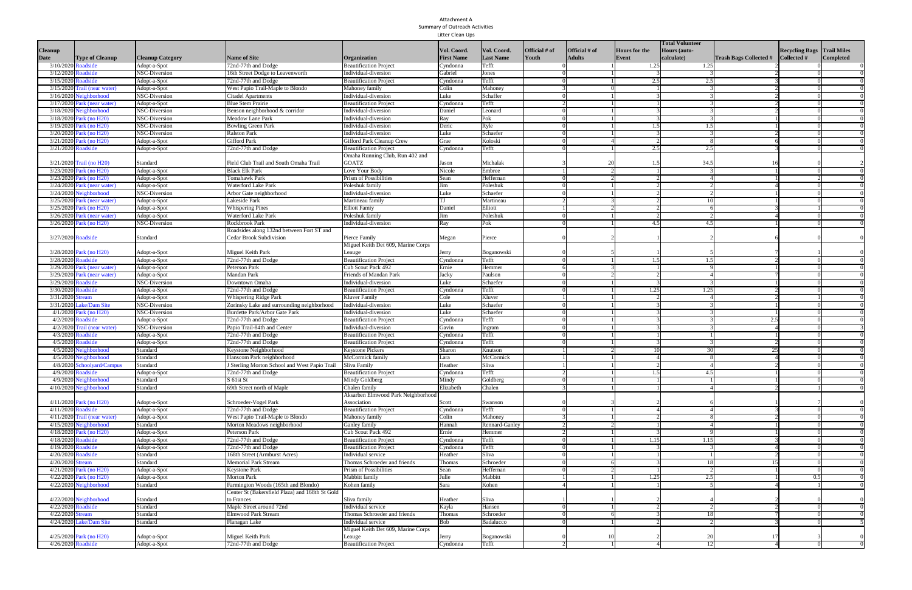Attachment A
Summary of Outreach Activities
Litter Clean Ups

| Cleanup Date | Type of Cleanup | Cleanup Category | Name of Site | Organization | Vol. Coord. First Name | Vol. Coord. Last Name | Official # of Youth | Official # of Adults | Hours for the Event | Total Volunteer Hours (auto-calculate) | Trash Bags Collected # | Recycling Bags Collected # | Trail Miles Completed |
|---|---|---|---|---|---|---|---|---|---|---|---|---|---|
| 3/10/2020 | Roadside | Adopt-a-Spot | 72nd-77th and Dodge | Beautification Project | Cyndonna | Tefft | 0 | 1 | 1.25 | 1.25 | 2 | 0 | 0 |
| 3/12/2020 | Roadside | NSC-Diversion | 16th Street Dodge to Leavenworth | Individual-diversion | Gabriel | Jones | 0 | 1 | 3 | 3 | 2 | 0 | 0 |
| 3/15/2020 | Roadside | Adopt-a-Spot | 72nd-77th and Dodge | Beautification Project | Cyndonna | Tefft | 0 | 1 | 2.5 | 2.5 | 3 | 0 | 0 |
| 3/15/2020 | Trail (near water) | Adopt-a-Spot | West Papio Trail-Maple to Blondo | Mahoney family | Colin | Mahoney | 3 | 0 | 1 | 3 | 2 | 0 | 0 |
| 3/16/2020 | Neighborhood | NSC-Diversion | Citadel Apartments | Individual-diversion | Luke | Schaffer | 0 | 1 | 3 | 3 | 2 | 0 | 0 |
| 3/17/2020 | Park (near water) | Adopt-a-Spot | Blue Stem Prairie | Beautification Project | Cyndonna | Tefft | 2 | 1 | 1 | 3 | 2 | 0 | 0 |
| 3/18/2020 | Neighborhood | NSC-Diversion | Benson neighborhood & corridor | Individual-diversion | Daniel | Leonard | 0 | 1 | 3 | 3 | 2 | 0 | 0 |
| 3/18/2020 | Park (no H20) | NSC-Diversion | Meadow Lane Park | Individual-diversion | Ray | Pok | 0 | 1 | 3 | 3 | 1 | 0 | 0 |
| 3/19/2020 | Park (no H20) | NSC-Diversion | Bowling Green Park | Individual-diversion | Deric | Ryle | 0 | 1 | 1.5 | 1.5 | 1 | 0 | 0 |
| 3/20/2020 | Park (no H20) | NSC-Diversion | Ralston Park | Individual-diversion | Luke | Schaefer | 0 | 1 | 3 | 3 | 2 | 0 | 0 |
| 3/21/2020 | Park (no H20) | Adopt-a-Spot | Gifford Park | Gifford Park Cleanup Crew | Grae | Koloski | 0 | 4 | 2 | 8 | 6 | 0 | 0 |
| 3/21/2020 | Roadside | Adopt-a-Spot | 72nd-77th and Dodge | Beautification Project | Cyndonna | Tefft | 0 | 1 | 2.5 | 2.5 | 3 | 0 | 0 |
| 3/21/2020 | Trail (no H20) | Standard | Field Club Trail and South Omaha Trail | Omaha Running Club, Run 402 and GOATZ | Jason | Michalak | 3 | 20 | 1.5 | 34.5 | 16 | 0 | 2 |
| 3/23/2020 | Park (no H20) | Adopt-a-Spot | Black Elk Park | Love Your Body | Nicole | Embree | 1 | 2 | 1 | 3 | 1 | 0 | 0 |
| 3/23/2020 | Park (no H20) | Adopt-a-Spot | Tomahawk Park | Prism of Possibilities | Sean | Heffernan | 0 | 2 | 2 | 4 | 1 | 2 | 0 |
| 3/24/2020 | Park (near water) | Adopt-a-Spot | Waterford Lake Park | Poleshuk family | Jim | Poleshuk | 0 | 1 | 2 | 2 | 4 | 0 | 0 |
| 3/24/2020 | Neighborhood | NSC-Diversion | Arbor Gate neighborhood | Individual-diversion | Luke | Schaefer | 0 | 1 | 2 | 2 | 1 | 0 | 0 |
| 3/25/2020 | Park (near water) | Adopt-a-Spot | Lakeside Park | Martineau family | TJ | Martineau | 2 | 3 | 2 | 10 | 1 | 0 | 0 |
| 3/25/2020 | Park (no H20) | Adopt-a-Spot | Whispering Pines | Elliott Famiy | Daniel | Elliott | 1 | 2 | 2 | 6 | 3 | 1 | 0 |
| 3/26/2020 | Park (near water) | Adopt-a-Spot | Waterford Lake Park | Poleshuk family | Jim | Poleshuk | 0 | 1 | 2 | 2 | 4 | 0 | 0 |
| 3/26/2020 | Park (no H20) | NSC-Diversion | Rockbrook Park | Individual-diversion | Ray | Pok | 0 | 1 | 4.5 | 4.5 | 1 | 0 | 0 |
| 3/27/2020 | Roadside | Standard | Roadsides along 132nd between Fort ST and Cedar Brook Subdivision | Pierce Family | Megan | Pierce | 0 | 2 | 1 | 2 | 6 | 0 | 0 |
| 3/28/2020 | Park (no H20) | Adopt-a-Spot | Miguel Keith Park | Miguel Keith Det 609, Marine Corps Leauge | Jerry | Boganowski | 0 | 5 | 1 | 5 | 7 | 1 | 0 |
| 3/28/2020 | Roadside | Adopt-a-Spot | 72nd-77th and Dodge | Beautification Project | Cyndonna | Tefft | 0 | 1 | 1.5 | 1.5 | 2 | 0 | 0 |
| 3/29/2020 | Park (near water) | Adopt-a-Spot | Peterson Park | Cub Scout Pack 492 | Ernie | Hemmer | 6 | 3 | 1 | 9 | 1 | 0 | 0 |
| 3/29/2020 | Park (near water) | Adopt-a-Spot | Mandan Park | Friends of Mandan Park | Jacky | Paulson | 0 | 2 | 2 | 4 | 7 | 0 | 0 |
| 3/29/2020 | Roadside | NSC-Diversion | Downtown Omaha | Individual-diversion | Luke | Schaefer | 0 | 1 | 3 | 3 | 1 | 0 | 0 |
| 3/30/2020 | Roadside | Adopt-a-Spot | 72nd-77th and Dodge | Beautification Project | Cyndonna | Tefft | 0 | 1 | 1.25 | 1.25 | 2 | 0 | 0 |
| 3/31/2020 | Stream | Adopt-a-Spot | Whispering Ridge Park | Kluver Family | Cole | Kluver | 1 | 1 | 2 | 4 | 2 | 1 | 0 |
| 3/31/2020 | Lake/Dam Site | NSC-Diversion | Zorinsky Lake and surrounding neighborhood | Individual-diversion | Luke | Schaefer | 0 | 1 | 3 | 3 | 1 | 0 | 0 |
| 4/1/2020 | Park (no H20) | NSC-Diversion | Burdette Park/Arbor Gate Park | Individual-diversion | Luke | Schaefer | 0 | 1 | 3 | 3 | 1 | 0 | 0 |
| 4/2/2020 | Roadside | Adopt-a-Spot | 72nd-77th and Dodge | Beautification Project | Cyndonna | Tefft | 0 | 1 | 3 | 3 | 2.5 | 0 | 0 |
| 4/2/2020 | Trail (near water) | NSC-Diversion | Papio Trail-84th and Center | Individual-diversion | Gavin | Ingram | 0 | 1 | 3 | 3 | 4 | 0 | 3 |
| 4/3/2020 | Roadside | Adopt-a-Spot | 72nd-77th and Dodge | Beautification Project | Cyndonna | Tefft | 0 | 1 | 1 | 1 | 1 | 0 | 0 |
| 4/5/2020 | Roadside | Adopt-a-Spot | 72nd-77th and Dodge | Beautification Project | Cyndonna | Tefft | 0 | 1 | 3 | 3 | 2 | 0 | 0 |
| 4/5/2020 | Neighborhood | Standard | Keystone Neighborhood | Keystone Pickers | Sharon | Knutson | 1 | 2 | 10 | 30 | 25 | 0 | 0 |
| 4/5/2020 | Neighborhood | Standard | Hanscom Park neighborhood | McCormick family | Lara | McCormick | 1 | 1 | 4 | 8 | 4 | 0 | 0 |
| 4/8/2020 | Schoolyard/Campus | Standard | J Sterling Morton School and West Papio Trail | Sliva Family | Heather | Sliva | 1 | 1 | 2 | 4 | 2 | 0 | 0 |
| 4/9/2020 | Roadside | Adopt-a-Spot | 72nd-77th and Dodge | Beautification Project | Cyndonna | Tefft | 2 | 1 | 1.5 | 4.5 | 1 | 0 | 0 |
| 4/9/2020 | Neighborhood | Standard | S 61st St | Mindy Goldberg | Mindy | Goldberg | 0 | 1 | 1 | 1 | 1 | 0 | 0 |
| 4/10/2020 | Neighborhood | Standard | 69th Street north of Maple | Chalen family | Elizabeth | Chalen | 3 | 1 | 1 | 4 | 2 | 1 | 0 |
| 4/11/2020 | Park (no H20) | Adopt-a-Spot | Schroeder-Vogel Park | Aksarben Elmwood Park Neighborhood Association | Scott | Swanson | 0 | 3 | 2 | 6 | 1 | 7 | 0 |
| 4/11/2020 | Roadside | Adopt-a-Spot | 72nd-77th and Dodge | Beautification Project | Cyndonna | Tefft | 0 | 1 | 4 | 4 | 3 | 0 | 0 |
| 4/11/2020 | Trail (near water) | Adopt-a-Spot | West Papio Trail-Maple to Blondo | Mahoney family | Colin | Mahoney | 3 | 1 | 2 | 8 | 2 | 0 | 0 |
| 4/15/2020 | Neighborhood | Standard | Morton Meadows neighborhood | Ganley family | Hannah | Rennard-Ganley | 2 | 2 | 1 | 4 | 1 | 0 | 0 |
| 4/18/2020 | Park (no H20) | Adopt-a-Spot | Peterson Park | Cub Scout Pack 492 | Ernie | Hemmer | 2 | 1 | 3 | 9 | 1 | 0 | 0 |
| 4/18/2020 | Roadside | Adopt-a-Spot | 72nd-77th and Dodge | Beautification Project | Cyndonna | Tefft | 0 | 1 | 1.15 | 1.15 | 3 | 0 | 0 |
| 4/19/2020 | Roadside | Adopt-a-Spot | 72nd-77th and Dodge | Beautification Project | Cyndonna | Tefft | 0 | 1 | 3 | 3 | 4 | 0 | 0 |
| 4/20/2020 | Roadside | Standard | 168th Street (Armburst Acres) | Individual service | Heather | Sliva | 0 | 1 | 1 | 1 | 2 | 0 | 0 |
| 4/20/2020 | Stream | Standard | Memorial Park Stream | Thomas Schroeder and friends | Thomas | Schroeder | 0 | 6 | 3 | 18 | 15 | 0 | 0 |
| 4/21/2020 | Park (no H20) | Adopt-a-Spot | Keystone Park | Prism of Possibilities | Sean | Heffernan | 0 | 2 | 1 | 2 | 1 | 0 | 0 |
| 4/22/2020 | Park (no H20) | Adopt-a-Spot | Morton Park | Mabbitt family | Julie | Mabbitt | 1 | 1 | 1.25 | 2.5 | 1 | 0.5 | 0 |
| 4/22/2020 | Neighborhood | Standard | Farmington Woods (165th and Blondo) | Kohen family | Sara | Kohen | 4 | 1 | 1 | 5 | 4 | 1 | 0 |
| 4/22/2020 | Neighborhood | Standard | Center St (Bakersfield Plaza) and 168th St Gold to Frances | Sliva family | Heather | Sliva | 1 | 1 | 2 | 4 | 2 | 0 | 0 |
| 4/22/2020 | Roadside | Standard | Maple Street around 72nd | Individual service | Kayla | Hansen | 0 | 1 | 2 | 2 | 2 | 0 | 0 |
| 4/22/2020 | Stream | Standard | Elmwood Park Stream | Thomas Schroeder and friends | Thomas | Schroeder | 0 | 6 | 3 | 18 | 7 | 0 | 0 |
| 4/24/2020 | Lake/Dam Site | Standard | Flanagan Lake | Individual service | Bob | Badalucco | 0 | 1 | 2 | 2 | 3 | 0 | 5 |
| 4/25/2020 | Park (no H20) | Adopt-a-Spot | Miguel Keith Park | Miguel Keith Det 609, Marine Corps Leauge | Jerry | Boganowski | 0 | 10 | 2 | 20 | 17 | 3 | 0 |
| 4/26/2020 | Roadside | Adopt-a-Spot | 72nd-77th and Dodge | Beautification Project | Cyndonna | Tefft | 2 | 1 | 4 | 12 | 4 | 0 | 0 |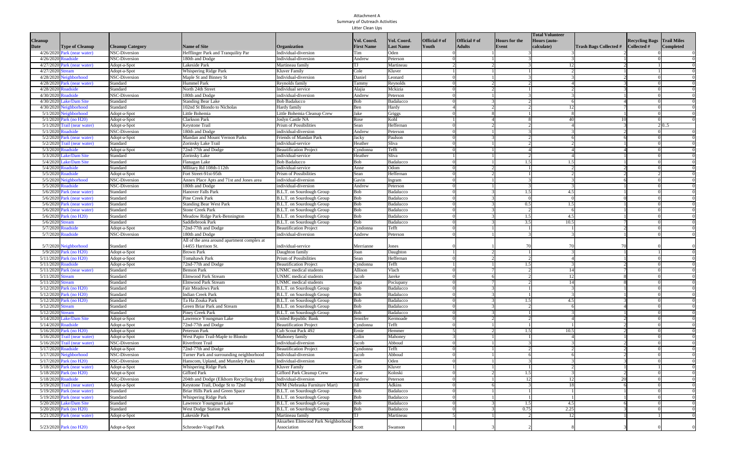Attachment A
Summary of Outreach Activities
Litter Clean Ups

| Cleanup Date | Type of Cleanup | Cleanup Category | Name of Site | Organization | Vol. Coord. First Name | Vol. Coord. Last Name | Official # of Youth | Official # of Adults | Hours for the Event | Total Volunteer Hours (auto-calculate) | Trash Bags Collected # | Recycling Bags Collected # | Trail Miles Completed |
|---|---|---|---|---|---|---|---|---|---|---|---|---|---|
| 4/26/2020 | Park (near water) | NSC-Diversion | Hefflinger Park and Tranquility Par | Individual-diversion | Tim | Oden | 0 | 1 | 3 | 3 | 2 | 0 | 0 |
| 4/26/2020 | Roadside | NSC-Diversion | 180th and Dodge | Individual-diversion | Andrew | Peterson | 0 | 1 | 3 | 3 | 1 | 0 | 0 |
| 4/27/2020 | Park (near water) | Adopt-a-Spot | Lakeside Park | Martineau family | TJ | Martineau | 2 | 2 | 3 | 12 | 2 | 1 | 0 |
| 4/27/2020 | Stream | Adopt-a-Spot | Whispering Ridge Park | Kluver Family | Cole | Kluver | 1 | 1 | 1 | 2 | 1 | 1 | 0 |
| 4/28/2020 | Neighborhood | NSC-Diversion | Maple St and Binney St | Individual-diversion | Daniel | Leonard | 0 | 1 | 3 | 3 | 2 | 0 | 0 |
| 4/28/2020 | Park (near water) | Standard | Hummel Park | Reynolds family | Tammy | Reynolds | 0 | 2 | 2 | 4 | 3 | 0 | 0 |
| 4/28/2020 | Roadside | Standard | North 24th Street | Individual service | Alajia | Mckizia | 0 | 2 | 1 | 2 | 3 | 0 | 0 |
| 4/30/2020 | Roadside | NSC-Diversion | 180th and Dodge | individual-diversion | Andrew | Peterson | 0 | 1 | 3 | 3 | 1 | 0 | 0 |
| 4/30/2020 | Lake/Dam Site | Standard | Standing Bear Lake | Bob Badalucco | Bob | Badalucco | 0 | 3 | 2 | 6 | 4 | 0 | 0 |
| 4/30/2020 | Neighborhood | Standard | 102nd St Blondo to Nicholas | Hardy family | Ben | Hardy | 4 | 2 | 2 | 12 | 7 | 0 | 0 |
| 5/1/2020 | Neighborhood | Adopt-a-Spot | Little Bohemia | Little Bohemia Cleanup Crew | Jake | Griggs | 0 | 8 | 1 | 8 | 1 | 0 | 0 |
| 5/1/2020 | Park (no H20) | Adopt-a-Spot | Clarkson Park | Joslyn Castle NA | Rose | Kohl | 1 | 4 | 8 | 40 | 10 | 0 | 0 |
| 5/1/2020 | Trail (near water) | Adopt-a-Spot | Keystone Trail | Prism of Possibilities | Sean | Heffernan | 0 | 2 | 2 | 4 | 3 | 2 | 0..5 |
| 5/1/2020 | Roadside | NSC-Diversion | 180th and Dodge | individual-diversion | Andrew | Peterson | 0 | 1 | 3 | 3 | 2 | 0 | 0 |
| 5/2/2020 | Park (near water) | Adopt-a-Spot | Mandan and Mount Vernon Parks | Friends of Mandan Park | Jacky | Paulson | 0 | 3 | 2 | 6 | 6 | 0 | 0 |
| 5/2/2020 | Trail (near water) | Standard | Zorinsky Lake Trail | individual-service | Heather | Sliva | 0 | 1 | 2 | 2 | 1 | 0 | 0 |
| 5/3/2020 | Roadside | Adopt-a-Spot | 72nd-77th and Dodge | Beautification Project | Cyndonna | Tefft | 0 | 1 | 4 | 4 | 4 | 0 | 0 |
| 5/3/2020 | Lake/Dam Site | Standard | Zorinsky Lake | individual-service | Heather | Sliva | 1 | 1 | 2 | 4 | 1 | 0 | 0 |
| 5/4/2020 | Lake/Dam Site | Standard | Flanagan Lake | Bob Badalucco | Bob | Badalucco | 0 | 1 | 1.5 | 1.5 | 1 | 0 | 0 |
| 5/4/2020 | Roadside | Standard | Mllitary Rd 108th-112th | individual-service | Anne | Odom | 0 | 2 | 1 | 2 | 2 | 0 | 0 |
| 5/5/2020 | Roadside | Adopt-a-Spot | Fort Street-91st-95th | Prism of Possibilities | Sean | Heffernan | 0 | 2 | 1 | 2 | 2 | 2 | 0 |
| 5/5/2020 | Neighborhood | NSC-Diversion | Annex Place Apts and 71st and Jones area | individual-diversion | Gavin | Ingram | 0 | 1 | 3 | 3 | 6 | 0 | 0 |
| 5/5/2020 | Roadside | NSC-Diversion | 180th and Dodge | individual-diversion | Andrew | Peterson | 0 | 1 | 3 | 3 | 1 | 0 | 0 |
| 5/6/2020 | Park (near water) | Standard | Hanover Falls Park | B.L.T. on Sourdough Group | Bob | Badalucco | 0 | 3 | 1.5 | 4.5 | 1 | 0 | 0 |
| 5/6/2020 | Park (near water) | Standard | Pine Creek Park | B.L.T. on Sourdough Group | Bob | Badalucco | 0 | 3 | 0 | 0 | 0 | 0 | 0 |
| 5/6/2020 | Park (near water) | Standard | Standing Bear West Park | B.L.T. on Sourdough Group | Bob | Badalucco | 0 | 3 | 0.5 | 1.5 | 1 | 0 | 0 |
| 5/6/2020 | Park (near water) | Standard | Stone Creek Park | B.L.T. on Sourdough Group | Bob | Badalucco | 0 | 3 | 2 | 6 | 1 | 0 | 0 |
| 5/6/2020 | Park (no H20) | Standard | Meadow Ridge Park-Bennington | B.L.T. on Sourdough Group | Bob | Badalucco | 0 | 3 | 1.5 | 4.5 | 1 | 0 | 0 |
| 5/6/2020 | Stream | Standard | Saddlebrook Park | B.L.T. on Sourdough Group | Bob | Badalucco | 0 | 3 | 3.5 | 10.5 | 7 | 0 | 0 |
| 5/7/2020 | Roadside | Adopt-a-Spot | 72nd-77th and Dodge | Beautification Project | Cyndonna | Tefft | 0 | 1 | 1 | 1 | 2 | 0 | 0 |
| 5/7/2020 | Roadside | NSC-Diversion | 180th and Dodge | individual-diversion | Andrew | Peterson | 0 | 1 | 3 | 3 | 1 | 0 | 0 |
| 5/7/2020 | Neighborhood | Standard | All of the area around apartment complex at 14455 Harrison St. | individual-service | Merrianne | Jones | 0 | 1 | 70 | 70 | 70 | 0 | 0 |
| 5/9/2020 | Park (no H20) | Adopt-a-Spot | Brown Park | Daughton family | Joan | Daughton | 1 | 2 | 1 | 3 | 1 | 1 | 0 |
| 5/11/2020 | Park (no H20) | Adopt-a-Spot | Tomahawk Park | Prism of Possibilities | Sean | Heffernan | 0 | 2 | 2 | 4 | 1 | 0 | 0 |
| 5/11/2020 | Roadside | Adopt-a-Spot | 72nd-77th and Dodge | Beautification Project | Cyndonna | Tefft | 1 | 1 | 1.5 | 3 | 2 | 0 | 0 |
| 5/11/2020 | Park (near water) | Standard | Benson Park | UNMC medical students | Allison | Vlach | 0 | 7 | 2 | 14 | 7 | 0 | 0 |
| 5/11/2020 | Stream | Standard | Elmwood Park Stream | UNMC medical students | Jacob | Jareke | 0 | 6 | 2 | 12 | 8 | 0 | 0 |
| 5/11/2020 | Stream | Standard | Elmwood Park Stream | UNMC medical students | Inga | Pociupany | 0 | 7 | 2 | 14 | 8 | 0 | 0 |
| 5/12/2020 | Park (no H20) | Standard | Fair Meadows Park | B.L.T. on Sourdough Group | Bob | Badalucco | 0 | 3 | 1 | 3 | 1 | 0 | 0 |
| 5/12/2020 | Park (no H20) | Standard | Indian Creek Park | B.L.T. on Sourdough Group | Bob | Badalucco | 0 | 3 | 1 | 3 | 1 | 0 | 0 |
| 5/12/2020 | Park (no H20) | Standard | Ta Ha Zouka Park | B.L.T. on Sourdough Group | Bob | Badalucco | 0 | 3 | 1.5 | 4.5 | 2 | 0 | 0 |
| 5/12/2020 | Stream | Standard | Green Briar Park and Stream | B.L.T. on Sourdough Group | Bob | Badalucco | 0 | 3 | 2 | 6 | 4 | 0 | 0 |
| 5/12/2020 | Stream | Standard | Piney Creek Park | B.L.T. on Sourdough Group | Bob | Badalucco | 0 | 3 | 1 | 3 | 1 | 0 | 0 |
| 5/14/2020 | Lake/Dam Site | Adopt-a-Spot | Lawrence Youngman Lake | United Republic Bank | Jennifer | Kermoade | 0 | 2 | 2 | 4 | 2 | 0 | 0 |
| 5/14/2020 | Roadside | Adopt-a-Spot | 72nd-77th and Dodge | Beautification Project | Cyndonna | Tefft | 0 | 1 | 1 | 1 | 2 | 0 | 0 |
| 5/16/2020 | Park (no H20) | Adopt-a-Spot | Peterson Park | Cub Scout Pack 492 | Ernie | Hemmer | 5 | 2 | 1.5 | 10.5 | 2 | 0 | 0 |
| 5/16/2020 | Trail (near water) | Adopt-a-Spot | West Papio Trail-Maple to Blondo | Mahoney family | Colin | Mahoney | 3 | 1 | 1 | 4 | 1 | 0 | 0 |
| 5/16/2020 | Trail (near water) | NSC-Diversion | Riverfront Trail | individual-diversion | Jacob | Abboud | 0 | 1 | 3 | 3 | 2 | 0 | 0 |
| 5/17/2020 | Roadside | Adopt-a-Spot | 72nd-77th and Dodge | Beautification Project | Cyndonna | Tefft | 0 | 1 | 2 | 2 | 2 | 0 | 0 |
| 5/17/2020 | Neighborhood | NSC-Diversion | Turner Park and surrounding neighborhood | Individual-diversion | Jacob | Abboud | 0 | 1 | 6 | 6 | 2 | 0 | 0 |
| 5/17/2020 | Park (no H20) | NSC-Diversion | Hanscom, Upland, and Munnley Parks | Individual-diversion | Tim | Oden | 0 | 1 | 3 | 3 | 3 | 0 | 0 |
| 5/18/2020 | Park (near water) | Adopt-a-Spot | Whispering Ridge Park | Kluver Family | Cole | Kluver | 1 | 1 | 1 | 2 | 1 | 1 | 0 |
| 5/18/2020 | Park (no H20) | Adopt-a-Spot | Gifford Park | Gifford Park Cleanup Crew | Grae | Koloski | 0 | 2 | 1.5 | 3 | 2 | 0 | 0 |
| 5/18/2020 | Roadside | NSC-Diversion | 204th and Dodge (Elkhorn Recycling drop) | Individual-diversion | Andrew | Peterson | 0 | 1 | 12 | 12 | 20 | 0 | 0 |
| 5/19/2020 | Trail (near water) | Adopt-a-Spot | Keystone Trail, Dodge St to 72nd | NFM (Nebraska Furniture Mart) | Jill | Adkins | 0 | 6 | 3 | 18 | 6 | 0 | 0 |
| 5/19/2020 | Park (near water) | Standard | Briar Hills Park and Green Space | B.L.T. on Sourdough Group | Bob | Badalucco | 0 | 1 | 1 | 1 | 1 | 0 | 0 |
| 5/19/2020 | Park (near water) | Standard | Whispering Ridge Park | B.L.T. on Sourdough Group | Bob | Badalucco | 0 | 1 | 1 | 1 | 1 | 0 | 0 |
| 5/20/2020 | Lake/Dam Site | Standard | Lawrence Youngman Lake | B.L.T. on Sourdough Group | Bob | Badalucco | 0 | 3 | 1.5 | 4.5 | 1 | 0 | 0 |
| 5/20/2020 | Park (no H20) | Standard | West Dodge Station Park | B.L.T. on Sourdough Group | Bob | Badalucco | 0 | 3 | 0.75 | 2.25 | 3 | 0 | 0 |
| 5/21/2020 | Park (near water) | Adopt-a-Spot | Lakeside Park | Martineau family | TJ | Martineau | 5 | 1 | 2 | 12 | 1 | 1 | 0 |
| 5/23/2020 | Park (no H20) | Adopt-a-Spot | Schroeder-Vogel Park | Aksarben Elmwood Park Neighborhood Association | Scott | Swanson | 1 | 3 | 2 | 8 | 3 | 0 | 0 |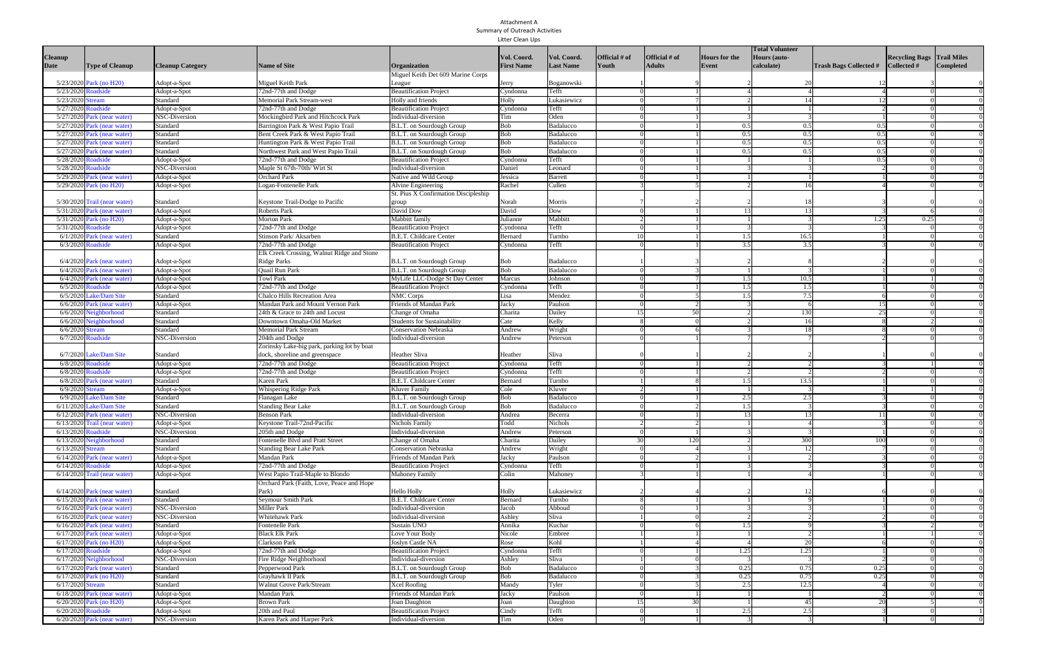Attachment A
Summary of Outreach Activities
Litter Clean Ups

| Cleanup Date | Type of Cleanup | Cleanup Category | Name of Site | Organization | Vol. Coord. First Name | Vol. Coord. Last Name | Official # of Youth | Official # of Adults | Hours for the Event | Total Volunteer Hours (auto-calculate) | Trash Bags Collected # | Recycling Bags Collected # | Trail Miles Completed |
|---|---|---|---|---|---|---|---|---|---|---|---|---|---|
| 5/23/2020 | Park (no H2O) | Adopt-a-Spot | Miguel Keith Park | Miguel Keith Det 609 Marine Corps League | Jerry | Boganowski | 1 | 9 | 2 | 20 | 12 | 3 | 0 |
| 5/23/2020 | Roadside | Adopt-a-Spot | 72nd-77th and Dodge | Beautification Project | Cyndonna | Tefft | 0 | 1 | 4 | 4 | 4 | 0 | 0 |
| 5/23/2020 | Stream | Standard | Memorial Park Stream-west | Holly and friends | Holly | Lukasiewicz | 0 | 7 | 2 | 14 | 12 | 0 | 0 |
| 5/27/2020 | Roadside | Adopt-a-Spot | 72nd-77th and Dodge | Beautification Project | Cyndonna | Tefft | 0 | 1 | 1 | 1 | 2 | 0 | 0 |
| 5/27/2020 | Park (near water) | NSC-Diversion | Mockingbird Park and Hitchcock Park | Individual-diversion | Tim | Oden | 0 | 1 | 3 | 3 | 1 | 0 | 0 |
| 5/27/2020 | Park (near water) | Standard | Barrington Park & West Papio Trail | B.L.T. on Sourdough Group | Bob | Badalucco | 0 | 1 | 0.5 | 0.5 | 0.5 | 0 | 0 |
| 5/27/2020 | Park (near water) | Standard | Bent Creek Park & West Papio Trail | B.L.T. on Sourdough Group | Bob | Badalucco | 0 | 1 | 0.5 | 0.5 | 0.5 | 0 | 0 |
| 5/27/2020 | Park (near water) | Standard | Huntington Park & West Papio Trail | B.L.T. on Sourdough Group | Bob | Badalucco | 0 | 1 | 0.5 | 0.5 | 0.5 | 0 | 0 |
| 5/27/2020 | Park (near water) | Standard | Northwest Park and West Papio Trail | B.L.T. on Sourdough Group | Bob | Badalucco | 0 | 1 | 0.5 | 0.5 | 0.5 | 0 | 0 |
| 5/28/2020 | Roadside | Adopt-a-Spot | 72nd-77th and Dodge | Beautification Project | Cyndonna | Tefft | 0 | 1 | 1 | 1 | 0.5 | 0 | 0 |
| 5/28/2020 | Roadside | NSC-Diversion | Maple St 67th-70th/ Wirt St | Individual-diversion | Daniel | Leonard | 0 | 1 | 3 | 3 | 2 | 0 | 0 |
| 5/29/2020 | Park (near water) | Adopt-a-Spot | Orchard Park | Native and Wild Group | Jessica | Barrett | 0 | 1 | 1 | 1 | 1 | 0 | 0 |
| 5/29/2020 | Park (no H2O) | Adopt-a-Spot | Logan-Fontenelle Park | Alvine Engineering | Rachel | Cullen | 3 | 5 | 2 | 16 | 4 | 0 | 0 |
| 5/30/2020 | Trail (near water) | Standard | Keystone Trail-Dodge to Pacific | St. Pius X Confirmation Discipleship group | Norah | Morris | 7 | 2 | 2 | 18 | 3 | 0 | 0 |
| 5/31/2020 | Park (near water) | Adopt-a-Spot | Roberts Park | David Dow | David | Dow | 0 | 1 | 13 | 13 | 3 | 6 | 0 |
| 5/31/2020 | Park (no H2O) | Adopt-a-Spot | Morton Park | Mabbitt family | Julianne | Mabbitt | 2 | 1 | 1 | 3 | 1.25 | 0.25 | 0 |
| 5/31/2020 | Roadside | Adopt-a-Spot | 72nd-77th and Dodge | Beautification Project | Cyndonna | Tefft | 0 | 1 | 3 | 3 | 3 | 0 | 0 |
| 6/1/2020 | Park (near water) | Standard | Stinson Park/ Aksarben | B.E.T. Childcare Center | Bernard | Turnbo | 10 | 1 | 1.5 | 16.5 | 1 | 0 | 0 |
| 6/3/2020 | Roadside | Adopt-a-Spot | 72nd-77th and Dodge | Beautification Project | Cyndonna | Tefft | 0 | 1 | 3.5 | 3.5 | 3 | 0 | 0 |
| 6/4/2020 | Park (near water) | Adopt-a-Spot | Elk Creek Crossing, Walnut Ridge and Stone Ridge Parks | B.L.T. on Sourdough Group | Bob | Badalucco | 1 | 3 | 2 | 8 | 2 | 0 | 0 |
| 6/4/2020 | Park (near water) | Adopt-a-Spot | Quail Run Park | B.L.T. on Sourdough Group | Bob | Badalucco | 0 | 3 | 1 | 3 | 1 | 0 | 0 |
| 6/4/2020 | Park (near water) | Adopt-a-Spot | Towl Park | MyLife LLC-Dodge St Day Center | Marcus | Johnson | 0 | 7 | 1.5 | 10.5 | 1 | 1 | 0 |
| 6/5/2020 | Roadside | Adopt-a-Spot | 72nd-77th and Dodge | Beautification Project | Cyndonna | Tefft | 0 | 1 | 1.5 | 1.5 | 1 | 0 | 0 |
| 6/5/2020 | Lake/Dam Site | Standard | Chalco Hills Recreation Area | NMC Corps | Lisa | Mendez | 0 | 5 | 1.5 | 7.5 | 6 | 0 | 0 |
| 6/6/2020 | Park (near water) | Adopt-a-Spot | Mandan Park and Mount Vernon Park | Friends of Mandan Park | Jacky | Paulson | 0 | 2 | 3 | 6 | 15 | 0 | 0 |
| 6/6/2020 | Neighborhood | Standard | 24th & Grace to 24th and Locust | Change of Omaha | Charita | Dailey | 15 | 50 | 2 | 130 | 25 | 0 | 0 |
| 6/6/2020 | Neighborhood | Standard | Downtown Omaha-Old Market | Students for Sustainability | Cate | Kelly | 8 | 0 | 2 | 16 | 8 | 2 | 0 |
| 6/6/2020 | Stream | Standard | Memorial Park Stream | Conservation Nebraska | Andrew | Wright | 0 | 6 | 3 | 18 | 8 | 0 | 0 |
| 6/7/2020 | Roadside | NSC-Diversion | 204th and Dodge | Individual-diversion | Andrew | Peterson | 0 | 1 | 7 | 7 | 2 | 0 | 0 |
| 6/7/2020 | Lake/Dam Site | Standard | Zorinsky Lake-big park, parking lot by boat dock, shoreline and greenspace | Heather Sliva | Heather | Sliva | 0 | 1 | 2 | 2 | 1 | 0 | 0 |
| 6/8/2020 | Roadside | Adopt-a-Spot | 72nd-77th and Dodge | Beautification Project | Cyndonna | Tefft | 0 | 1 | 2 | 2 | 3 | 1 | 0 |
| 6/8/2020 | Roadside | Adopt-a-Spot | 72nd-77th and Dodge | Beautification Project | Cyndonna | Tefft | 0 | 1 | 2 | 2 | 2 | 0 | 0 |
| 6/8/2020 | Park (near water) | Standard | Karen Park | B.E.T. Childcare Center | Bernard | Turnbo | 1 | 8 | 1.5 | 13.5 | 1 | 0 | 0 |
| 6/9/2020 | Stream | Adopt-a-Spot | Whispering Ridge Park | Kluver Family | Cole | Kluver | 2 | 1 | 1 | 3 | 1 | 1 | 0 |
| 6/9/2020 | Lake/Dam Site | Standard | Flanagan Lake | B.L.T. on Sourdough Group | Bob | Badalucco | 0 | 1 | 2.5 | 2.5 | 3 | 0 | 0 |
| 6/11/2020 | Lake/Dam Site | Standard | Standing Bear Lake | B.L.T. on Sourdough Group | Bob | Badalucco | 0 | 2 | 1.5 | 3 | 3 | 0 | 0 |
| 6/12/2020 | Park (near water) | NSC-Diversion | Benson Park | Individual-diversion | Andrea | Becerra | 0 | 1 | 13 | 13 | 11 | 0 | 0 |
| 6/13/2020 | Trail (near water) | Adopt-a-Spot | Keystone Trail-72nd-Pacific | Nichols Family | Todd | Nichols | 2 | 2 | 1 | 4 | 3 | 0 | 0 |
| 6/13/2020 | Roadside | NSC-Diversion | 205th and Dodge | Individual-diversion | Andrew | Peterson | 0 | 1 | 3 | 3 | 1 | 0 | 0 |
| 6/13/2020 | Neighborhood | Standard | Fontenelle Blvd and Pratt Street | Change of Omaha | Charita | Dailey | 30 | 120 | 2 | 300 | 100 | 0 | 0 |
| 6/13/2020 | Stream | Standard | Standing Bear Lake Park | Conservation Nebraska | Andrew | Wright | 0 | 4 | 3 | 12 | 7 | 0 | 0 |
| 6/14/2020 | Park (near water) | Adopt-a-Spot | Mandan Park | Friends of Mandan Park | Jacky | Paulson | 0 | 2 | 1 | 2 | 3 | 0 | 0 |
| 6/14/2020 | Roadside | Adopt-a-Spot | 72nd-77th and Dodge | Beautification Project | Cyndonna | Tefft | 0 | 1 | 3 | 3 | 3 | 0 | 0 |
| 6/14/2020 | Trail (near water) | Adopt-a-Spot | West Papio Trail-Maple to Blondo | Mahoney Family | Colin | Mahoney | 3 | 1 | 1 | 4 | 1 | 0 | 0 |
| 6/14/2020 | Park (near water) | Standard | Orchard Park (Faith, Love, Peace and Hope Park) | Hello Holly | Holly | Lukasiewicz | 2 | 4 | 2 | 12 | 6 | 0 | 0 |
| 6/15/2020 | Park (near water) | Standard | Seymour Smith Park | B.E.T. Childcare Center | Bernard | Turnbo | 8 | 1 | 1 | 9 | 1 | 0 | 0 |
| 6/16/2020 | Park (near water) | NSC-Diversion | Miller Park | Individual-diversion | Jacob | Abboud | 0 | 1 | 3 | 3 | 1 | 0 | 0 |
| 6/16/2020 | Park (near water) | NSC-Diversion | Whitehawk Park | Individual-diversion | Ashley | Sliva | 1 | 0 | 2 | 2 | 2 | 0 | 0 |
| 6/16/2020 | Park (near water) | Standard | Fontenelle Park | Sustain UNO | Annika | Kuchar | 0 | 6 | 1.5 | 9 | 3 | 2 | 0 |
| 6/17/2020 | Park (near water) | Adopt-a-Spot | Black Elk Park | Love Your Body | Nicole | Embree | 1 | 1 | 1 | 2 | 1 | 1 | 0 |
| 6/17/2020 | Park (no H2O) | Adopt-a-Spot | Clarkson Park | Joslyn Castle NA | Rose | Kohl | 1 | 4 | 4 | 20 | 6 | 0 | 0 |
| 6/17/2020 | Roadside | Adopt-a-Spot | 72nd-77th and Dodge | Beautification Project | Cyndonna | Tefft | 0 | 1 | 1.25 | 1.25 | 1 | 0 | 0 |
| 6/17/2020 | Neighborhood | NSC-Diversion | Fire Ridge Neighborhood | Individual-diversion | Ashley | Sliva | 1 | 0 | 3 | 3 | 2 | 0 | 0 |
| 6/17/2020 | Park (near water) | Standard | Pepperwood Park | B.L.T. on Sourdough Group | Bob | Badalucco | 0 | 3 | 0.25 | 0.75 | 0.25 | 0 | 0 |
| 6/17/2020 | Park (no H2O) | Standard | Grayhawk II Park | B.L.T. on Sourdough Group | Bob | Badalucco | 0 | 3 | 0.25 | 0.75 | 0.25 | 0 | 0 |
| 6/17/2020 | Stream | Standard | Walnut Grove Park/Stream | Xcel Roofing | Mandy | Tyler | 0 | 5 | 2.5 | 12.5 | 4 | 0 | 0 |
| 6/18/2020 | Park (near water) | Adopt-a-Spot | Mandan Park | Friends of Mandan Park | Jacky | Paulson | 0 | 1 | 1 | 1 | 2 | 0 | 0 |
| 6/20/2020 | Park (no H2O) | Adopt-a-Spot | Brown Park | Joan Daughton | Joan | Daughton | 15 | 30 | 1 | 45 | 20 | 5 | 0 |
| 6/20/2020 | Roadside | Adopt-a-Spot | 20th and Paul | Beautification Project | Cindy | Tefft | 0 | 1 | 2.5 | 2.5 | 3 | 0 | 1 |
| 6/20/2020 | Park (near water) | NSC-Diversion | Karen Park and Harper Park | Individual-diversion | Tim | Oden | 0 | 1 | 3 | 3 | 1 | 0 | 0 |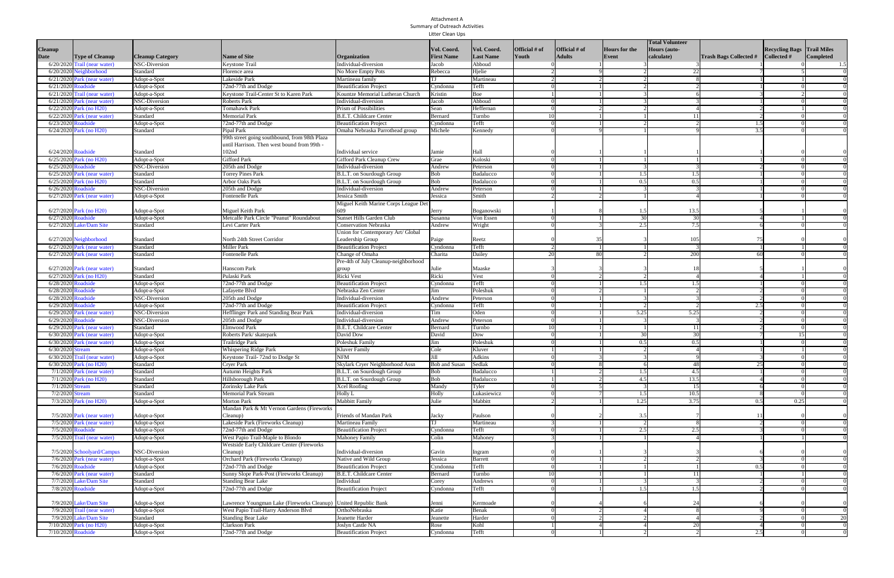Attachment A
Summary of Outreach Activities
Litter Clean Ups

| Cleanup Date | Type of Cleanup | Cleanup Category | Name of Site | Organization | Vol. Coord. First Name | Vol. Coord. Last Name | Official # of Youth | Official # of Adults | Hours for the Event | Total Volunteer Hours (auto-calculate) | Trash Bags Collected # | Recycling Bags Collected # | Trail Miles Completed |
|---|---|---|---|---|---|---|---|---|---|---|---|---|---|
| 6/20/2020 | Trail (near water) | NSC-Diversion | Keystone Trail | Individual-diversion | Jacob | Abboud | 0 | 1 | 3 | 3 | 1 | 0 | 1.5 |
| 6/20/2020 | Neighborhood | Standard | Florence area | No More Empty Pots | Rebecca | Hjelle | 2 | 9 | 2 | 22 | 7 | 5 | 0 |
| 6/21/2020 | Park (near water) | Adopt-a-Spot | Lakeside Park | Martineau family | TJ | Martineau | 2 | 2 | 2 | 8 | 1 | 1 | 0 |
| 6/21/2020 | Roadside | Adopt-a-Spot | 72nd-77th and Dodge | Beautification Project | Cyndonna | Tefft | 0 | 1 | 2 | 2 | 1 | 0 | 0 |
| 6/21/2020 | Trail (near water) | Adopt-a-Spot | Keystone Trail-Center St to Karen Park | Kountze Memorial Lutheran Church | Kristin | Boe | 1 | 1 | 3 | 6 | 3 | 2 | 0 |
| 6/21/2020 | Park (near water) | NSC-Diversion | Roberts Park | Individual-diversion | Jacob | Abboud | 0 | 1 | 3 | 3 | 1 | 0 | 0 |
| 6/22/2020 | Park (no H20) | Adopt-a-Spot | Tomahawk Park | Prism of Possibilities | Sean | Heffernan | 0 | 2 | 2 | 4 | 2 | 1 | 0 |
| 6/22/2020 | Park (near water) | Standard | Memorial Park | B.E.T. Childcare Center | Bernard | Turnbo | 10 | 1 | 1 | 11 | 2 | 0 | 0 |
| 6/23/2020 | Roadside | Adopt-a-Spot | 72nd-77th and Dodge | Beautification Project | Cyndonna | Tefft | 0 | 1 | 2 | 2 | 1.5 | 0 | 0 |
| 6/24/2020 | Park (no H20) | Standard | Pipal Park | Omaha Nebraska Parrothead group | Michele | Kennedy | 0 | 9 | 1 | 9 | 3.5 | 0 | 0 |
| 6/24/2020 | Roadside | Standard | 99th street going southbound, from 98th Plaza until Harrison. Then west bound from 99th - 102nd | Individual service | Jamie | Hall | 0 | 1 | 1 | 1 | 1 | 0 | 0 |
| 6/25/2020 | Park (no H20) | Adopt-a-Spot | Gifford Park | Gifford Park Cleanup Crew | Grae | Koloski | 0 | 1 | 1 | 1 | 1 | 0 | 0 |
| 6/25/2020 | Roadside | NSC-Diversion | 205th and Dodge | Individual-diversion | Andrew | Peterson | 0 | 1 | 3 | 3 | 2 | 0 | 0 |
| 6/25/2020 | Park (near water) | Standard | Torrey Pines Park | B.L.T. on Sourdough Group | Bob | Badalucco | 0 | 1 | 1.5 | 1.5 | 1 | 0 | 0 |
| 6/25/2020 | Park (no H20) | Standard | Arbor Oaks Park | B.L.T. on Sourdough Group | Bob | Badalucco | 0 | 1 | 0.5 | 0.5 | 1 | 0 | 0 |
| 6/26/2020 | Roadside | NSC-Diversion | 205th and Dodge | Individual-diversion | Andrew | Peterson | 0 | 1 | 3 | 3 | 1 | 0 | 0 |
| 6/27/2020 | Park (near water) | Adopt-a-Spot | Fontenelle Park | Jessica Smith | Jessica | Smith | 2 | 2 | 1 | 4 | 1 | 0 | 0 |
| 6/27/2020 | Park (no H20) | Adopt-a-Spot | Miguel Keith Park | Miguel Keith Marine Corps League Det 609 | Jerry | Boganowski | 1 | 8 | 1.5 | 13.5 | 5 | 1 | 0 |
| 6/27/2020 | Roadside | Adopt-a-Spot | Metcalfe Park Circle "Peanut" Roundabout | Sunset Hills Garden Club | Susanna | Von Essen | 0 | 1 | 30 | 30 | 4 | 1 | 0 |
| 6/27/2020 | Lake/Dam Site | Standard | Levi Carter Park | Conservation Nebraska | Andrew | Wright | 0 | 3 | 2.5 | 7.5 | 6 | 0 | 0 |
| 6/27/2020 | Neighborhood | Standard | North 24th Street Corridor | Union for Contemporary Art/ Global Leadership Group | Paige | Reetz | 0 | 35 | 3 | 105 | 75 | 0 | 0 |
| 6/27/2020 | Park (near water) | Standard | Miller Park | Beautification Project | Cyndonna | Tefft | 2 | 1 | 1 | 3 | 1 | 1 | 0 |
| 6/27/2020 | Park (near water) | Standard | Fontenelle Park | Change of Omaha | Charita | Dailey | 20 | 80 | 2 | 200 | 60 | 0 | 0 |
| 6/27/2020 | Park (near water) | Standard | Hanscom Park | Pre-4th of July Cleanup-neighborhood group | Julie | Maaske | 3 | 3 | 3 | 18 | 5 | 1 | 0 |
| 6/27/2020 | Park (no H20) | Standard | Pulaski Park | Ricki Vest | Ricki | Vest | 0 | 2 | 2 | 4 | 4 | 1 | 0 |
| 6/28/2020 | Roadside | Adopt-a-Spot | 72nd-77th and Dodge | Beautification Project | Cyndonna | Tefft | 0 | 1 | 1.5 | 1.5 | 1 | 0 | 0 |
| 6/28/2020 | Roadside | Adopt-a-Spot | Lafayette Blvd | Nebraska Zen Center | Jim | Poleshuk | 0 | 2 | 1 | 2 | 2 | 0 | 0 |
| 6/28/2020 | Roadside | NSC-Diversion | 205th and Dodge | Individual-diversion | Andrew | Peterson | 0 | 1 | 3 | 3 | 2 | 0 | 0 |
| 6/29/2020 | Roadside | Adopt-a-Spot | 72nd-77th and Dodge | Beautification Project | Cyndonna | Tefft | 0 | 1 | 2 | 2 | 2.5 | 0 | 0 |
| 6/29/2020 | Park (near water) | NSC-Diversion | Hefflinger Park and Standing Bear Park | Individual-diversion | Tim | Oden | 0 | 1 | 5.25 | 5.25 | 2 | 0 | 0 |
| 6/29/2020 | Roadside | NSC-Diversion | 205th and Dodge | Individual-diversion | Andrew | Peterson | 0 | 1 | 3 | 3 | 2 | 0 | 0 |
| 6/29/2020 | Park (near water) | Standard | Elmwood Park | B.E.T. Childcare Center | Bernard | Turnbo | 10 | 1 | 1 | 11 | 2 | 0 | 0 |
| 6/30/2020 | Park (near water) | Adopt-a-Spot | Roberts Park/ skatepark | David Dow | David | Dow | 0 | 1 | 30 | 30 | 7 | 15 | 0 |
| 6/30/2020 | Park (near water) | Adopt-a-Spot | Trailridge Park | Poleshuk Family | Jim | Poleshuk | 0 | 1 | 0.5 | 0.5 | 1 | 0 | 0 |
| 6/30/2020 | Stream | Adopt-a-Spot | Whispering Ridge Park | Kluver Family | Cole | Kluver | 1 | 1 | 2 | 4 | 1 | 1 | 0 |
| 6/30/2020 | Trail (near water) | Adopt-a-Spot | Keystone Trail- 72nd to Dodge St | NFM | Jill | Adkins | 0 | 3 | 3 | 9 | 3 | 0 | 0 |
| 6/30/2020 | Park (no H20) | Standard | Cryer Park | Skylark Cryer Neighborhood Assn | Bob and Susan | Sedlak | 0 | 8 | 6 | 48 | 25 | 0 | 0 |
| 7/1/2020 | Park (near water) | Standard | Autumn Heights Park | B.L.T. on Sourdough Group | Bob | Badalucco | 1 | 2 | 1.5 | 4.5 | 1 | 0 | 0 |
| 7/1/2020 | Park (no H20) | Standard | Hillsborough Park | B.L.T. on Sourdough Group | Bob | Badalucco | 1 | 2 | 4.5 | 13.5 | 4 | 0 | 0 |
| 7/1/2020 | Stream | Standard | Zorinsky Lake Park | Xcel Roofing | Mandy | Tyler | 0 | 5 | 3 | 15 | 6 | 0 | 0 |
| 7/2/2020 | Stream | Standard | Memorial Park Stream | Holly L | Holly | Lukasiewicz | 0 | 7 | 1.5 | 10.5 | 8 | 0 | 0 |
| 7/3/2020 | Park (no H20) | Adopt-a-Spot | Morton Park | Mabbitt Family | Julie | Mabbitt | 2 | 1 | 1.25 | 3.75 | 0.5 | 0.25 | 0 |
| 7/5/2020 | Park (near water) | Adopt-a-Spot | Mandan Park & Mt Vernon Gardens (Fireworks Cleanup) | Friends of Mandan Park | Jacky | Paulson | 0 | 2 | 3.5 | 7 | 11 | 0 | 0 |
| 7/5/2020 | Park (near water) | Adopt-a-Spot | Lakeside Park (Fireworks Cleanup) | Martineau Family | TJ | Martineau | 3 | 1 | 2 | 8 | 2 | 0 | 0 |
| 7/5/2020 | Roadside | Adopt-a-Spot | 72nd-77th and Dodge | Beautification Project | Cyndonna | Tefft | 0 | 1 | 2.5 | 2.5 | 3 | 0 | 0 |
| 7/5/2020 | Trail (near water) | Adopt-a-Spot | West Papio Trail-Maple to Blondo | Mahoney Family | Colin | Mahoney | 3 | 1 | 1 | 4 | 1 | 1 | 0 |
| 7/5/2020 | Schoolyard/Campus | NSC-Diversion | Westside Early Childcare Center (Fireworks Cleanup) | Individual-diversion | Gavin | Ingram | 0 | 1 | 3 | 3 | 6 | 0 | 0 |
| 7/6/2020 | Park (near water) | Adopt-a-Spot | Orchard Park (Fireworks Cleanup) | Native and Wild Group | Jessica | Barrett | 0 | 1 | 2 | 2 | 3 | 0 | 0 |
| 7/6/2020 | Roadside | Adopt-a-Spot | 72nd-77th and Dodge | Beautification Project | Cyndonna | Tefft | 0 | 1 | 1 | 1 | 0.5 | 0 | 0 |
| 7/6/2020 | Park (near water) | Standard | Sunny Slope Park-Post (Fireworks Cleanup) | B.E.T. Childcare Center | Bernard | Turnbo | 10 | 1 | 1 | 11 | 1 | 1 | 0 |
| 7/7/2020 | Lake/Dam Site | Standard | Standing Bear Lake | Individual | Corey | Andrews | 0 | 1 | 3 | 3 | 2 | 0 | 0 |
| 7/8/2020 | Roadside | Adopt-a-Spot | 72nd-77th and Dodge | Beautification Project | Cyndonna | Tefft | 0 | 1 | 1.5 | 1.5 | 2 | 0 | 0 |
| 7/9/2020 | Lake/Dam Site | Adopt-a-Spot | Lawrence Youngman Lake (Fireworks Cleanup) | United Republic Bank | Jenni | Kermoade | 0 | 4 | 6 | 24 | 6 | 0 | 0 |
| 7/9/2020 | Trail (near water) | Adopt-a-Spot | West Papio Trail-Harry Anderson Blvd | OrthoNebraska | Katie | Benak | 0 | 2 | 4 | 8 | 9 | 0 | 0 |
| 7/9/2020 | Lake/Dam Site | Standard | Standing Bear Lake | Jeanette Harder | Jeanette | Harder | 0 | 2 | 2 | 4 | 2 | 0 | 20 |
| 7/10/2020 | Park (no H20) | Adopt-a-Spot | Clarkson Park | Joslyn Castle NA | Rose | Kohl | 1 | 4 | 4 | 20 | 4 | 0 | 0 |
| 7/10/2020 | Roadside | Adopt-a-Spot | 72nd-77th and Dodge | Beautification Project | Cyndonna | Tefft | 0 | 1 | 2 | 2 | 2.5 | 0 | 0 |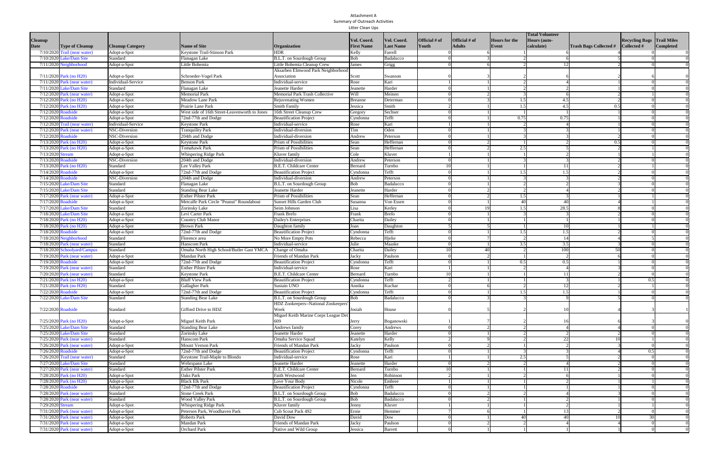Attachment A
Summary of Outreach Activities
Litter Clean Ups

| Cleanup Date | Type of Cleanup | Cleanup Category | Name of Site | Organization | Vol. Coord. First Name | Vol. Coord. Last Name | Official # of Youth | Official # of Adults | Hours for the Event | Total Volunteer Hours (auto-calculate) | Trash Bags Collected # | Recycling Bags Collected # | Trail Miles Completed |
|---|---|---|---|---|---|---|---|---|---|---|---|---|---|
| 7/10/2020 | Trail (near water) | Adopt-a-Spot | Keystone Trail-Stinson Park | HDR | Kelly | Farrell | 0 | 6 | 1 | 6 | 4 | 0 | 0 |
| 7/10/2020 | Lake/Dam Site | Standard | Flanagan Lake | B.L.T. on Sourdough Group | Bob | Badalucco | 0 | 3 | 2 | 6 | 5 | 0 | 0 |
| 7/11/2020 | Neighborhood | Adopt-a-Spot | Little Bohemia | Little Bohemia Cleanup Crew | James | Grigg | 0 | 6 | 2 | 12 | 2 | 0 | 0 |
| 7/11/2020 | Park (no H20) | Adopt-a-Spot | Schroeder-Vogel Park | Aksarben Elmwood Park Neighborhood Association | Scott | Swanson | 0 | 3 | 2 | 6 | 2 | 6 | 0 |
| 7/11/2020 | Park (near water) | Individual-Service | Benson Park | Individual-service | Rose | Kari | 1 | 1 | 2 | 4 | 1 | 0 | 0 |
| 7/11/2020 | Lake/Dam Site | Standard | Flanagan Lake | Jeanette Harder | Jeanette | Harder | 0 | 1 | 2 | 2 | 1 | 0 | 0 |
| 7/12/2020 | Park (near water) | Adopt-a-Spot | Memorial Park | Memorial Park Trash Collective | Will | Meinen | 0 | 2 | 3 | 6 | 2 | 1 | 0 |
| 7/12/2020 | Park (no H20) | Adopt-a-Spot | Meadow Lane Park | Rejuvenating Women | Breanne | Determan | 0 | 3 | 1.5 | 4.5 | 2 | 0 | 0 |
| 7/12/2020 | Park (no H20) | Adopt-a-Spot | Prairie Lane Park | Smith Family | Jessica | Smith | 2 | 1 | 1.5 | 4.5 | 0.5 | 0 | 0 |
| 7/12/2020 | Roadside | Adopt-a-Spot | West side of 16th Street-Leavenworth to Jones | 16th Street Cleanup Crew | Gregory | Sechser | 0 | 1 | 1 | 1 | 1 | 0 | 0 |
| 7/12/2020 | Roadside | Adopt-a-Spot | 72nd-77th and Dodge | Beautification Project | Cyndonna | Tefft | 0 | 1 | 0.75 | 0.75 | 1 | 0 | 0 |
| 7/12/2020 | Trail (near water) | Individual-Service | Keystone Park | Individual-service | Rose | Kari | 1 | 1 | 2 | 4 | 1 | 0 | 0 |
| 7/12/2020 | Park (near water) | NSC-Diversion | Tranquility Park | Individual-diversion | Tim | Oden | 0 | 1 | 3 | 3 | 1 | 0 | 0 |
| 7/12/2020 | Roadside | NSC-Diversion | 204th and Dodge | Individual-diversion | Andrew | Peterson | 0 | 1 | 3 | 3 | 2 | 0 | 0 |
| 7/13/2020 | Park (no H20) | Adopt-a-Spot | Keystone Park | Prism of Possibilities | Sean | Heffernan | 0 | 2 | 1 | 2 | 0.5 | 0 | 0 |
| 7/13/2020 | Park (no H20) | Adopt-a-Spot | Tomahawk Park | Prism of Possibilities | Sean | Heffernan | 0 | 2 | 2.5 | 5 | 2 | 1 | 0 |
| 7/13/2020 | Stream | Adopt-a-Spot | Whispering Ridge Park | Kluver family | Cole | Kluver | 1 | 1 | 1 | 2 | 1 | 1 | 0 |
| 7/13/2020 | Roadside | NSC-Diversion | 204th and Dodge | Individual-diversion | Andrew | Peterson | 0 | 1 | 3 | 3 | 2 | 0 | 0 |
| 7/13/2020 | Park (no H20) | Standard | Lee Valley Park | B.E.T. Childcare Center | Bernard | Turnbo | 10 | 1 | 1 | 11 | 2 | 1 | 0 |
| 7/14/2020 | Roadside | Adopt-a-Spot | 72nd-77th and Dodge | Beautification Project | Cyndonna | Tefft | 0 | 1 | 1.5 | 1.5 | 2 | 0 | 0 |
| 7/14/2020 | Roadside | NSC-Diversion | 204th and Dodge | Individual-diversion | Andrew | Peterson | 0 | 1 | 3 | 3 | 2 | 0 | 0 |
| 7/15/2020 | Lake/Dam Site | Standard | Flanagan Lake | B.L.T. on Sourdough Group | Bob | Badalucco | 0 | 1 | 2 | 2 | 3 | 0 | 0 |
| 7/15/2020 | Lake/Dam Site | Standard | Standing Bear Lake | Jeanette Harder | Jeanette | Harder | 0 | 2 | 2 | 4 | 2 | 0 | 0 |
| 7/17/2020 | Park (near water) | Standard | Esther Pilster Park | Prism of Possibilities | Sean | Heffernan | 0 | 2 | 1.5 | 3 | 1 | 1 | 0 |
| 7/17/2020 | Roadside | Adopt-a-Spot | Metcalfe Park Circle "Peanut" Roundabout | Sunset Hills Garden Club | Susanna | Von Essen | 0 | 1 | 40 | 40 | 4 | 1 | 0 |
| 7/17/2020 | Lake/Dam Site | Standard | Zorinsky Lake | Seim Johnson | Lisa | Kerley | 0 | 19 | 1.5 | 28.5 | 8 | 0 | 0 |
| 7/18/2020 | Lake/Dam Site | Adopt-a-Spot | Levi Carter Park | Frank Brefo | Frank | Brefo | 0 | 1 | 3 | 3 | 2 | 0 | 0 |
| 7/18/2020 | Park (no H20) | Adopt-a-Spot | Country Club Manor | Dailey's Enterprises | Charita | Dailey | 0 | 1 | 1 | 1 | 1 | 0 | 0 |
| 7/18/2020 | Park (no H20) | Adopt-a-Spot | Brown Park | Daughton family | Joan | Daughton | 5 | 5 | 1 | 10 | 1 | 1 | 0 |
| 7/18/2020 | Roadside | Adopt-a-Spot | 72nd-77th and Dodge | Beautification Project | Cyndonna | Tefft | 0 | 1 | 1.5 | 1.5 | 2 | 0 | 0 |
| 7/18/2020 | Neighborhood | Standard | Florence area | No More Empty Pots | Rebecca | Hjelle | 0 | 7 | 2 | 14 | 4 | 5 | 0 |
| 7/18/2020 | Park (near water) | Standard | Hanscom Park | Individual-service | Julie | Maaske | 0 | 1 | 3.5 | 3.5 | 3 | 0 | 0 |
| 7/18/2020 | Schoolyard/Campus | Standard | Omaha North High School/Butler Gast YMCA | Change of Omaha | Charita | Dailey | 10 | 40 | 2 | 100 | 50 | 0 | 0 |
| 7/19/2020 | Park (near water) | Adopt-a-Spot | Mandan Park | Friends of Mandan Park | Jacky | Paulson | 0 | 2 | 1 | 2 | 6 | 0 | 0 |
| 7/19/2020 | Roadside | Adopt-a-Spot | 72nd-77th and Dodge | Beautification Project | Cyndonna | Tefft | 0 | 1 | 0.5 | 0.5 | 1 | 0 | 0 |
| 7/19/2020 | Park (near water) | Standard | Esther Pilster Park | Individual-service | Rose | Kari | 1 | 1 | 2 | 4 | 3 | 0 | 0 |
| 7/20/2020 | Park (near water) | Standard | Keystone Park | B.E.T. Childcare Center | Bernard | Turnbo | 10 | 1 | 1 | 11 | 2 | 0 | 0 |
| 7/21/2020 | Park (no H20) | Adopt-a-Spot | Bluff View Park | Beautification Project | Cyndonna | Tefft | 2 | 1 | 1 | 3 | 1 | 0.5 | 0 |
| 7/21/2020 | Park (no H20) | Standard | Gallagher Park | Sustain UNO | Annika | Kuchar | 0 | 6 | 2 | 12 | 2 | 1 | 0 |
| 7/22/2020 | Roadside | Adopt-a-Spot | 72nd-77th and Dodge | Beautification Project | Cyndonna | Tefft | 0 | 1 | 1.5 | 1.5 | 1 | 0 | 0 |
| 7/22/2020 | Lake/Dam Site | Standard | Standing Bear Lake | B.L.T. on Sourdough Group | Bob | Badalucco | 0 | 3 | 3 | 9 | 5 | 0 | 0 |
| 7/22/2020 | Roadside | Standard | Gifford Drive to HDZ | HDZ Zookeepers--National Zookeepers' Week | Josiah | House | 0 | 5 | 2 | 10 | 4 | 3 | 1 |
| 7/25/2020 | Park (no H20) | Adopt-a-Spot | Miguel Keith Park | Miguel Keith Marine Corps League Det 609 | Jerry | Boganowski | 1 | 7 | 2 | 16 | 6 | 3 | 0 |
| 7/25/2020 | Lake/Dam Site | Standard | Standing Bear Lake | Andrews family | Corey | Andrews | 0 | 2 | 2 | 4 | 4 | 0 | 0 |
| 7/25/2020 | Lake/Dam Site | Standard | Zorinsky Lake | Jeanette Harder | Jeanette | Harder | 0 | 1 | 2 | 2 | 2 | 0 | 0 |
| 7/25/2020 | Park (near water) | Standard | Hanscom Park | Omaha Service Squad | Katelyn | Kelly | 2 | 9 | 2 | 22 | 10 | 1 | 0 |
| 7/26/2020 | Park (near water) | Adopt-a-Spot | Mount Vernon Park | Friends of Mandan Park | Jacky | Paulson | 0 | 2 | 1 | 2 | 3 | 0 | 0 |
| 7/26/2020 | Roadside | Adopt-a-Spot | 72nd-77th and Dodge | Beautification Project | Cyndonna | Tefft | 0 | 1 | 3 | 3 | 4 | 0.5 | 0 |
| 7/26/2020 | Trail (near water) | Standard | Keystone Trail-Maple to Blondo | Individual-service | Rose | Kari | 1 | 1 | 2.5 | 5 | 2 | 0 | 0 |
| 7/27/2020 | Lake/Dam Site | Standard | Wehrspann Lake | Jeanette Harder | Jeanette | Harder | 0 | 2 | 2 | 4 | 2 | 0 | 0 |
| 7/27/2020 | Park (near water) | Standard | Esther Pilster Park | B.E.T. Childcare Center | Bernard | Turnbo | 10 | 1 | 1 | 11 | 2 | 0 | 0 |
| 7/28/2020 | Park (no H20) | Adopt-a-Spot | Oaks Park | Faith Westwood | Jen | Robinson | 2 | 1 | 2 | 6 | 1 | 0 | 0 |
| 7/28/2020 | Park (no H20) | Adopt-a-Spot | Black Elk Park | Love Your Body | Nicole | Embree | 1 | 1 | 1 | 2 | 1 | 1 | 0 |
| 7/28/2020 | Roadside | Adopt-a-Spot | 72nd-77th and Dodge | Beautification Project | Cyndonna | Tefft | 0 | 1 | 1 | 1 | 1 | 0 | 0 |
| 7/28/2020 | Park (near water) | Standard | Stone Creek Park | B.L.T. on Sourdough Group | Bob | Badalucco | 0 | 2 | 2 | 4 | 3 | 0 | 0 |
| 7/28/2020 | Park (near water) | Standard | Wood Valley Park | B.L.T. on Sourdough Group | Bob | Badalucco | 0 | 2 | 1 | 2 | 1 | 0 | 0 |
| 7/29/2020 | Stream | Adopt-a-Spot | Whispering Ridge Park | Kluver family | Jenny | Kluver | 1 | 1 | 1 | 2 | 1 | 1 | 0 |
| 7/31/2020 | Park (near water) | Adopt-a-Spot | Petersen Park, Woodhaven Park | Cub Scout Pack 492 | Ernie | Hemmer | 7 | 6 | 1 | 13 | 2 | 0 | 0 |
| 7/31/2020 | Park (near water) | Adopt-a-Spot | Roberts Park | David Dow | David | Dow | 0 | 1 | 40 | 40 | 10 | 30 | 0 |
| 7/31/2020 | Park (near water) | Adopt-a-Spot | Mandan Park | Friends of Mandan Park | Jacky | Paulson | 0 | 2 | 2 | 4 | 4 | 0 | 0 |
| 7/31/2020 | Park (near water) | Adopt-a-Spot | Orchard Park | Native and Wild Group | Jessica | Barrett | 0 | 1 | 1 | 1 | 1 | 0 | 0 |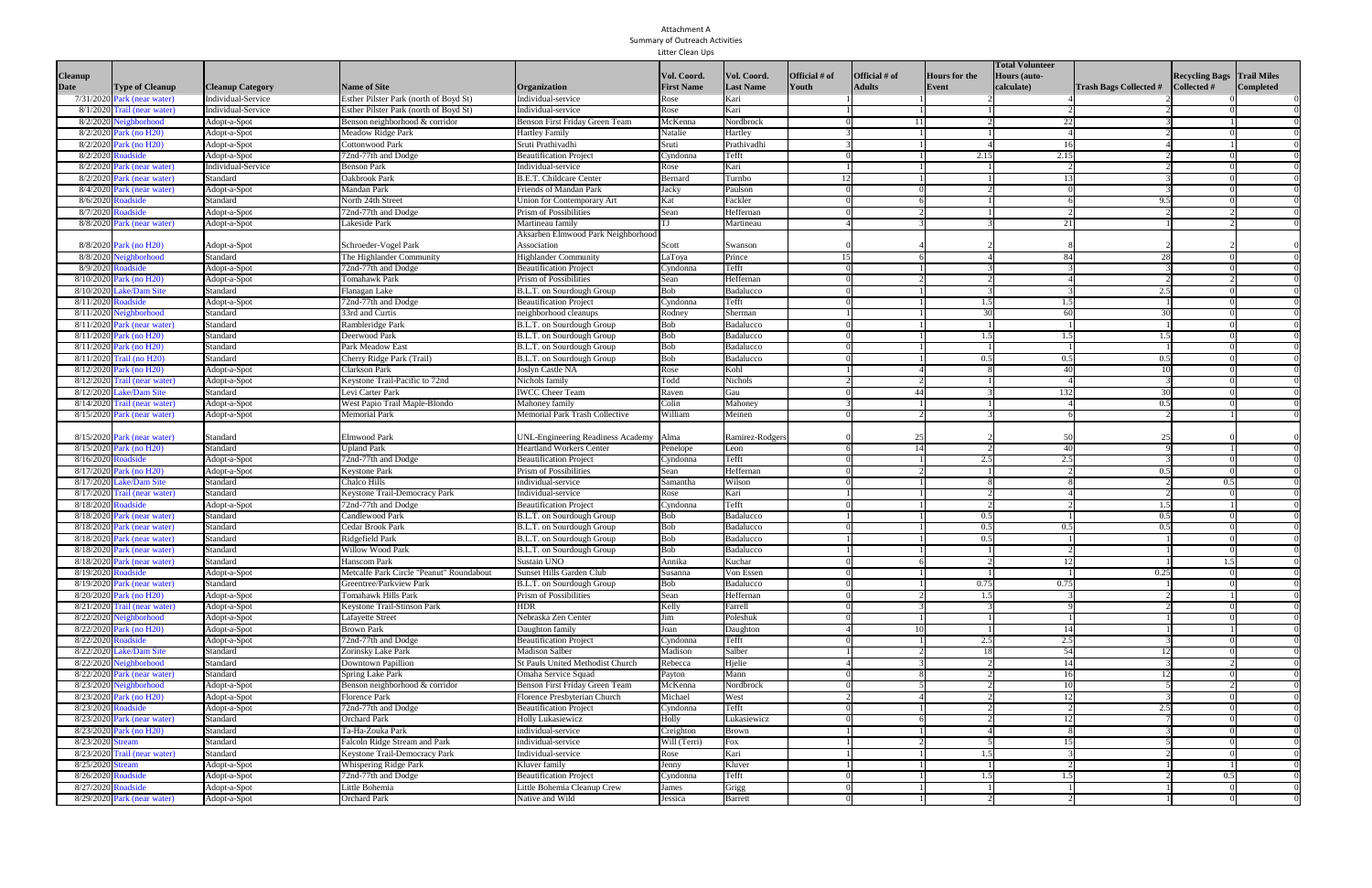Attachment A
Summary of Outreach Activities
Litter Clean Ups

| Cleanup Date | Type of Cleanup | Cleanup Category | Name of Site | Organization | Vol. Coord. First Name | Vol. Coord. Last Name | Official # of Youth | Official # of Adults | Hours for the Event | Total Volunteer Hours (auto-calculate) | Trash Bags Collected # | Recycling Bags Collected # | Trail Miles Completed |
|---|---|---|---|---|---|---|---|---|---|---|---|---|---|
| 7/31/2020 | Park (near water) | Individual-Service | Esther Pilster Park (north of Boyd St) | Individual-service | Rose | Kari | 1 | 1 | 2 | 4 | 2 | 0 | 0 |
| 8/1/2020 | Trail (near water) | Individual-Service | Esther Pilster Park (north of Boyd St) | Individual-service | Rose | Kari | 1 | 1 | 1 | 2 | 2 | 0 | 0 |
| 8/2/2020 | Neighborhood | Adopt-a-Spot | Benson neighborhood & corridor | Benson First Friday Green Team | McKenna | Nordbrock | 0 | 11 | 2 | 22 | 3 | 1 | 0 |
| 8/2/2020 | Park (no H20) | Adopt-a-Spot | Meadow Ridge Park | Hartley Family | Natalie | Hartley | 3 | 1 | 1 | 4 | 2 | 0 | 0 |
| 8/2/2020 | Park (no H20) | Adopt-a-Spot | Cottonwood Park | Sruti Prathivadhi | Sruti | Prathivadhi | 3 | 1 | 4 | 16 | 4 | 1 | 0 |
| 8/2/2020 | Roadside | Adopt-a-Spot | 72nd-77th and Dodge | Beautification Project | Cyndonna | Tefft | 0 | 1 | 2.15 | 2.15 | 2 | 0 | 0 |
| 8/2/2020 | Park (near water) | Individual-Service | Benson Park | Individual-service | Rose | Kari | 1 | 1 | 1 | 2 | 2 | 0 | 0 |
| 8/2/2020 | Park (near water) | Standard | Oakbrook Park | B.E.T. Childcare Center | Bernard | Turnbo | 12 | 1 | 1 | 13 | 3 | 0 | 0 |
| 8/4/2020 | Park (near water) | Adopt-a-Spot | Mandan Park | Friends of Mandan Park | Jacky | Paulson | 0 | 0 | 2 | 0 | 3 | 0 | 0 |
| 8/6/2020 | Roadside | Standard | North 24th Street | Union for Contemporary Art | Kat | Fackler | 0 | 6 | 1 | 6 | 9.5 | 0 | 0 |
| 8/7/2020 | Roadside | Adopt-a-Spot | 72nd-77th and Dodge | Prism of Possibilities | Sean | Heffernan | 0 | 2 | 1 | 2 | 2 | 2 | 0 |
| 8/8/2020 | Park (near water) | Adopt-a-Spot | Lakeside Park | Martineau family | TJ | Martineau | 4 | 3 | 3 | 21 | 1 | 2 | 0 |
| 8/8/2020 | Park (no H20) | Adopt-a-Spot | Schroeder-Vogel Park | Aksarben Elmwood Park Neighborhood Association | Scott | Swanson | 0 | 4 | 2 | 8 | 2 | 2 | 0 |
| 8/8/2020 | Neighborhood | Standard | The Highlander Community | Highlander Community | LaToya | Prince | 15 | 6 | 4 | 84 | 28 | 0 | 0 |
| 8/9/2020 | Roadside | Adopt-a-Spot | 72nd-77th and Dodge | Beautification Project | Cyndonna | Tefft | 0 | 1 | 3 | 3 | 3 | 0 | 0 |
| 8/10/2020 | Park (no H20) | Adopt-a-Spot | Tomahawk Park | Prism of Possibilities | Sean | Heffernan | 0 | 2 | 2 | 4 | 2 | 2 | 0 |
| 8/10/2020 | Lake/Dam Site | Standard | Flanagan Lake | B.L.T. on Sourdough Group | Bob | Badalucco | 0 | 1 | 3 | 3 | 2.5 | 0 | 0 |
| 8/11/2020 | Roadside | Adopt-a-Spot | 72nd-77th and Dodge | Beautification Project | Cyndonna | Tefft | 0 | 1 | 1.5 | 1.5 | 1 | 0 | 0 |
| 8/11/2020 | Neighborhood | Standard | 33rd and Curtis | neighborhood cleanups | Rodney | Sherman | 1 | 1 | 30 | 60 | 30 | 0 | 0 |
| 8/11/2020 | Park (near water) | Standard | Rambleridge Park | B.L.T. on Sourdough Group | Bob | Badalucco | 0 | 1 | 1 | 1 | 1 | 0 | 0 |
| 8/11/2020 | Park (no H20) | Standard | Deerwood Park | B.L.T. on Sourdough Group | Bob | Badalucco | 0 | 1 | 1.5 | 1.5 | 1.5 | 0 | 0 |
| 8/11/2020 | Park (no H20) | Standard | Park Meadow East | B.L.T. on Sourdough Group | Bob | Badalucco | 0 | 1 | 1 | 1 | 1 | 0 | 0 |
| 8/11/2020 | Trail (no H20) | Standard | Cherry Ridge Park (Trail) | B.L.T. on Sourdough Group | Bob | Badalucco | 0 | 1 | 0.5 | 0.5 | 0.5 | 0 | 0 |
| 8/12/2020 | Park (no H20) | Adopt-a-Spot | Clarkson Park | Joslyn Castle NA | Rose | Kohl | 1 | 4 | 8 | 40 | 10 | 0 | 0 |
| 8/12/2020 | Trail (near water) | Adopt-a-Spot | Keystone Trail-Pacific to 72nd | Nichols family | Todd | Nichols | 2 | 2 | 1 | 4 | 3 | 0 | 0 |
| 8/12/2020 | Lake/Dam Site | Standard | Levi Carter Park | IWCC Cheer Team | Raven | Gau | 0 | 44 | 3 | 132 | 30 | 0 | 0 |
| 8/14/2020 | Trail (near water) | Adopt-a-Spot | West Papio Trail Maple-Blondo | Mahoney family | Colin | Mahoney | 3 | 1 | 1 | 4 | 0.5 | 0 | 0 |
| 8/15/2020 | Park (near water) | Adopt-a-Spot | Memorial Park | Memorial Park Trash Collective | William | Meinen | 0 | 2 | 3 | 6 | 2 | 1 | 0 |
| 8/15/2020 | Park (near water) | Standard | Elmwood Park | UNL-Engineering Readiness Academy | Alma | Ramirez-Rodgers | 0 | 25 | 2 | 50 | 25 | 0 | 0 |
| 8/15/2020 | Park (no H20) | Standard | Upland Park | Heartland Workers Center | Penelope | Leon | 6 | 14 | 2 | 40 | 9 | 1 | 0 |
| 8/16/2020 | Roadside | Adopt-a-Spot | 72nd-77th and Dodge | Beautification Project | Cyndonna | Tefft | 0 | 1 | 2.5 | 2.5 | 3 | 0 | 0 |
| 8/17/2020 | Park (no H20) | Adopt-a-Spot | Keystone Park | Prism of Possibilities | Sean | Heffernan | 0 | 2 | 1 | 2 | 0.5 | 0 | 0 |
| 8/17/2020 | Lake/Dam Site | Standard | Chalco Hills | individual-service | Samantha | Wilson | 0 | 1 | 8 | 8 | 2 | 0.5 | 0 |
| 8/17/2020 | Trail (near water) | Standard | Keystone Trail-Democracy Park | Individual-service | Rose | Kari | 1 | 1 | 2 | 4 | 2 | 0 | 0 |
| 8/18/2020 | Roadside | Adopt-a-Spot | 72nd-77th and Dodge | Beautification Project | Cyndonna | Tefft | 0 | 1 | 2 | 2 | 1.5 | 1 | 0 |
| 8/18/2020 | Park (near water) | Standard | Candlewood Park | B.L.T. on Sourdough Group | Bob | Badalucco | 1 | 1 | 0.5 | 1 | 0.5 | 0 | 0 |
| 8/18/2020 | Park (near water) | Standard | Cedar Brook Park | B.L.T. on Sourdough Group | Bob | Badalucco | 0 | 1 | 0.5 | 0.5 | 0.5 | 0 | 0 |
| 8/18/2020 | Park (near water) | Standard | Ridgefield Park | B.L.T. on Sourdough Group | Bob | Badalucco | 1 | 1 | 0.5 | 1 | 1 | 0 | 0 |
| 8/18/2020 | Park (near water) | Standard | Willow Wood Park | B.L.T. on Sourdough Group | Bob | Badalucco | 1 | 1 | 1 | 2 | 1 | 0 | 0 |
| 8/18/2020 | Park (near water) | Standard | Hanscom Park | Sustain UNO | Annika | Kuchar | 0 | 6 | 2 | 12 | 1 | 1.5 | 0 |
| 8/19/2020 | Roadside | Adopt-a-Spot | Metcalfe Park Circle "Peanut" Roundabout | Sunset Hills Garden Club | Susanna | Von Essen | 0 | 1 | 1 | 1 | 0.25 | 0 | 0 |
| 8/19/2020 | Park (near water) | Standard | Greentree/Parkview Park | B.L.T. on Sourdough Group | Bob | Badalucco | 0 | 1 | 0.75 | 0.75 | 1 | 0 | 0 |
| 8/20/2020 | Park (no H20) | Adopt-a-Spot | Tomahawk Hills Park | Prism of Possibilities | Sean | Heffernan | 0 | 2 | 1.5 | 3 | 2 | 1 | 0 |
| 8/21/2020 | Trail (near water) | Adopt-a-Spot | Keystone Trail-Stinson Park | HDR | Kelly | Farrell | 0 | 3 | 3 | 9 | 2 | 0 | 0 |
| 8/22/2020 | Neighborhood | Adopt-a-Spot | Lafayette Street | Nebraska Zen Center | Jim | Poleshuk | 0 | 1 | 1 | 1 | 1 | 0 | 0 |
| 8/22/2020 | Park (no H20) | Adopt-a-Spot | Brown Park | Daughton family | Joan | Daughton | 4 | 10 | 1 | 14 | 1 | 1 | 0 |
| 8/22/2020 | Roadside | Adopt-a-Spot | 72nd-77th and Dodge | Beautification Project | Cyndonna | Tefft | 0 | 1 | 2.5 | 2.5 | 3 | 0 | 0 |
| 8/22/2020 | Lake/Dam Site | Standard | Zorinsky Lake Park | Madison Salber | Madison | Salber | 1 | 2 | 18 | 54 | 12 | 0 | 0 |
| 8/22/2020 | Neighborhood | Standard | Downtown Papillion | St Pauls United Methodist Church | Rebecca | Hjelle | 4 | 3 | 2 | 14 | 3 | 2 | 0 |
| 8/22/2020 | Park (near water) | Standard | Spring Lake Park | Omaha Service Squad | Payton | Mann | 0 | 8 | 2 | 16 | 12 | 0 | 0 |
| 8/23/2020 | Neighborhood | Adopt-a-Spot | Benson neighborhood & corridor | Benson First Friday Green Team | McKenna | Nordbrock | 0 | 5 | 2 | 10 | 5 | 2 | 0 |
| 8/23/2020 | Park (no H20) | Adopt-a-Spot | Florence Park | Florence Presbyterian Church | Michael | West | 2 | 4 | 2 | 12 | 3 | 0 | 0 |
| 8/23/2020 | Roadside | Adopt-a-Spot | 72nd-77th and Dodge | Beautification Project | Cyndonna | Tefft | 0 | 1 | 2 | 2 | 2.5 | 0 | 0 |
| 8/23/2020 | Park (near water) | Standard | Orchard Park | Holly Lukasiewicz | Holly | Lukasiewicz | 0 | 6 | 2 | 12 | 7 | 0 | 0 |
| 8/23/2020 | Park (no H20) | Standard | Ta-Ha-Zouka Park | individual-service | Creighton | Brown | 1 | 1 | 4 | 8 | 3 | 0 | 0 |
| 8/23/2020 | Stream | Standard | Falcon Ridge Stream and Park | individual-service | Will (Terri) | Fox | 1 | 2 | 5 | 15 | 5 | 0 | 0 |
| 8/23/2020 | Trail (near water) | Standard | Keystone Trail-Democracy Park | Individual-service | Rose | Kari | 1 | 1 | 1.5 | 3 | 2 | 0 | 0 |
| 8/25/2020 | Stream | Adopt-a-Spot | Whispering Ridge Park | Kluver family | Jenny | Kluver | 1 | 1 | 1 | 2 | 1 | 1 | 0 |
| 8/26/2020 | Roadside | Adopt-a-Spot | 72nd-77th and Dodge | Beautification Project | Cyndonna | Tefft | 0 | 1 | 1.5 | 1.5 | 2 | 0.5 | 0 |
| 8/27/2020 | Roadside | Adopt-a-Spot | Little Bohemia | Little Bohemia Cleanup Crew | James | Grigg | 0 | 1 | 1 | 1 | 1 | 0 | 0 |
| 8/29/2020 | Park (near water) | Adopt-a-Spot | Orchard Park | Native and Wild | Jessica | Barrett | 0 | 1 | 2 | 2 | 1 | 0 | 0 |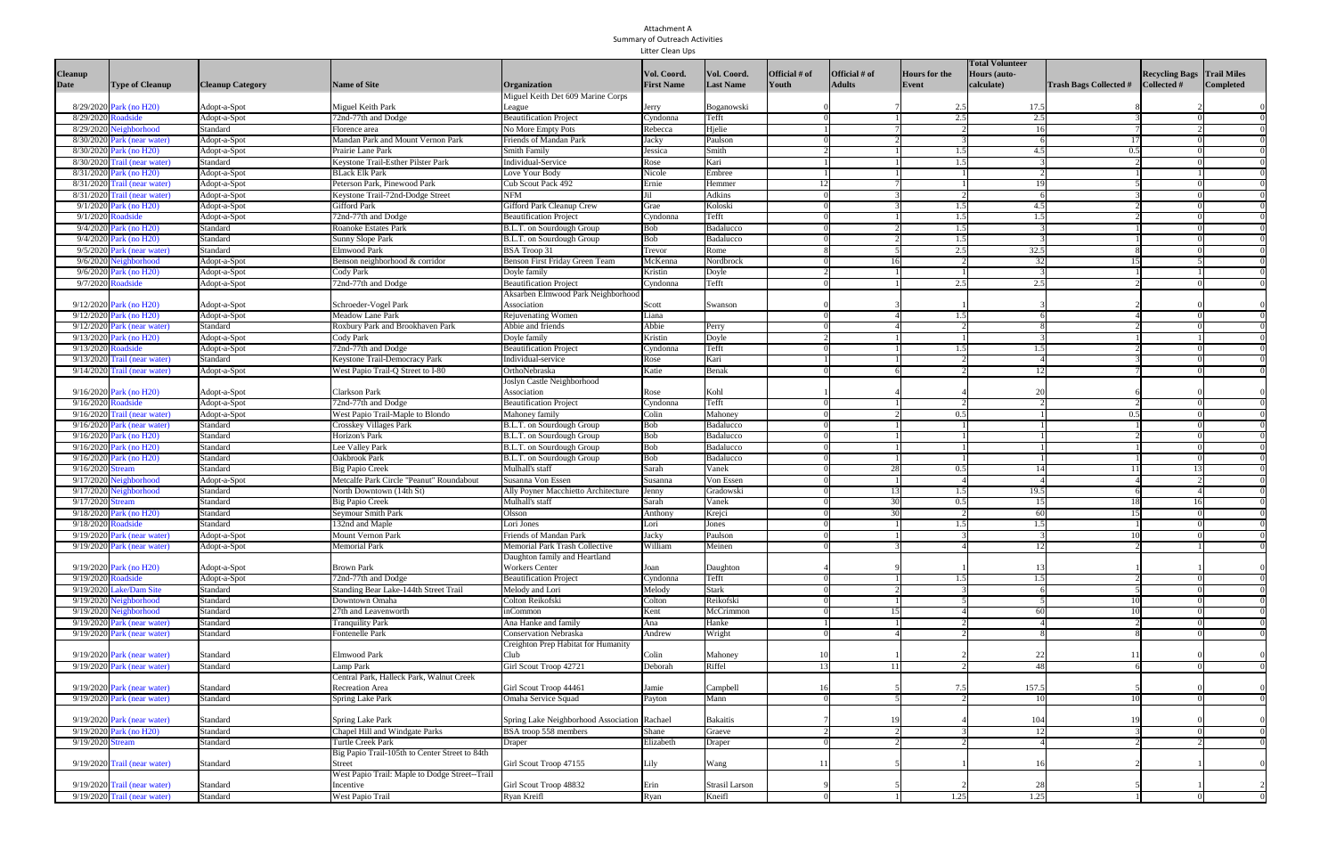Attachment A
Summary of Outreach Activities
Litter Clean Ups

| Cleanup Date | Type of Cleanup | Cleanup Category | Name of Site | Organization | Vol. Coord. First Name | Vol. Coord. Last Name | Official # of Youth | Official # of Adults | Hours for the Event | Total Volunteer Hours (auto-calculate) | Trash Bags Collected # | Recycling Bags Collected # | Trail Miles Completed |
|---|---|---|---|---|---|---|---|---|---|---|---|---|---|
| 8/29/2020 | Park (no H2O) | Adopt-a-Spot | Miguel Keith Park | Miguel Keith Det 609 Marine Corps League | Jerry | Boganowski | 0 | 7 | 2.5 | 17.5 | 8 | 2 | 0 |
| 8/29/2020 | Roadside | Adopt-a-Spot | 72nd-77th and Dodge | Beautification Project | Cyndonna | Tefft | 0 | 1 | 2.5 | 2.5 | 3 | 0 | 0 |
| 8/29/2020 | Neighborhood | Standard | Florence area | No More Empty Pots | Rebecca | Hjelle | 1 | 7 | 2 | 16 | 7 | 2 | 0 |
| 8/30/2020 | Park (near water) | Adopt-a-Spot | Mandan Park and Mount Vernon Park | Friends of Mandan Park | Jacky | Paulson | 0 | 2 | 3 | 6 | 17 | 0 | 0 |
| 8/30/2020 | Park (no H2O) | Adopt-a-Spot | Prairie Lane Park | Smith Family | Jessica | Smith | 2 | 1 | 1.5 | 4.5 | 0.5 | 0 | 0 |
| 8/30/2020 | Trail (near water) | Standard | Keystone Trail-Esther Pilster Park | Individual-Service | Rose | Kari | 1 | 1 | 1.5 | 3 | 2 | 0 | 0 |
| 8/31/2020 | Park (no H2O) | Adopt-a-Spot | BLack Elk Park | Love Your Body | Nicole | Embree | 1 | 1 | 1 | 2 | 1 | 1 | 0 |
| 8/31/2020 | Trail (near water) | Adopt-a-Spot | Peterson Park, Pinewood Park | Cub Scout Pack 492 | Ernie | Hemmer | 12 | 7 | 1 | 19 | 5 | 0 | 0 |
| 8/31/2020 | Trail (near water) | Adopt-a-Spot | Keystone Trail-72nd-Dodge Street | NFM | Jil | Adkins | 0 | 3 | 2 | 6 | 3 | 0 | 0 |
| 9/1/2020 | Park (no H2O) | Adopt-a-Spot | Gifford Park | Gifford Park Cleanup Crew | Grae | Koloski | 0 | 3 | 1.5 | 4.5 | 2 | 0 | 0 |
| 9/1/2020 | Roadside | Adopt-a-Spot | 72nd-77th and Dodge | Beautification Project | Cyndonna | Tefft | 0 | 1 | 1.5 | 1.5 | 2 | 0 | 0 |
| 9/4/2020 | Park (no H2O) | Standard | Roanoke Estates Park | B.L.T. on Sourdough Group | Bob | Badalucco | 0 | 2 | 1.5 | 3 | 1 | 0 | 0 |
| 9/4/2020 | Park (no H2O) | Standard | Sunny Slope Park | B.L.T. on Sourdough Group | Bob | Badalucco | 0 | 2 | 1.5 | 3 | 1 | 0 | 0 |
| 9/5/2020 | Park (near water) | Standard | Elmwood Park | BSA Troop 31 | Trevor | Rome | 8 | 5 | 2.5 | 32.5 | 8 | 0 | 0 |
| 9/6/2020 | Neighborhood | Adopt-a-Spot | Benson neighborhood & corridor | Benson First Friday Green Team | McKenna | Nordbrock | 0 | 16 | 2 | 32 | 15 | 5 | 0 |
| 9/6/2020 | Park (no H2O) | Adopt-a-Spot | Cody Park | Doyle family | Kristin | Doyle | 2 | 1 | 1 | 3 | 1 | 1 | 0 |
| 9/7/2020 | Roadside | Adopt-a-Spot | 72nd-77th and Dodge | Beautification Project | Cyndonna | Tefft | 0 | 1 | 2.5 | 2.5 | 2 | 0 | 0 |
| 9/12/2020 | Park (no H2O) | Adopt-a-Spot | Schroeder-Vogel Park | Aksarben Elmwood Park Neighborhood Association | Scott | Swanson | 0 | 3 | 1 | 3 | 2 | 0 | 0 |
| 9/12/2020 | Park (no H2O) | Adopt-a-Spot | Meadow Lane Park | Rejuvenating Women | Liana | | 0 | 4 | 1.5 | 6 | 4 | 0 | 0 |
| 9/12/2020 | Park (near water) | Standard | Roxbury Park and Brookhaven Park | Abbie and friends | Abbie | Perry | 0 | 4 | 2 | 8 | 2 | 0 | 0 |
| 9/13/2020 | Park (no H2O) | Adopt-a-Spot | Cody Park | Doyle family | Kristin | Doyle | 2 | 1 | 1 | 3 | 1 | 1 | 0 |
| 9/13/2020 | Roadside | Adopt-a-Spot | 72nd-77th and Dodge | Beautification Project | Cyndonna | Tefft | 0 | 1 | 1.5 | 1.5 | 2 | 0 | 0 |
| 9/13/2020 | Trail (near water) | Standard | Keystone Trail-Democracy Park | Individual-service | Rose | Kari | 1 | 1 | 2 | 4 | 3 | 0 | 0 |
| 9/14/2020 | Trail (near water) | Adopt-a-Spot | West Papio Trail-Q Street to I-80 | OrthoNebraska | Katie | Benak | 0 | 6 | 2 | 12 | 7 | 0 | 0 |
| 9/16/2020 | Park (no H2O) | Adopt-a-Spot | Clarkson Park | Joslyn Castle Neighborhood Association | Rose | Kohl | 1 | 4 | 4 | 20 | 6 | 0 | 0 |
| 9/16/2020 | Roadside | Adopt-a-Spot | 72nd-77th and Dodge | Beautification Project | Cyndonna | Tefft | 0 | 1 | 2 | 2 | 2 | 0 | 0 |
| 9/16/2020 | Trail (near water) | Adopt-a-Spot | West Papio Trail-Maple to Blondo | Mahoney family | Colin | Mahoney | 0 | 2 | 0.5 | 1 | 0.5 | 0 | 0 |
| 9/16/2020 | Park (near water) | Standard | Crosskey Villages Park | B.L.T. on Sourdough Group | Bob | Badalucco | 0 | 1 | 1 | 1 | 1 | 0 | 0 |
| 9/16/2020 | Park (no H2O) | Standard | Horizon's Park | B.L.T. on Sourdough Group | Bob | Badalucco | 0 | 1 | 1 | 1 | 2 | 0 | 0 |
| 9/16/2020 | Park (no H2O) | Standard | Lee Valley Park | B.L.T. on Sourdough Group | Bob | Badalucco | 0 | 1 | 1 | 1 | 1 | 0 | 0 |
| 9/16/2020 | Park (no H2O) | Standard | Oakbrook Park | B.L.T. on Sourdough Group | Bob | Badalucco | 0 | 1 | 1 | 1 | 1 | 0 | 0 |
| 9/16/2020 | Stream | Standard | Big Papio Creek | Mulhall's staff | Sarah | Vanek | 0 | 28 | 0.5 | 14 | 11 | 13 | 0 |
| 9/17/2020 | Neighborhood | Adopt-a-Spot | Metcalfe Park Circle "Peanut" Roundabout | Susanna Von Essen | Susanna | Von Essen | 0 | 1 | 4 | 4 | 4 | 2 | 0 |
| 9/17/2020 | Neighborhood | Standard | North Downtown (14th St) | Ally Poyner Macchietto Architecture | Jenny | Gradowski | 0 | 13 | 1.5 | 19.5 | 6 | 4 | 0 |
| 9/17/2020 | Stream | Standard | Big Papio Creek | Mulhall's staff | Sarah | Vanek | 0 | 30 | 0.5 | 15 | 18 | 16 | 0 |
| 9/18/2020 | Park (no H2O) | Standard | Seymour Smith Park | Olsson | Anthony | Krejci | 0 | 30 | 2 | 60 | 15 | 0 | 0 |
| 9/18/2020 | Roadside | Standard | 132nd and Maple | Lori Jones | Lori | Jones | 0 | 1 | 1.5 | 1.5 | 1 | 0 | 0 |
| 9/19/2020 | Park (near water) | Adopt-a-Spot | Mount Vernon Park | Friends of Mandan Park | Jacky | Paulson | 0 | 1 | 3 | 3 | 10 | 0 | 0 |
| 9/19/2020 | Park (near water) | Adopt-a-Spot | Memorial Park | Memorial Park Trash Collective | William | Meinen | 0 | 3 | 4 | 12 | 2 | 1 | 0 |
| 9/19/2020 | Park (no H2O) | Adopt-a-Spot | Brown Park | Daughton family and Heartland Workers Center | Joan | Daughton | 4 | 9 | 1 | 13 | 1 | 1 | 0 |
| 9/19/2020 | Roadside | Adopt-a-Spot | 72nd-77th and Dodge | Beautification Project | Cyndonna | Tefft | 0 | 1 | 1.5 | 1.5 | 2 | 0 | 0 |
| 9/19/2020 | Lake/Dam Site | Standard | Standing Bear Lake-144th Street Trail | Melody and Lori | Melody | Stark | 0 | 2 | 3 | 6 | 5 | 0 | 0 |
| 9/19/2020 | Neighborhood | Standard | Downtown Omaha | Colton Reikofski | Colton | Reikofski | 0 | 1 | 5 | 5 | 10 | 0 | 0 |
| 9/19/2020 | Neighborhood | Standard | 27th and Leavenworth | inCommon | Kent | McCrimmon | 0 | 15 | 4 | 60 | 10 | 0 | 0 |
| 9/19/2020 | Park (near water) | Standard | Tranquility Park | Ana Hanke and family | Ana | Hanke | 1 | 1 | 2 | 4 | 2 | 0 | 0 |
| 9/19/2020 | Park (near water) | Standard | Fontenelle Park | Conservation Nebraska | Andrew | Wright | 0 | 4 | 2 | 8 | 8 | 0 | 0 |
| 9/19/2020 | Park (near water) | Standard | Elmwood Park | Creighton Prep Habitat for Humanity Club | Colin | Mahoney | 10 | 1 | 2 | 22 | 11 | 0 | 0 |
| 9/19/2020 | Park (near water) | Standard | Lamp Park | Girl Scout Troop 42721 | Deborah | Riffel | 13 | 11 | 2 | 48 | 6 | 0 | 0 |
| 9/19/2020 | Park (near water) | Standard | Central Park, Halleck Park, Walnut Creek Recreation Area | Girl Scout Troop 44461 | Jamie | Campbell | 16 | 5 | 7.5 | 157.5 | 5 | 0 | 0 |
| 9/19/2020 | Park (near water) | Standard | Spring Lake Park | Omaha Service Squad | Payton | Mann | 0 | 5 | 2 | 10 | 10 | 0 | 0 |
| 9/19/2020 | Park (near water) | Standard | Spring Lake Park | Spring Lake Neighborhood Association | Rachael | Bakaitis | 7 | 19 | 4 | 104 | 19 | 0 | 0 |
| 9/19/2020 | Park (no H2O) | Standard | Chapel Hill and Windgate Parks | BSA troop 558 members | Shane | Graeve | 2 | 2 | 3 | 12 | 3 | 0 | 0 |
| 9/19/2020 | Stream | Standard | Turtle Creek Park | Draper | Elizabeth | Draper | 0 | 2 | 2 | 4 | 2 | 2 | 0 |
| 9/19/2020 | Trail (near water) | Standard | Big Papio Trail-105th to Center Street to 84th Street | Girl Scout Troop 47155 | Lily | Wang | 11 | 5 | 1 | 16 | 2 | 1 | 0 |
| 9/19/2020 | Trail (near water) | Standard | West Papio Trail: Maple to Dodge Street--Trail Incentive | Girl Scout Troop 48832 | Erin | Strasil Larson | 9 | 5 | 2 | 28 | 5 | 1 | 2 |
| 9/19/2020 | Trail (near water) | Standard | West Papio Trail | Ryan Kreifl | Ryan | Kneifl | 0 | 1 | 1.25 | 1.25 | 1 | 0 | 0 |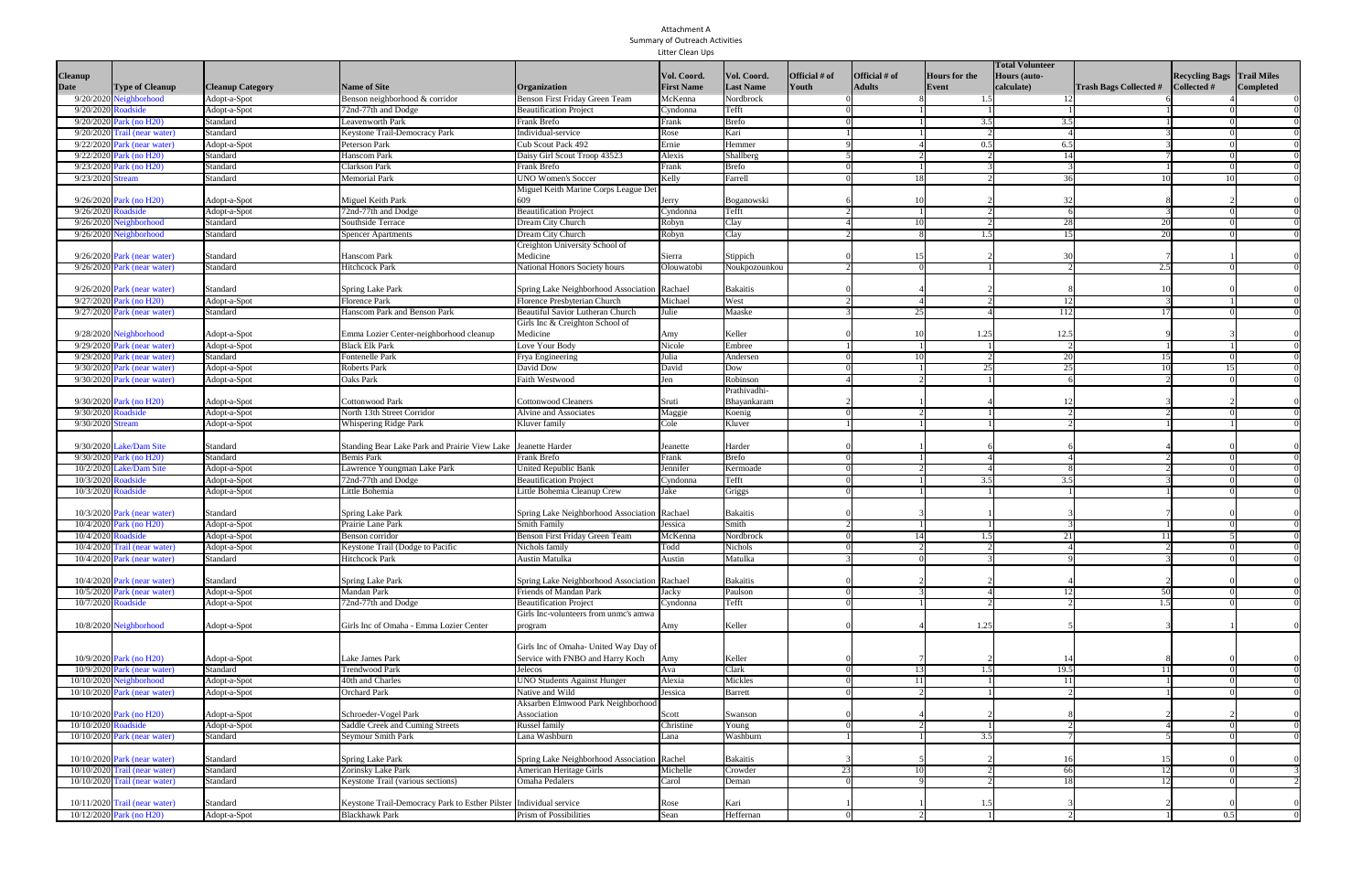Attachment A
Summary of Outreach Activities
Litter Clean Ups

| Cleanup Date | Type of Cleanup | Cleanup Category | Name of Site | Organization | Vol. Coord. First Name | Vol. Coord. Last Name | Official # of Youth | Official # of Adults | Hours for the Event | Total Volunteer Hours (auto-calculate) | Trash Bags Collected # | Recycling Bags Collected # | Trail Miles Completed |
|---|---|---|---|---|---|---|---|---|---|---|---|---|---|
| 9/20/2020 | Neighborhood | Adopt-a-Spot | Benson neighborhood & corridor | Benson First Friday Green Team | McKenna | Nordbrock | 0 | 8 | 1.5 | 12 | 6 | 4 | 0 |
| 9/20/2020 | Roadside | Adopt-a-Spot | 72nd-77th and Dodge | Beautification Project | Cyndonna | Tefft | 0 | 1 | 1 | 1 | 1 | 0 | 0 |
| 9/20/2020 | Park (no H20) | Standard | Leavenworth Park | Frank Brefo | Frank | Brefo | 0 | 1 | 3.5 | 3.5 | 1 | 0 | 0 |
| 9/20/2020 | Trail (near water) | Standard | Keystone Trail-Democracy Park | Individual-service | Rose | Kari | 1 | 1 | 2 | 4 | 3 | 0 | 0 |
| 9/22/2020 | Park (near water) | Adopt-a-Spot | Peterson Park | Cub Scout Pack 492 | Ernie | Hemmer | 9 | 4 | 0.5 | 6.5 | 3 | 0 | 0 |
| 9/22/2020 | Park (no H20) | Standard | Hanscom Park | Daisy Girl Scout Troop 43523 | Alexis | Shallberg | 5 | 2 | 2 | 14 | 7 | 0 | 0 |
| 9/23/2020 | Park (no H20) | Standard | Clarkson Park | Frank Brefo | Frank | Brefo | 0 | 1 | 3 | 3 | 1 | 0 | 0 |
| 9/23/2020 | Stream | Standard | Memorial Park | UNO Women's Soccer | Kelly | Farrell | 0 | 18 | 2 | 36 | 10 | 10 | 0 |
| 9/26/2020 | Park (no H20) | Adopt-a-Spot | Miguel Keith Park | Miguel Keith Marine Corps League Det 609 | Jerry | Boganowski | 6 | 10 | 2 | 32 | 8 | 2 | 0 |
| 9/26/2020 | Roadside | Adopt-a-Spot | 72nd-77th and Dodge | Beautification Project | Cyndonna | Tefft | 2 | 1 | 2 | 6 | 3 | 0 | 0 |
| 9/26/2020 | Neighborhood | Standard | Southside Terrace | Dream City Church | Robyn | Clay | 4 | 10 | 2 | 28 | 20 | 0 | 0 |
| 9/26/2020 | Neighborhood | Standard | Spencer Apartments | Dream City Church | Robyn | Clay | 2 | 8 | 1.5 | 15 | 20 | 0 | 0 |
| 9/26/2020 | Park (near water) | Standard | Hanscom Park | Creighton University School of Medicine | Sierra | Stippich | 0 | 15 | 2 | 30 | 7 | 1 | 0 |
| 9/26/2020 | Park (near water) | Standard | Hitchcock Park | National Honors Society hours | Olouwatobi | Noukpozounkou | 2 | 0 | 1 | 2 | 2.5 | 0 | 0 |
| 9/26/2020 | Park (near water) | Standard | Spring Lake Park | Spring Lake Neighborhood Association | Rachael | Bakaitis | 0 | 4 | 2 | 8 | 10 | 0 | 0 |
| 9/27/2020 | Park (no H20) | Adopt-a-Spot | Florence Park | Florence Presbyterian Church | Michael | West | 2 | 4 | 2 | 12 | 3 | 1 | 0 |
| 9/27/2020 | Park (near water) | Standard | Hanscom Park and Benson Park | Beautiful Savior Lutheran Church | Julie | Maaske | 3 | 25 | 4 | 112 | 17 | 0 | 0 |
| 9/28/2020 | Neighborhood | Adopt-a-Spot | Emma Lozier Center-neighborhood cleanup | Girls Inc & Creighton School of Medicine | Amy | Keller | 0 | 10 | 1.25 | 12.5 | 9 | 3 | 0 |
| 9/29/2020 | Park (near water) | Adopt-a-Spot | Black Elk Park | Love Your Body | Nicole | Embree | 1 | 1 | 1 | 2 | 1 | 1 | 0 |
| 9/29/2020 | Park (near water) | Standard | Fontenelle Park | Frya Engineering | Julia | Andersen | 0 | 10 | 2 | 20 | 15 | 0 | 0 |
| 9/30/2020 | Park (near water) | Adopt-a-Spot | Roberts Park | David Dow | David | Dow | 0 | 1 | 25 | 25 | 10 | 15 | 0 |
| 9/30/2020 | Park (near water) | Adopt-a-Spot | Oaks Park | Faith Westwood | Jen | Robinson | 4 | 2 | 1 | 6 | 2 | 0 | 0 |
| 9/30/2020 | Park (no H20) | Adopt-a-Spot | Cottonwood Park | Cottonwood Cleaners | Sruti | Prathivadhi-Bhayankaram | 2 | 1 | 4 | 12 | 3 | 2 | 0 |
| 9/30/2020 | Roadside | Adopt-a-Spot | North 13th Street Corridor | Alvine and Associates | Maggie | Koenig | 0 | 2 | 1 | 2 | 2 | 0 | 0 |
| 9/30/2020 | Stream | Adopt-a-Spot | Whispering Ridge Park | Kluver family | Cole | Kluver | 1 | 1 | 1 | 2 | 1 | 1 | 0 |
| 9/30/2020 | Lake/Dam Site | Standard | Standing Bear Lake Park and Prairie View Lake | Jeanette Harder | Jeanette | Harder | 0 | 1 | 6 | 6 | 4 | 0 | 0 |
| 9/30/2020 | Park (no H20) | Standard | Bemis Park | Frank Brefo | Frank | Brefo | 0 | 1 | 4 | 4 | 2 | 0 | 0 |
| 10/2/2020 | Lake/Dam Site | Adopt-a-Spot | Lawrence Youngman Lake Park | United Republic Bank | Jennifer | Kermoade | 0 | 2 | 4 | 8 | 2 | 0 | 0 |
| 10/3/2020 | Roadside | Adopt-a-Spot | 72nd-77th and Dodge | Beautification Project | Cyndonna | Tefft | 0 | 1 | 3.5 | 3.5 | 3 | 0 | 0 |
| 10/3/2020 | Roadside | Adopt-a-Spot | Little Bohemia | Little Bohemia Cleanup Crew | Jake | Griggs | 0 | 1 | 1 | 1 | 1 | 0 | 0 |
| 10/3/2020 | Park (near water) | Standard | Spring Lake Park | Spring Lake Neighborhood Association | Rachael | Bakaitis | 0 | 3 | 1 | 3 | 7 | 0 | 0 |
| 10/4/2020 | Park (no H20) | Adopt-a-Spot | Prairie Lane Park | Smith Family | Jessica | Smith | 2 | 1 | 1 | 3 | 1 | 0 | 0 |
| 10/4/2020 | Roadside | Adopt-a-Spot | Benson corridor | Benson First Friday Green Team | McKenna | Nordbrock | 0 | 14 | 1.5 | 21 | 11 | 5 | 0 |
| 10/4/2020 | Trail (near water) | Adopt-a-Spot | Keystone Trail (Dodge to Pacific | Nichols family | Todd | Nichols | 0 | 2 | 2 | 4 | 2 | 0 | 0 |
| 10/4/2020 | Park (near water) | Standard | Hitchcock Park | Austin Matulka | Austin | Matulka | 3 | 0 | 3 | 9 | 3 | 0 | 0 |
| 10/4/2020 | Park (near water) | Standard | Spring Lake Park | Spring Lake Neighborhood Association | Rachael | Bakaitis | 0 | 2 | 2 | 4 | 2 | 0 | 0 |
| 10/5/2020 | Park (near water) | Adopt-a-Spot | Mandan Park | Friends of Mandan Park | Jacky | Paulson | 0 | 3 | 4 | 12 | 50 | 0 | 0 |
| 10/7/2020 | Roadside | Adopt-a-Spot | 72nd-77th and Dodge | Beautification Project | Cyndonna | Tefft | 0 | 1 | 2 | 2 | 1.5 | 0 | 0 |
| 10/8/2020 | Neighborhood | Adopt-a-Spot | Girls Inc of Omaha - Emma Lozier Center | Girls Inc-volunteers from unmc's amwa program | Amy | Keller | 0 | 4 | 1.25 | 5 | 3 | 1 | 0 |
| 10/9/2020 | Park (no H20) | Adopt-a-Spot | Lake James Park | Girls Inc of Omaha- United Way Day of Service with FNBO and Harry Koch | Amy | Keller | 0 | 7 | 2 | 14 | 8 | 0 | 0 |
| 10/9/2020 | Park (near water) | Standard | Trendwood Park | Jelecos | Ava | Clark | 0 | 13 | 1.5 | 19.5 | 11 | 0 | 0 |
| 10/10/2020 | Neighborhood | Adopt-a-Spot | 40th and Charles | UNO Students Against Hunger | Alexia | Mickles | 0 | 11 | 1 | 11 | 1 | 0 | 0 |
| 10/10/2020 | Park (near water) | Adopt-a-Spot | Orchard Park | Native and Wild | Jessica | Barrett | 0 | 2 | 1 | 2 | 1 | 0 | 0 |
| 10/10/2020 | Park (no H20) | Adopt-a-Spot | Schroeder-Vogel Park | Aksarben Elmwood Park Neighborhood Association | Scott | Swanson | 0 | 4 | 2 | 8 | 2 | 2 | 0 |
| 10/10/2020 | Roadside | Adopt-a-Spot | Saddle Creek and Cuming Streets | Russel family | Christine | Young | 0 | 2 | 1 | 2 | 4 | 0 | 0 |
| 10/10/2020 | Park (near water) | Standard | Seymour Smith Park | Lana Washburn | Lana | Washburn | 1 | 1 | 3.5 | 7 | 5 | 0 | 0 |
| 10/10/2020 | Park (near water) | Standard | Spring Lake Park | Spring Lake Neighborhood Association | Rachel | Bakaitis | 3 | 5 | 2 | 16 | 15 | 0 | 0 |
| 10/10/2020 | Trail (near water) | Standard | Zorinsky Lake Park | American Heritage Girls | Michelle | Crowder | 23 | 10 | 2 | 66 | 12 | 0 | 3 |
| 10/10/2020 | Trail (near water) | Standard | Keystone Trail (various sections) | Omaha Pedalers | Carol | Deman | 0 | 9 | 2 | 18 | 12 | 0 | 2 |
| 10/11/2020 | Trail (near water) | Standard | Keystone Trail-Democracy Park to Esther Pilster | Individual service | Rose | Kari | 1 | 1 | 1.5 | 3 | 2 | 0 | 0 |
| 10/12/2020 | Park (no H20) | Adopt-a-Spot | Blackhawk Park | Prism of Possibilities | Sean | Heffernan | 0 | 2 | 1 | 2 | 1 | 0.5 | 0 |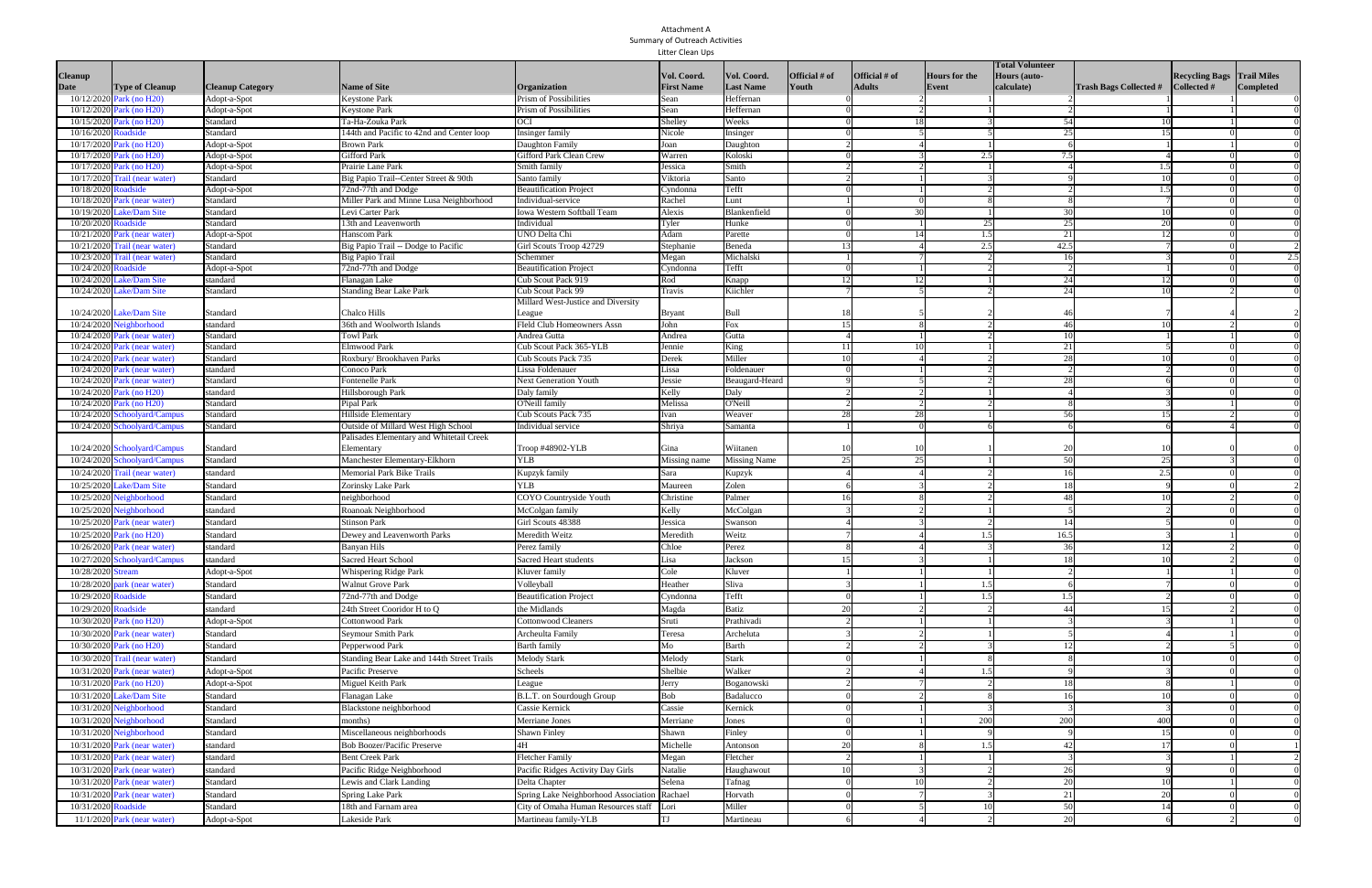Attachment A
Summary of Outreach Activities
Litter Clean Ups

| Cleanup Date | Type of Cleanup | Cleanup Category | Name of Site | Organization | Vol. Coord. First Name | Vol. Coord. Last Name | Official # of Youth | Official # of Adults | Hours for the Event | Total Volunteer Hours (auto-calculate) | Trash Bags Collected # | Recycling Bags Collected # | Trail Miles Completed |
|---|---|---|---|---|---|---|---|---|---|---|---|---|---|
| 10/12/2020 | Park (no H20) | Adopt-a-Spot | Keystone Park | Prism of Possibilities | Sean | Heffernan | 0 | 2 | 1 | 2 | 1 | 1 | 0 |
| 10/12/2020 | Park (no H20) | Adopt-a-Spot | Keystone Park | Prism of Possibilities | Sean | Heffernan | 0 | 2 | 1 | 2 | 1 | 1 | 0 |
| 10/15/2020 | Park (no H20) | Standard | Ta-Ha-Zouka Park | OCI | Shelley | Weeks | 0 | 18 | 3 | 54 | 10 | 1 | 0 |
| 10/16/2020 | Roadside | Standard | 144th and Pacific to 42nd and Center loop | Insinger family | Nicole | Insinger | 0 | 5 | 5 | 25 | 15 | 0 | 0 |
| 10/17/2020 | Park (no H20) | Adopt-a-Spot | Brown Park | Daughton Family | Joan | Daughton | 2 | 4 | 1 | 6 | 1 | 1 | 0 |
| 10/17/2020 | Park (no H20) | Adopt-a-Spot | Gifford Park | Gifford Park Clean Crew | Warren | Koloski | 0 | 3 | 2.5 | 7.5 | 4 | 0 | 0 |
| 10/17/2020 | Park (no H20) | Adopt-a-Spot | Prairie Lane Park | Smith family | Jessica | Smith | 2 | 2 | 1 | 4 | 1.5 | 0 | 0 |
| 10/17/2020 | Trail (near water) | Standard | Big Papio Trail--Center Street & 90th | Santo family | Viktoria | Santo | 2 | 1 | 3 | 9 | 10 | 0 | 0 |
| 10/18/2020 | Roadside | Adopt-a-Spot | 72nd-77th and Dodge | Beautification Project | Cyndonna | Tefft | 0 | 1 | 2 | 2 | 1.5 | 0 | 0 |
| 10/18/2020 | Park (near water) | Standard | Miller Park and Minne Lusa Neighborhood | Individual-service | Rachel | Lunt | 1 | 0 | 8 | 8 | 7 | 0 | 0 |
| 10/19/2020 | Lake/Dam Site | Standard | Levi Carter Park | Iowa Western Softball Team | Alexis | Blankenfield | 0 | 30 | 1 | 30 | 10 | 0 | 0 |
| 10/20/2020 | Roadside | Standard | 13th and Leavenworth | Individual | Tyler | Hunke | 0 | 1 | 25 | 25 | 20 | 0 | 0 |
| 10/21/2020 | Park (near water) | Adopt-a-Spot | Hanscom Park | UNO Delta Chi | Adam | Parette | 0 | 14 | 1.5 | 21 | 12 | 0 | 0 |
| 10/21/2020 | Trail (near water) | Standard | Big Papio Trail -- Dodge to Pacific | Girl Scouts Troop 42729 | Stephanie | Beneda | 13 | 4 | 2.5 | 42.5 | 7 | 0 | 2 |
| 10/23/2020 | Trail (near water) | Standard | Big Papio Trail | Schemmer | Megan | Michalski | 1 | 7 | 2 | 16 | 3 | 0 | 2.5 |
| 10/24/2020 | Roadside | Adopt-a-Spot | 72nd-77th and Dodge | Beautification Project | Cyndonna | Tefft | 0 | 1 | 2 | 2 | 1 | 0 | 0 |
| 10/24/2020 | Lake/Dam Site | standard | Flanagan Lake | Cub Scout Pack 919 | Rod | Knapp | 12 | 12 | 1 | 24 | 12 | 0 | 0 |
| 10/24/2020 | Lake/Dam Site | Standard | Standing Bear Lake Park | Cub Scout Pack 99 | Travis | Kiichler | 7 | 5 | 2 | 24 | 10 | 2 | 0 |
| 10/24/2020 | Lake/Dam Site | Standard | Chalco Hills | Millard West-Justice and Diversity League | Bryant | Bull | 18 | 5 | 2 | 46 | 7 | 4 | 2 |
| 10/24/2020 | Neighborhood | standard | 36th and Woolworth Islands | Fleld Club Homeowners Assn | John | Fox | 15 | 8 | 2 | 46 | 10 | 2 | 0 |
| 10/24/2020 | Park (near water) | Standard | Towl Park | Andrea Gutta | Andrea | Gutta | 4 | 1 | 2 | 10 | 1 | 1 | 0 |
| 10/24/2020 | Park (near water) | Standard | Elmwood Park | Cub Scout Pack 365-YLB | Jennie | King | 11 | 10 | 1 | 21 | 5 | 0 | 0 |
| 10/24/2020 | Park (near water) | Standard | Roxbury/ Brookhaven Parks | Cub Scouts Pack 735 | Derek | Miller | 10 | 4 | 2 | 28 | 10 | 0 | 0 |
| 10/24/2020 | Park (near water) | standard | Conoco Park | Lissa Foldenauer | Lissa | Foldenauer | 0 | 1 | 2 | 2 | 2 | 0 | 0 |
| 10/24/2020 | Park (near water) | Standard | Fontenelle Park | Next Generation Youth | Jessie | Beaugard-Heard | 9 | 5 | 2 | 28 | 6 | 0 | 0 |
| 10/24/2020 | Park (no H20) | standard | Hillsborough Park | Daly family | Kelly | Daly | 2 | 2 | 1 | 4 | 3 | 0 | 0 |
| 10/24/2020 | Park (no H20) | Standard | Pipal Park | O'Neill family | Melissa | O'Neill | 2 | 2 | 2 | 8 | 3 | 1 | 0 |
| 10/24/2020 | Schoolyard/Campus | Standard | Hillside Elementary | Cub Scouts Pack 735 | Ivan | Weaver | 28 | 28 | 1 | 56 | 15 | 2 | 0 |
| 10/24/2020 | Schoolyard/Campus | Standard | Outside of Millard West High School | Individual service | Shriya | Samanta | 1 | 0 | 6 | 6 | 6 | 4 | 0 |
| 10/24/2020 | Schoolyard/Campus | Standard | Palisades Elementary and Whitetail Creek Elementary | Troop #48902-YLB | Gina | Wiitanen | 10 | 10 | 1 | 20 | 10 | 0 | 0 |
| 10/24/2020 | Schoolyard/Campus | Standard | Manchester Elementary-Elkhorn | YLB | Missing name | Missing Name | 25 | 25 | 1 | 50 | 25 | 3 | 0 |
| 10/24/2020 | Trail (near water) | standard | Memorial Park Bike Trails | Kupzyk family | Sara | Kupzyk | 4 | 4 | 2 | 16 | 2.5 | 0 | 0 |
| 10/25/2020 | Lake/Dam Site | Standard | Zorinsky Lake Park | YLB | Maureen | Zolen | 6 | 3 | 2 | 18 | 9 | 0 | 2 |
| 10/25/2020 | Neighborhood | Standard | neighborhood | COYO Countryside Youth | Christine | Palmer | 16 | 8 | 2 | 48 | 10 | 2 | 0 |
| 10/25/2020 | Neighborhood | standard | Roanoak Neighborhood | McColgan family | Kelly | McColgan | 3 | 2 | 1 | 5 | 2 | 0 | 0 |
| 10/25/2020 | Park (near water) | Standard | Stinson Park | Girl Scouts 48388 | Jessica | Swanson | 4 | 3 | 2 | 14 | 5 | 0 | 0 |
| 10/25/2020 | Park (no H20) | Standard | Dewey and Leavenworth Parks | Meredith Weitz | Meredith | Weitz | 7 | 4 | 1.5 | 16.5 | 3 | 1 | 0 |
| 10/26/2020 | Park (near water) | standard | Banyan Hils | Perez family | Chloe | Perez | 8 | 4 | 3 | 36 | 12 | 2 | 0 |
| 10/27/2020 | Schoolyard/Campus | standard | Sacred Heart School | Sacred Heart students | Lisa | Jackson | 15 | 3 | 1 | 18 | 10 | 2 | 0 |
| 10/28/2020 | Stream | Adopt-a-Spot | Whispering Ridge Park | Kluver family | Cole | Kluver | 1 | 1 | 1 | 2 | 1 | 1 | 0 |
| 10/28/2020 | park (near water) | Standard | Walnut Grove Park | Volleyball | Heather | Sliva | 3 | 1 | 1.5 | 6 | 7 | 0 | 0 |
| 10/29/2020 | Roadside | Standard | 72nd-77th and Dodge | Beautification Project | Cyndonna | Tefft | 0 | 1 | 1.5 | 1.5 | 2 | 0 | 0 |
| 10/29/2020 | Roadside | standard | 24th Street Cooridor H to Q | the Midlands | Magda | Batiz | 20 | 2 | 2 | 44 | 15 | 2 | 0 |
| 10/30/2020 | Park (no H20) | Adopt-a-Spot | Cottonwood Park | Cottonwood Cleaners | Sruti | Prathivadi | 2 | 1 | 1 | 3 | 3 | 1 | 0 |
| 10/30/2020 | Park (near water) | Standard | Seymour Smith Park | Archeulta Family | Teresa | Archeluta | 3 | 2 | 1 | 5 | 4 | 1 | 0 |
| 10/30/2020 | Park (no H20) | Standard | Pepperwood Park | Barth family | Mo | Barth | 2 | 2 | 3 | 12 | 2 | 5 | 0 |
| 10/30/2020 | Trail (near water) | Standard | Standing Bear Lake and 144th Street Trails | Melody Stark | Melody | Stark | 0 | 1 | 8 | 8 | 10 | 0 | 0 |
| 10/31/2020 | Park (near water) | Adopt-a-Spot | Pacific Preserve | Scheels | Shelbie | Walker | 2 | 4 | 1.5 | 9 | 3 | 0 | 0 |
| 10/31/2020 | Park (no H20) | Adopt-a-Spot | Miguel Keith Park | League | Jerry | Boganowski | 2 | 7 | 2 | 18 | 8 | 1 | 0 |
| 10/31/2020 | Lake/Dam Site | Standard | Flanagan Lake | B.L.T. on Sourdough Group | Bob | Badalucco | 0 | 2 | 8 | 16 | 10 | 0 | 0 |
| 10/31/2020 | Neighborhood | Standard | Blackstone neighborhood | Cassie Kernick | Cassie | Kernick | 0 | 1 | 3 | 3 | 3 | 0 | 0 |
| 10/31/2020 | Neighborhood | Standard | months) | Merriane Jones | Merriane | Jones | 0 | 1 | 200 | 200 | 400 | 0 | 0 |
| 10/31/2020 | Neighborhood | Standard | Miscellaneous neighborhoods | Shawn Finley | Shawn | Finley | 0 | 1 | 9 | 9 | 15 | 0 | 0 |
| 10/31/2020 | Park (near water) | standard | Bob Boozer/Pacific Preserve | 4H | Michelle | Antonson | 20 | 8 | 1.5 | 42 | 17 | 0 | 1 |
| 10/31/2020 | Park (near water) | standard | Bent Creek Park | Fletcher Family | Megan | Fletcher | 2 | 1 | 1 | 3 | 3 | 1 | 2 |
| 10/31/2020 | Park (near water) | standard | Pacific Ridge Neighborhood | Pacific Ridges Activity Day Girls | Natalie | Haughawout | 10 | 3 | 2 | 26 | 9 | 0 | 0 |
| 10/31/2020 | Park (near water) | Standard | Lewis and Clark Landing | Delta Chapter | Selena | Tafnag | 0 | 10 | 2 | 20 | 10 | 1 | 0 |
| 10/31/2020 | Park (near water) | Standard | Spring Lake Park | Spring Lake Neighborhood Association | Rachael | Horvath | 0 | 7 | 3 | 21 | 20 | 0 | 0 |
| 10/31/2020 | Roadside | Standard | 18th and Farnam area | City of Omaha Human Resources staff | Lori | Miller | 0 | 5 | 10 | 50 | 14 | 0 | 0 |
| 11/1/2020 | Park (near water) | Adopt-a-Spot | Lakeside Park | Martineau family-YLB | TJ | Martineau | 6 | 4 | 2 | 20 | 6 | 2 | 0 |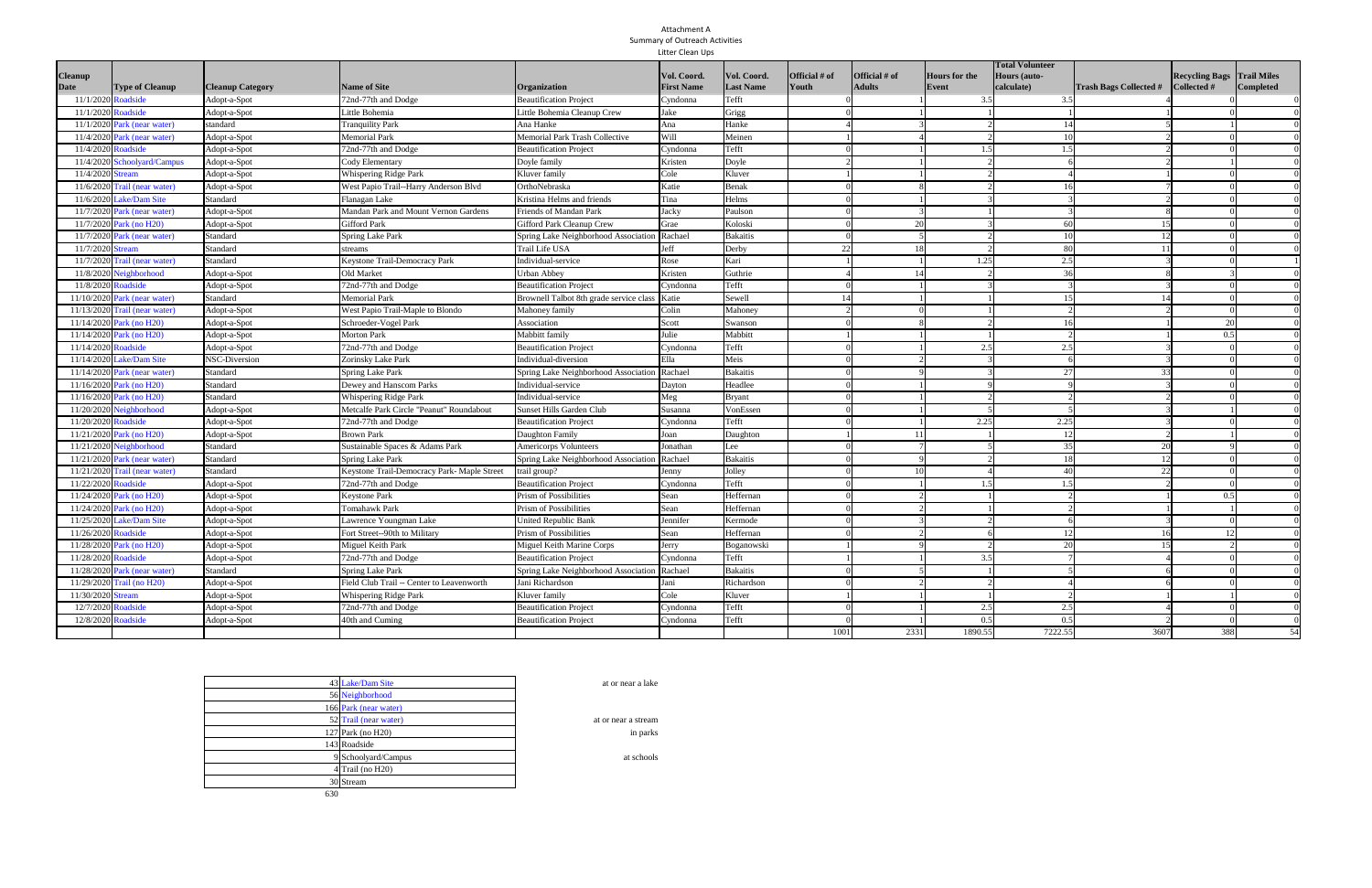Attachment A
Summary of Outreach Activities
Litter Clean Ups

| Cleanup Date | Type of Cleanup | Cleanup Category | Name of Site | Organization | Vol. Coord. First Name | Vol. Coord. Last Name | Official # of Youth | Official # of Adults | Hours for the Event | Total Volunteer Hours (auto-calculate) | Trash Bags Collected # | Recycling Bags Collected # | Trail Miles Completed |
|---|---|---|---|---|---|---|---|---|---|---|---|---|---|
| 11/1/2020 | Roadside | Adopt-a-Spot | 72nd-77th and Dodge | Beautification Project | Cyndonna | Tefft | 0 | 1 | 3.5 | 3.5 | 4 | 0 | 0 |
| 11/1/2020 | Roadside | Adopt-a-Spot | Little Bohemia | Little Bohemia Cleanup Crew | Jake | Grigg | 0 | 1 | 1 | 1 | 1 | 0 | 0 |
| 11/1/2020 | Park (near water) | standard | Tranquility Park | Ana Hanke | Ana | Hanke | 4 | 3 | 2 | 14 | 5 | 1 | 0 |
| 11/4/2020 | Park (near water) | Adopt-a-Spot | Memorial Park | Memorial Park Trash Collective | Will | Meinen | 1 | 4 | 2 | 10 | 2 | 0 | 0 |
| 11/4/2020 | Roadside | Adopt-a-Spot | 72nd-77th and Dodge | Beautification Project | Cyndonna | Tefft | 0 | 1 | 1.5 | 1.5 | 2 | 0 | 0 |
| 11/4/2020 | Schoolyard/Campus | Adopt-a-Spot | Cody Elementary | Doyle family | Kristen | Doyle | 2 | 1 | 2 | 6 | 2 | 1 | 0 |
| 11/4/2020 | Stream | Adopt-a-Spot | Whispering Ridge Park | Kluver family | Cole | Kluver | 1 | 1 | 2 | 4 | 1 | 0 | 0 |
| 11/6/2020 | Trail (near water) | Adopt-a-Spot | West Papio Trail--Harry Anderson Blvd | OrthoNebraska | Katie | Benak | 0 | 8 | 2 | 16 | 7 | 0 | 0 |
| 11/6/2020 | Lake/Dam Site | Standard | Flanagan Lake | Kristina Helms and friends | Tina | Helms | 0 | 1 | 3 | 3 | 2 | 0 | 0 |
| 11/7/2020 | Park (near water) | Adopt-a-Spot | Mandan Park and Mount Vernon Gardens | Friends of Mandan Park | Jacky | Paulson | 0 | 3 | 1 | 3 | 8 | 0 | 0 |
| 11/7/2020 | Park (no H20) | Adopt-a-Spot | Gifford Park | Gifford Park Cleanup Crew | Grae | Koloski | 0 | 20 | 3 | 60 | 15 | 0 | 0 |
| 11/7/2020 | Park (near water) | Standard | Spring Lake Park | Spring Lake Neighborhood Association | Rachael | Bakaitis | 0 | 5 | 2 | 10 | 12 | 0 | 0 |
| 11/7/2020 | Stream | Standard | streams | Trail Life USA | Jeff | Derby | 22 | 18 | 2 | 80 | 11 | 0 | 0 |
| 11/7/2020 | Trail (near water) | Standard | Keystone Trail-Democracy Park | Individual-service | Rose | Kari | 1 | 1 | 1.25 | 2.5 | 3 | 0 | 1 |
| 11/8/2020 | Neighborhood | Adopt-a-Spot | Old Market | Urban Abbey | Kristen | Guthrie | 4 | 14 | 2 | 36 | 8 | 3 | 0 |
| 11/8/2020 | Roadside | Adopt-a-Spot | 72nd-77th and Dodge | Beautification Project | Cyndonna | Tefft | 0 | 1 | 3 | 3 | 3 | 0 | 0 |
| 11/10/2020 | Park (near water) | Standard | Memorial Park | Brownell Talbot 8th grade service class | Katie | Sewell | 14 | 1 | 1 | 15 | 14 | 0 | 0 |
| 11/13/2020 | Trail (near water) | Adopt-a-Spot | West Papio Trail-Maple to Blondo | Mahoney family | Colin | Mahoney | 2 | 0 | 1 | 2 | 2 | 0 | 0 |
| 11/14/2020 | Park (no H20) | Adopt-a-Spot | Schroeder-Vogel Park | Association | Scott | Swanson | 0 | 8 | 2 | 16 | 1 | 20 | 0 |
| 11/14/2020 | Park (no H20) | Adopt-a-Spot | Morton Park | Mabbitt family | Julie | Mabbitt | 1 | 1 | 1 | 2 | 1 | 0.5 | 0 |
| 11/14/2020 | Roadside | Adopt-a-Spot | 72nd-77th and Dodge | Beautification Project | Cyndonna | Tefft | 0 | 1 | 2.5 | 2.5 | 3 | 0 | 0 |
| 11/14/2020 | Lake/Dam Site | NSC-Diversion | Zorinsky Lake Park | Individual-diversion | Ella | Meis | 0 | 2 | 3 | 6 | 3 | 0 | 0 |
| 11/14/2020 | Park (near water) | Standard | Spring Lake Park | Spring Lake Neighborhood Association | Rachael | Bakaitis | 0 | 9 | 3 | 27 | 33 | 0 | 0 |
| 11/16/2020 | Park (no H20) | Standard | Dewey and Hanscom Parks | Individual-service | Dayton | Headlee | 0 | 1 | 9 | 9 | 3 | 0 | 0 |
| 11/16/2020 | Park (no H20) | Standard | Whispering Ridge Park | Individual-service | Meg | Bryant | 0 | 1 | 2 | 2 | 2 | 0 | 0 |
| 11/20/2020 | Neighborhood | Adopt-a-Spot | Metcalfe Park Circle "Peanut" Roundabout | Sunset Hills Garden Club | Susanna | VonEssen | 0 | 1 | 5 | 5 | 3 | 1 | 0 |
| 11/20/2020 | Roadside | Adopt-a-Spot | 72nd-77th and Dodge | Beautification Project | Cyndonna | Tefft | 0 | 1 | 2.25 | 2.25 | 3 | 0 | 0 |
| 11/21/2020 | Park (no H20) | Adopt-a-Spot | Brown Park | Daughton Family | Joan | Daughton | 1 | 11 | 1 | 12 | 2 | 1 | 0 |
| 11/21/2020 | Neighborhood | Standard | Sustainable Spaces & Adams Park | Americorps Volunteers | Jonathan | Lee | 0 | 7 | 5 | 35 | 20 | 9 | 0 |
| 11/21/2020 | Park (near water) | Standard | Spring Lake Park | Spring Lake Neighborhood Association | Rachael | Bakaitis | 0 | 9 | 2 | 18 | 12 | 0 | 0 |
| 11/21/2020 | Trail (near water) | Standard | Keystone Trail-Democracy Park- Maple Street | trail group? | Jenny | Jolley | 0 | 10 | 4 | 40 | 22 | 0 | 0 |
| 11/22/2020 | Roadside | Adopt-a-Spot | 72nd-77th and Dodge | Beautification Project | Cyndonna | Tefft | 0 | 1 | 1.5 | 1.5 | 2 | 0 | 0 |
| 11/24/2020 | Park (no H20) | Adopt-a-Spot | Keystone Park | Prism of Possibilities | Sean | Heffernan | 0 | 2 | 1 | 2 | 1 | 0.5 | 0 |
| 11/24/2020 | Park (no H20) | Adopt-a-Spot | Tomahawk Park | Prism of Possibilities | Sean | Heffernan | 0 | 2 | 1 | 2 | 1 | 1 | 0 |
| 11/25/2020 | Lake/Dam Site | Adopt-a-Spot | Lawrence Youngman Lake | United Republic Bank | Jennifer | Kermode | 0 | 3 | 2 | 6 | 3 | 0 | 0 |
| 11/26/2020 | Roadside | Adopt-a-Spot | Fort Street--90th to Military | Prism of Possibilities | Sean | Heffernan | 0 | 2 | 6 | 12 | 16 | 12 | 0 |
| 11/28/2020 | Park (no H20) | Adopt-a-Spot | Miguel Keith Park | Miguel Keith Marine Corps | Jerry | Boganowski | 1 | 9 | 2 | 20 | 15 | 2 | 0 |
| 11/28/2020 | Roadside | Adopt-a-Spot | 72nd-77th and Dodge | Beautification Project | Cyndonna | Tefft | 1 | 1 | 3.5 | 7 | 4 | 0 | 0 |
| 11/28/2020 | Park (near water) | Standard | Spring Lake Park | Spring Lake Neighborhood Association | Rachael | Bakaitis | 0 | 5 | 1 | 5 | 6 | 0 | 0 |
| 11/29/2020 | Trail (no H20) | Adopt-a-Spot | Field Club Trail -- Center to Leavenworth | Jani Richardson | Jani | Richardson | 0 | 2 | 2 | 4 | 6 | 0 | 0 |
| 11/30/2020 | Stream | Adopt-a-Spot | Whispering Ridge Park | Kluver family | Cole | Kluver | 1 | 1 | 1 | 2 | 1 | 1 | 0 |
| 12/7/2020 | Roadside | Adopt-a-Spot | 72nd-77th and Dodge | Beautification Project | Cyndonna | Tefft | 0 | 1 | 2.5 | 2.5 | 4 | 0 | 0 |
| 12/8/2020 | Roadside | Adopt-a-Spot | 40th and Cuming | Beautification Project | Cyndonna | Tefft | 0 | 1 | 0.5 | 0.5 | 2 | 0 | 0 |
| | | | | | | | 1001 | 2331 | 1890.55 | 7222.55 | 3607 | 388 | 54 |

| Count | Type | Note |
|---|---|---|
| 43 | Lake/Dam Site | at or near a lake |
| 56 | Neighborhood | |
| 166 | Park (near water) | |
| 52 | Trail (near water) | at or near a stream |
| 127 | Park (no H20) | in parks |
| 143 | Roadside | |
| 9 | Schoolyard/Campus | at schools |
| 4 | Trail (no H20) | |
| 30 | Stream | |
| 630 | | |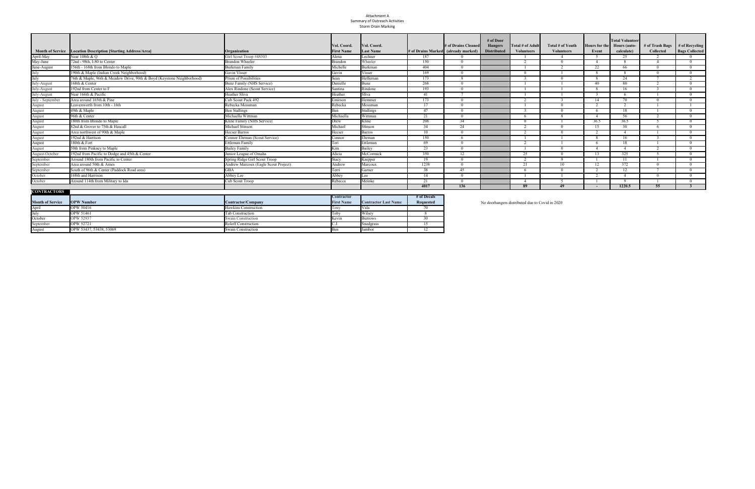Attachment A
Summary of Outreach Activities
Storm Drain Marking

| Month of Service | Location Description [Starting Address/Area] | Organization | Vol. Coord. First Name | Vol. Coord. Last Name | # of Drains Marked | # of Drains Cleaned (already marked) | # of Door Hangers Distributed | Total # of Adult Volunteers | Total # of Youth Volunteers | Hours for the Event | Total Volunteer Hours (auto-calculate) | # of Trash Bags Collected | # of Recycling Bags Collected |
|---|---|---|---|---|---|---|---|---|---|---|---|---|---|
| April-May | Near 108th & Q | Girl Scout Troop #48303 | Alena | Lechner | 187 | 0 | | 1 | 4 | 5 | 25 | 2 | 0 |
| May-June | 72nd - 98th, I-80 to Center | Brandon Wheeler | Brandon | Wheeler | 150 | 0 | | 2 | 0 | 4 | 8 | 4 | 0 |
| June-August | 156th - 168th from Blondo to Maple | Burkman Family | Michelle | Burkman | 404 | 0 | | 1 | 2 | 22 | 66 | 0 | 0 |
| July | 190th & Maple (Indian Creek Neighborhood) | Gavin Visser | Gavin | Visser | 169 | 0 | | 0 | 1 | 8 | 8 | 0 | 0 |
| July | 76th & Maple, 96th & Meadow Drive, 90th & Boyd (Keystone Neighborhood) | Prism of Possibilities | Sean | Heffernan | 173 | 8 | | 3 | 0 | 8 | 24 | 7 | 2 |
| July-August | 168th & Center | Bunz Family (NHS Service) | Danielle | Bunz | 268 | 0 | | 1 | 1 | 40 | 80 | 2 | 0 |
| July-August | 192nd from Center to F | Alex Rindone (Scout Service) | Santina | Rindone | 193 | 0 | | 1 | 1 | 8 | 16 | 3 | 0 |
| July-August | Near 166th & Pacific | Heather Sliva | Heather | Sliva | 41 | 7 | | 1 | 1 | 3 | 6 | 1 | 0 |
| July - September | Area around 165th & Pine | Cub Scout Pack 492 | Emirson | Hemmer | 173 | 0 | | 2 | 3 | 14 | 70 | 0 | 0 |
| August | Leavenworth from 10th - 16th | Rebecka Mossman | Rebecka | Mossman | 17 | 0 | | 1 | 0 | 2 | 2 | 1 | 1 |
| August | 49th & Maple | Ben Stallings | Ben | Stallings | 47 | 0 | | 3 | 0 | 6 | 18 | 1 | 0 |
| August | 96th & Center | Michaella Wittman | Michaella | Wittman | 21 | 0 | | 6 | 8 | 4 | 56 | 2 | 0 |
| August | 180th from Blondo to Maple | Kline Family (NHS Service) | Drew | Kline | 208 | 34 | | 0 | 1 | 36.5 | 36.5 | 5 | 0 |
| August | 82nd & Grover to 75th & Hascall | Michael Stinson | Michael | Stinson | 34 | 24 | | 2 | 0 | 15 | 30 | 6 | 0 |
| August | Area northwest of 90th & Maple | Hecser Barros | Hecser | Barros | 10 | 0 | | 2 | 0 | 2 | 4 | 1 | 0 |
| August | 192nd & Harrison | Connor Ehrman (Scout Service) | Connor | Ehrman | 150 | 6 | | 1 | 1 | 8 | 16 | 3 | 0 |
| August | 180th & Fort | Ettleman Family | Teri | Ettleman | 69 | 0 | | 2 | 1 | 6 | 18 | 1 | 0 |
| August | 50th from Pinkney to Maple | Bailey Family | Kim | Bailey | 23 | 0 | | 1 | 0 | 4 | 4 | 2 | 0 |
| August-October | 192nd from Pacific to Dodge and 45th & Center | Junior League of Omaha | Alicia | McCormick | 350 | 12 | | 25 | 0 | 13 | 325 | 5 | 0 |
| September | Around 180th from Pacific to Center | Spring Ridge Girl Scout Troop | Stacy | Knipper | 19 | 0 | | 2 | 9 | 1 | 11 | 1 | 0 |
| September | Area around 50th & Ames | Andrew Marcoux (Eagle Scout Project) | Andrew | Marcoux | 1238 | 0 | | 21 | 10 | 12 | 372 | 0 | 0 |
| September | South of 96th & Center (Paddock Road area) | GBA | Terri | Garner | 38 | 45 | | 6 | 0 | 2 | 12 | 7 | 0 |
| October | 168th and Harrison | Abbey Lee | Abbey | Lee | 14 | 0 | | 1 | 1 | 2 | 4 | 0 | 0 |
| October | Around 114th from Military to Ida | Cub Scout Troop | Rebecca | Meinke | 21 | 0 | | 4 | 5 | 1 | 9 | 1 | 0 |
| | | | | | 4017 | 136 | | 89 | 49 | - | 1220.5 | 55 | 3 |

**CONTRACTORS**

| Month of Service | OPW Number | Contractor/Company | Contractor First Name | Contractor Last Name | # of Decals Requested |
|---|---|---|---|---|---|
| April | OPW 50416 | Hawkins Construction | Tony | Vala | 70 |
| July | OPW 51461 | Tab Construction | Toby | Wilsey | 8 |
| October | OPW 52937 | Swain Construction | Kevin | Burrows | 30 |
| September | OPW 52721 | Roloff Construction | C.J. | Snodgrass | 15 |
| August | OPW 53437, 53438, 53069 | Swain Construction | Ben | Jambor | 12 |

No doorhangers distributed due to Covid in 2020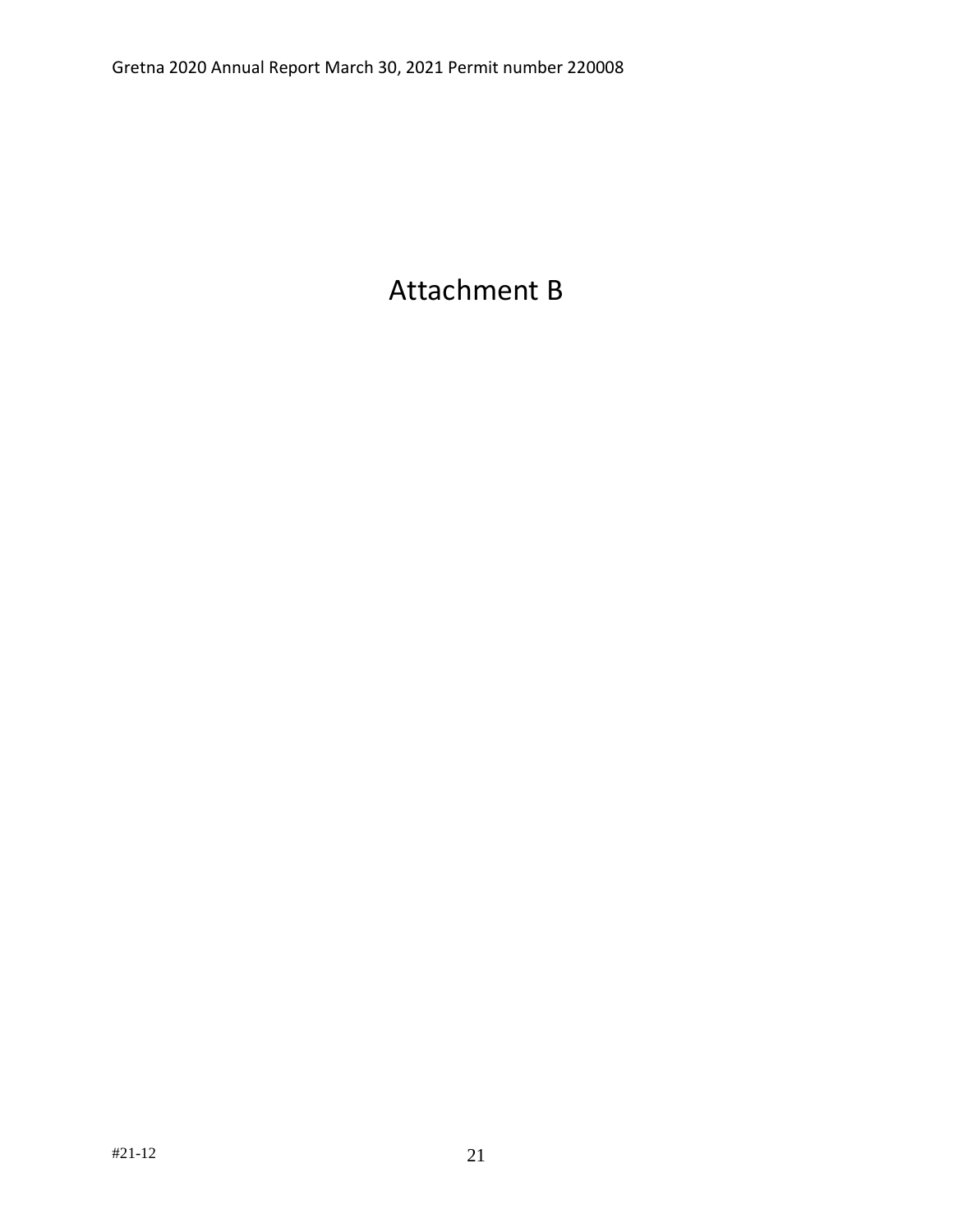# Attachment B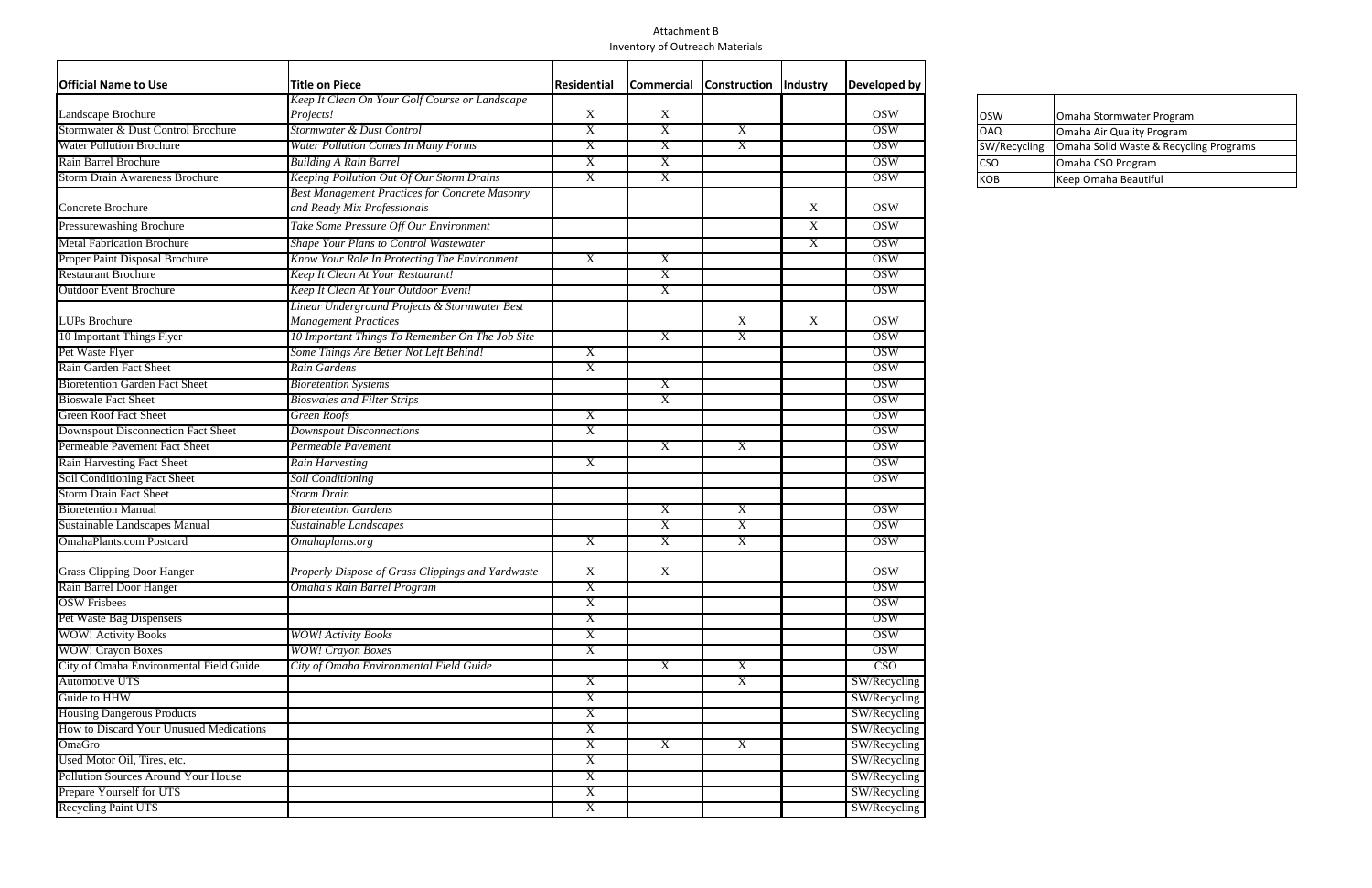Attachment B

Inventory of Outreach Materials

| Official Name to Use | Title on Piece | Residential | Commercial | Construction | Industry | Developed by |
|---|---|---|---|---|---|---|
| Landscape Brochure | *Keep It Clean On Your Golf Course or Landscape Projects!* | X | X | | | OSW |
| Stormwater & Dust Control Brochure | *Stormwater & Dust Control* | X | X | X | | OSW |
| Water Pollution Brochure | *Water Pollution Comes In Many Forms* | X | X | X | | OSW |
| Rain Barrel Brochure | *Building A Rain Barrel* | X | X | | | OSW |
| Storm Drain Awareness Brochure | *Keeping Pollution Out Of Our Storm Drains* | X | X | | | OSW |
| Concrete Brochure | *Best Management Practices for Concrete Masonry and Ready Mix Professionals* | | | | X | OSW |
| Pressurewashing Brochure | *Take Some Pressure Off Our Environment* | | | | X | OSW |
| Metal Fabrication Brochure | *Shape Your Plans to Control Wastewater* | | | | X | OSW |
| Proper Paint Disposal Brochure | *Know Your Role In Protecting The Environment* | X | X | | | OSW |
| Restaurant Brochure | *Keep It Clean At Your Restaurant!* | | X | | | OSW |
| Outdoor Event Brochure | *Keep It Clean At Your Outdoor Event!* | | X | | | OSW |
| LUPs Brochure | *Linear Underground Projects & Stormwater Best Management Practices* | | | X | X | OSW |
| 10 Important Things Flyer | *10 Important Things To Remember On The Job Site* | | X | X | | OSW |
| Pet Waste Flyer | *Some Things Are Better Not Left Behind!* | X | | | | OSW |
| Rain Garden Fact Sheet | *Rain Gardens* | X | | | | OSW |
| Bioretention Garden Fact Sheet | *Bioretention Systems* | | X | | | OSW |
| Bioswale Fact Sheet | *Bioswales and Filter Strips* | | X | | | OSW |
| Green Roof Fact Sheet | *Green Roofs* | X | | | | OSW |
| Downspout Disconnection Fact Sheet | *Downspout Disconnections* | X | | | | OSW |
| Permeable Pavement Fact Sheet | *Permeable Pavement* | | X | X | | OSW |
| Rain Harvesting Fact Sheet | *Rain Harvesting* | X | | | | OSW |
| Soil Conditioning Fact Sheet | *Soil Conditioning* | | | | | OSW |
| Storm Drain Fact Sheet | *Storm Drain* | | | | | |
| Bioretention Manual | *Bioretention Gardens* | | X | X | | OSW |
| Sustainable Landscapes Manual | *Sustainable Landscapes* | | X | X | | OSW |
| OmahaPlants.com Postcard | *Omahaplants.org* | X | X | X | | OSW |
| Grass Clipping Door Hanger | *Properly Dispose of Grass Clippings and Yardwaste* | X | X | | | OSW |
| Rain Barrel Door Hanger | *Omaha's Rain Barrel Program* | X | | | | OSW |
| OSW Frisbees | | X | | | | OSW |
| Pet Waste Bag Dispensers | | X | | | | OSW |
| WOW! Activity Books | *WOW! Activity Books* | X | | | | OSW |
| WOW! Crayon Boxes | *WOW! Crayon Boxes* | X | | | | OSW |
| City of Omaha Environmental Field Guide | *City of Omaha Environmental Field Guide* | | X | X | | CSO |
| Automotive UTS | | X | | X | | SW/Recycling |
| Guide to HHW | | X | | | | SW/Recycling |
| Housing Dangerous Products | | X | | | | SW/Recycling |
| How to Discard Your Unused Medications | | X | | | | SW/Recycling |
| OmaGro | | X | X | X | | SW/Recycling |
| Used Motor Oil, Tires, etc. | | X | | | | SW/Recycling |
| Pollution Sources Around Your House | | X | | | | SW/Recycling |
| Prepare Yourself for UTS | | X | | | | SW/Recycling |
| Recycling Paint UTS | | X | | | | SW/Recycling |

| Abbreviation | Program |
|---|---|
| OSW | Omaha Stormwater Program |
| OAQ | Omaha Air Quality Program |
| SW/Recycling | Omaha Solid Waste & Recycling Programs |
| CSO | Omaha CSO Program |
| KOB | Keep Omaha Beautiful |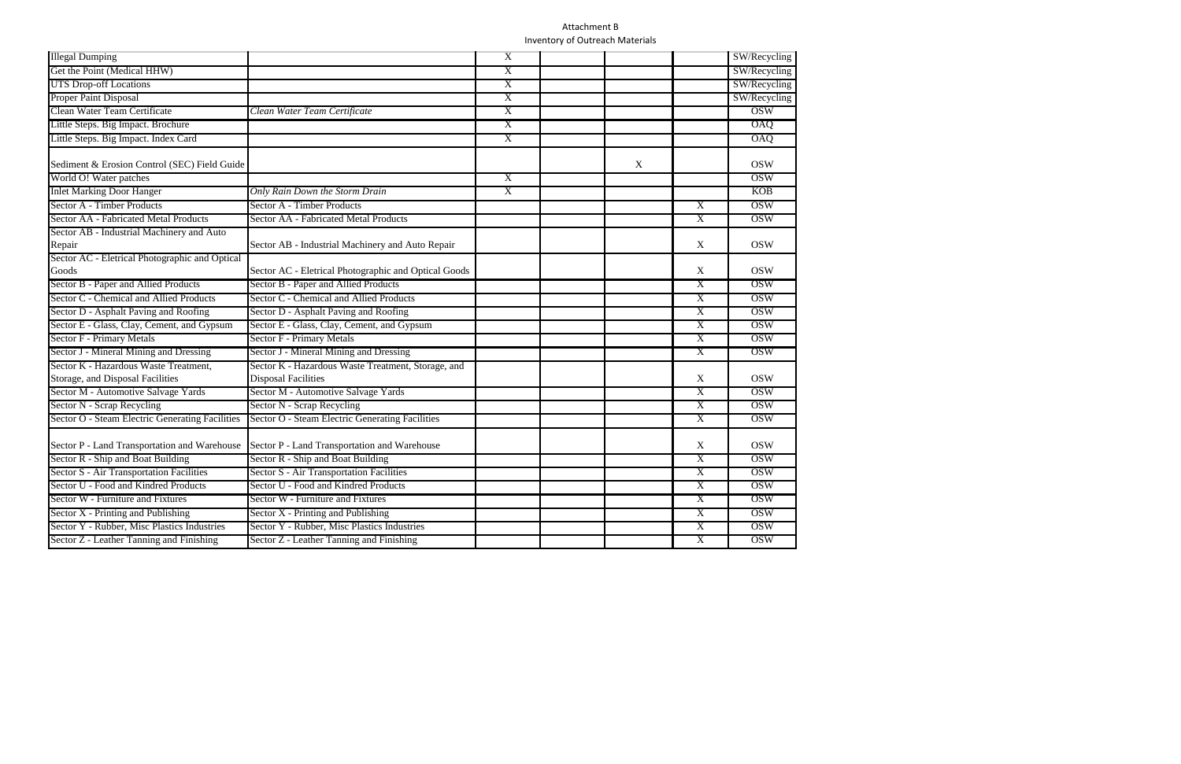Attachment B

Inventory of Outreach Materials

| | | | | | | |
|---|---|---|---|---|---|---|
| Illegal Dumping | | X | | | | SW/Recycling |
| Get the Point (Medical HHW) | | X | | | | SW/Recycling |
| UTS Drop-off Locations | | X | | | | SW/Recycling |
| Proper Paint Disposal | | X | | | | SW/Recycling |
| Clean Water Team Certificate | *Clean Water Team Certificate* | X | | | | OSW |
| Little Steps. Big Impact. Brochure | | X | | | | OAQ |
| Little Steps. Big Impact. Index Card | | X | | | | OAQ |
| Sediment & Erosion Control (SEC) Field Guide | | | | X | | OSW |
| World O! Water patches | | X | | | | OSW |
| Inlet Marking Door Hanger | *Only Rain Down the Storm Drain* | X | | | | KOB |
| Sector A - Timber Products | Sector A - Timber Products | | | | X | OSW |
| Sector AA - Fabricated Metal Products | Sector AA - Fabricated Metal Products | | | | X | OSW |
| Sector AB - Industrial Machinery and Auto Repair | Sector AB - Industrial Machinery and Auto Repair | | | | X | OSW |
| Sector AC - Eletrical Photographic and Optical Goods | Sector AC - Eletrical Photographic and Optical Goods | | | | X | OSW |
| Sector B - Paper and Allied Products | Sector B - Paper and Allied Products | | | | X | OSW |
| Sector C - Chemical and Allied Products | Sector C - Chemical and Allied Products | | | | X | OSW |
| Sector D - Asphalt Paving and Roofing | Sector D - Asphalt Paving and Roofing | | | | X | OSW |
| Sector E - Glass, Clay, Cement, and Gypsum | Sector E - Glass, Clay, Cement, and Gypsum | | | | X | OSW |
| Sector F - Primary Metals | Sector F - Primary Metals | | | | X | OSW |
| Sector J - Mineral Mining and Dressing | Sector J - Mineral Mining and Dressing | | | | X | OSW |
| Sector K - Hazardous Waste Treatment, Storage, and Disposal Facilities | Sector K - Hazardous Waste Treatment, Storage, and Disposal Facilities | | | | X | OSW |
| Sector M - Automotive Salvage Yards | Sector M - Automotive Salvage Yards | | | | X | OSW |
| Sector N - Scrap Recycling | Sector N - Scrap Recycling | | | | X | OSW |
| Sector O - Steam Electric Generating Facilities | Sector O - Steam Electric Generating Facilities | | | | X | OSW |
| Sector P - Land Transportation and Warehouse | Sector P - Land Transportation and Warehouse | | | | X | OSW |
| Sector R - Ship and Boat Building | Sector R - Ship and Boat Building | | | | X | OSW |
| Sector S - Air Transportation Facilities | Sector S - Air Transportation Facilities | | | | X | OSW |
| Sector U - Food and Kindred Products | Sector U - Food and Kindred Products | | | | X | OSW |
| Sector W - Furniture and Fixtures | Sector W - Furniture and Fixtures | | | | X | OSW |
| Sector X - Printing and Publishing | Sector X - Printing and Publishing | | | | X | OSW |
| Sector Y - Rubber, Misc Plastics Industries | Sector Y - Rubber, Misc Plastics Industries | | | | X | OSW |
| Sector Z - Leather Tanning and Finishing | Sector Z - Leather Tanning and Finishing | | | | X | OSW |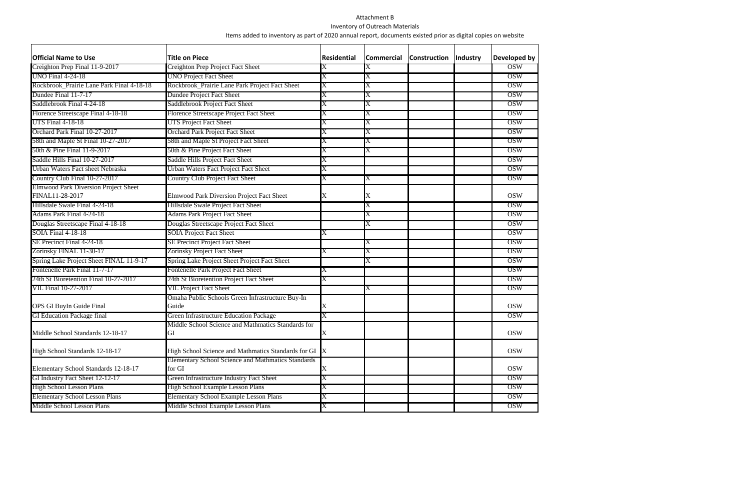Attachment B

Inventory of Outreach Materials

Items added to inventory as part of 2020 annual report, documents existed prior as digital copies on website

| Official Name to Use | Title on Piece | Residential | Commercial | Construction | Industry | Developed by |
|---|---|---|---|---|---|---|
| Creighton Prep Final 11-9-2017 | Creighton Prep Project Fact Sheet | X | X | | | OSW |
| UNO Final 4-24-18 | UNO Project Fact Sheet | X | X | | | OSW |
| Rockbrook_Prairie Lane Park Final 4-18-18 | Rockbrook_Prairie Lane Park Project Fact Sheet | X | X | | | OSW |
| Dundee Final 11-7-17 | Dundee Project Fact Sheet | X | X | | | OSW |
| Saddlebrook Final 4-24-18 | Saddlebrook Project Fact Sheet | X | X | | | OSW |
| Florence Streetscape Final 4-18-18 | Florence Streetscape Project Fact Sheet | X | X | | | OSW |
| UTS Final 4-18-18 | UTS Project Fact Sheet | X | X | | | OSW |
| Orchard Park Final 10-27-2017 | Orchard Park Project Fact Sheet | X | X | | | OSW |
| 58th and Maple St Final 10-27-2017 | 58th and Maple St Project Fact Sheet | X | X | | | OSW |
| 50th & Pine Final 11-9-2017 | 50th & Pine Project Fact Sheet | X | X | | | OSW |
| Saddle Hills Final 10-27-2017 | Saddle Hills Project Fact Sheet | X | | | | OSW |
| Urban Waters Fact sheet Nebraska | Urban Waters Fact Project Fact Sheet | X | | | | OSW |
| Country Club Final 10-27-2017 | Country Club Project Fact Sheet | X | X | | | OSW |
| Elmwood Park Diversion Project Sheet FINAL11-28-2017 | Elmwood Park Diversion Project Fact Sheet | X | X | | | OSW |
| Hillsdale Swale Final 4-24-18 | Hillsdale Swale Project Fact Sheet | | X | | | OSW |
| Adams Park Final 4-24-18 | Adams Park Project Fact Sheet | | X | | | OSW |
| Douglas Streetscape Final 4-18-18 | Douglas Streetscape Project Fact Sheet | | X | | | OSW |
| SOIA Final 4-18-18 | SOIA Project Fact Sheet | X | | | | OSW |
| SE Precinct Final 4-24-18 | SE Precinct Project Fact Sheet | | X | | | OSW |
| Zorinsky FINAL 11-30-17 | Zorinsky Project Fact Sheet | X | X | | | OSW |
| Spring Lake Project Sheet FINAL 11-9-17 | Spring Lake Project Sheet Project Fact Sheet | | X | | | OSW |
| Fontenelle Park Final 11-7-17 | Fontenelle Park Project Fact Sheet | X | | | | OSW |
| 24th St Bioretention Final 10-27-2017 | 24th St Bioretention Project Fact Sheet | X | | | | OSW |
| VIL Final 10-27-2017 | VIL Project Fact Sheet | | X | | | OSW |
| OPS GI BuyIn Guide Final | Omaha Public Schools Green Infrastructure Buy-In Guide | X | | | | OSW |
| GI Education Package final | Green Infrastructure Education Package | X | | | | OSW |
| Middle School Standards 12-18-17 | Middle School Science and Mathmatics Standards for GI | X | | | | OSW |
| High School Standards 12-18-17 | High School Science and Mathmatics Standards for GI | X | | | | OSW |
| Elementary School Standards 12-18-17 | Elementary School Science and Mathmatics Standards for GI | X | | | | OSW |
| GI Industry Fact Sheet 12-12-17 | Green Infrastructure Industry Fact Sheet | X | | | | OSW |
| High School Lesson Plans | High School Example Lesson Plans | X | | | | OSW |
| Elementary School Lesson Plans | Elementary School Example Lesson Plans | X | | | | OSW |
| Middle School Lesson Plans | Middle School Example Lesson Plans | X | | | | OSW |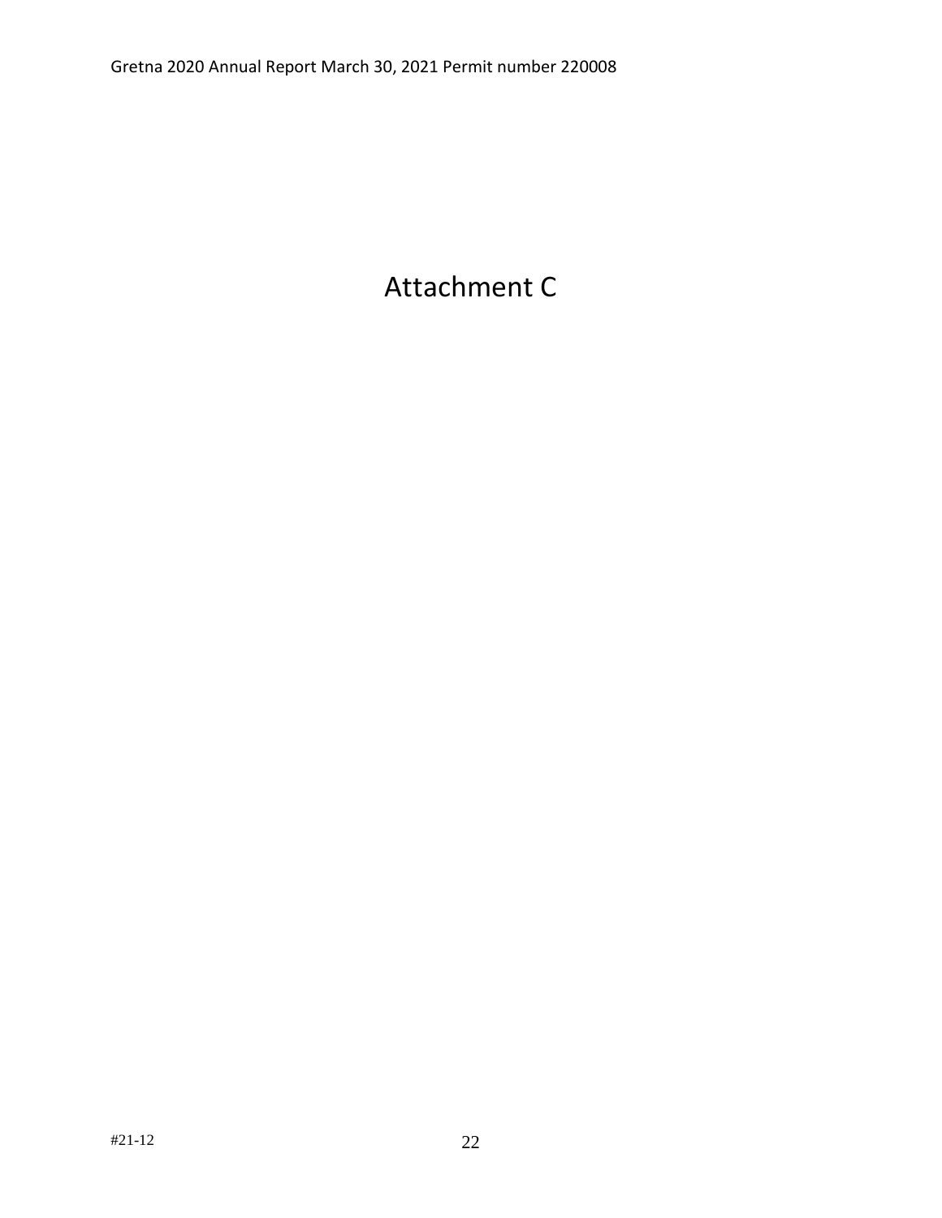# Attachment C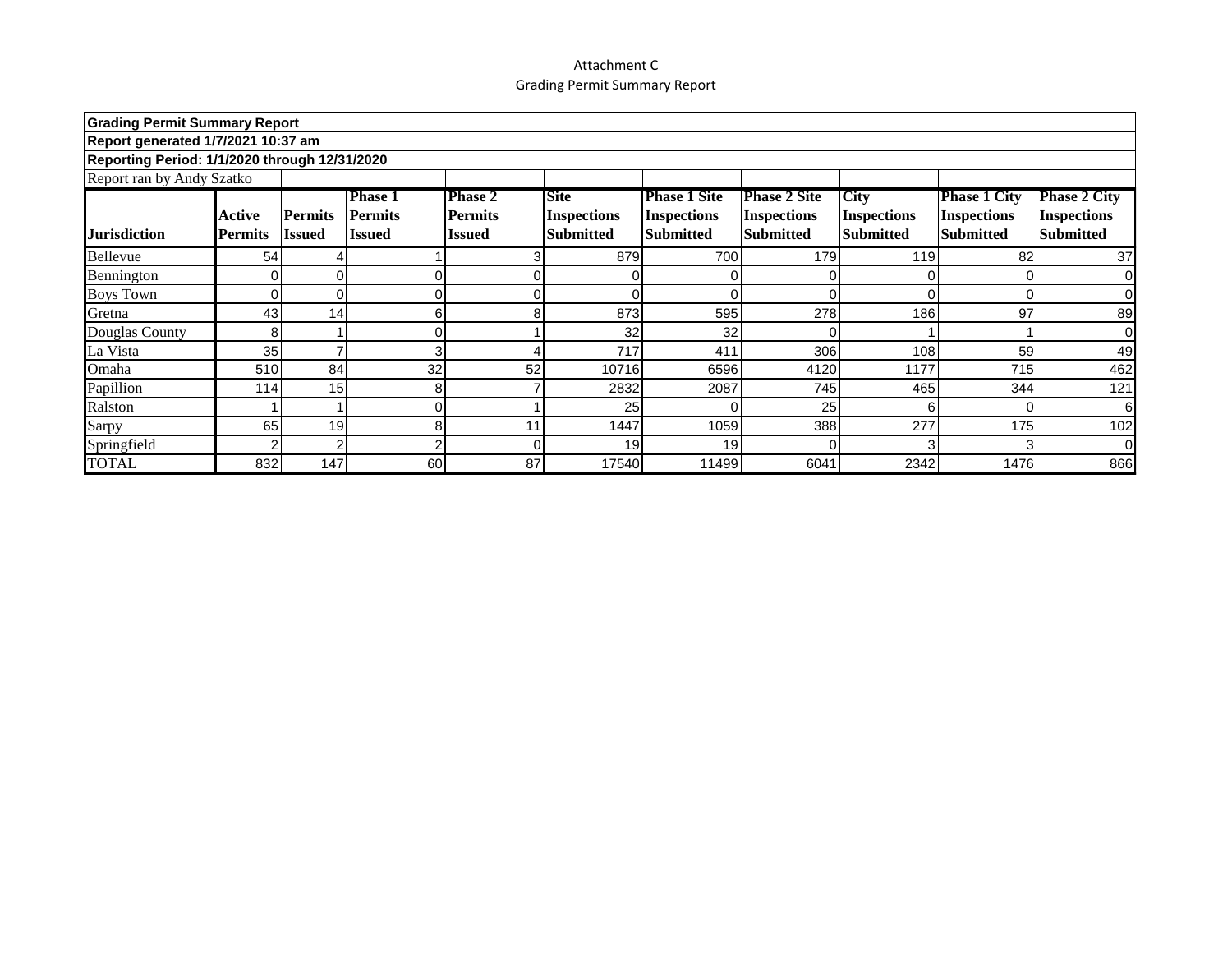Attachment C

Grading Permit Summary Report

**Grading Permit Summary Report**

**Report generated 1/7/2021 10:37 am**

**Reporting Period: 1/1/2020 through 12/31/2020**

Report ran by Andy Szatko

| Jurisdiction | Active Permits | Permits Issued | Phase 1 Permits Issued | Phase 2 Permits Issued | Site Inspections Submitted | Phase 1 Site Inspections Submitted | Phase 2 Site Inspections Submitted | City Inspections Submitted | Phase 1 City Inspections Submitted | Phase 2 City Inspections Submitted |
|---|---|---|---|---|---|---|---|---|---|---|
| Bellevue | 54 | 4 | 1 | 3 | 879 | 700 | 179 | 119 | 82 | 37 |
| Bennington | 0 | 0 | 0 | 0 | 0 | 0 | 0 | 0 | 0 | 0 |
| Boys Town | 0 | 0 | 0 | 0 | 0 | 0 | 0 | 0 | 0 | 0 |
| Gretna | 43 | 14 | 6 | 8 | 873 | 595 | 278 | 186 | 97 | 89 |
| Douglas County | 8 | 1 | 0 | 1 | 32 | 32 | 0 | 1 | 1 | 0 |
| La Vista | 35 | 7 | 3 | 4 | 717 | 411 | 306 | 108 | 59 | 49 |
| Omaha | 510 | 84 | 32 | 52 | 10716 | 6596 | 4120 | 1177 | 715 | 462 |
| Papillion | 114 | 15 | 8 | 7 | 2832 | 2087 | 745 | 465 | 344 | 121 |
| Ralston | 1 | 1 | 0 | 1 | 25 | 0 | 25 | 6 | 0 | 6 |
| Sarpy | 65 | 19 | 8 | 11 | 1447 | 1059 | 388 | 277 | 175 | 102 |
| Springfield | 2 | 2 | 2 | 0 | 19 | 19 | 0 | 3 | 3 | 0 |
| TOTAL | 832 | 147 | 60 | 87 | 17540 | 11499 | 6041 | 2342 | 1476 | 866 |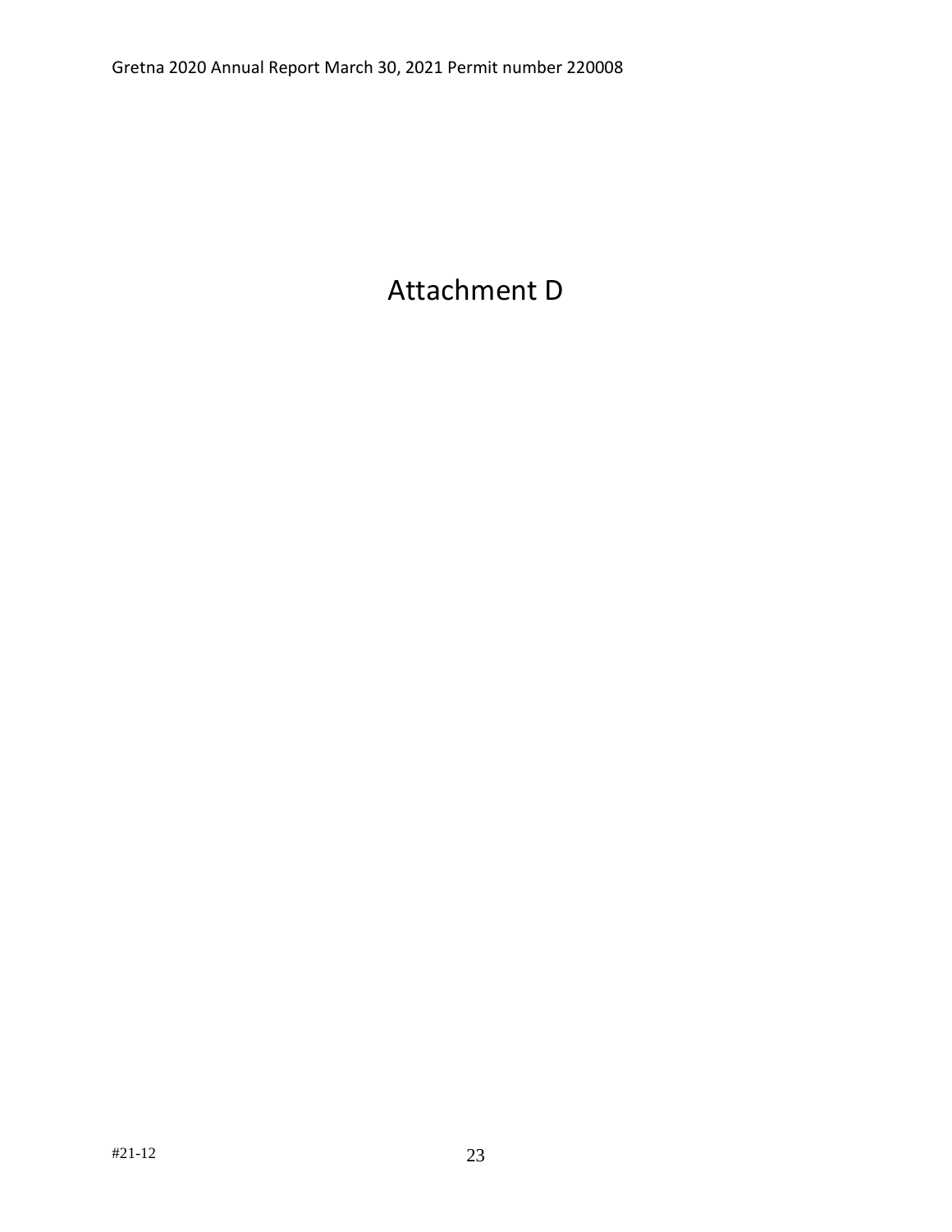# Attachment D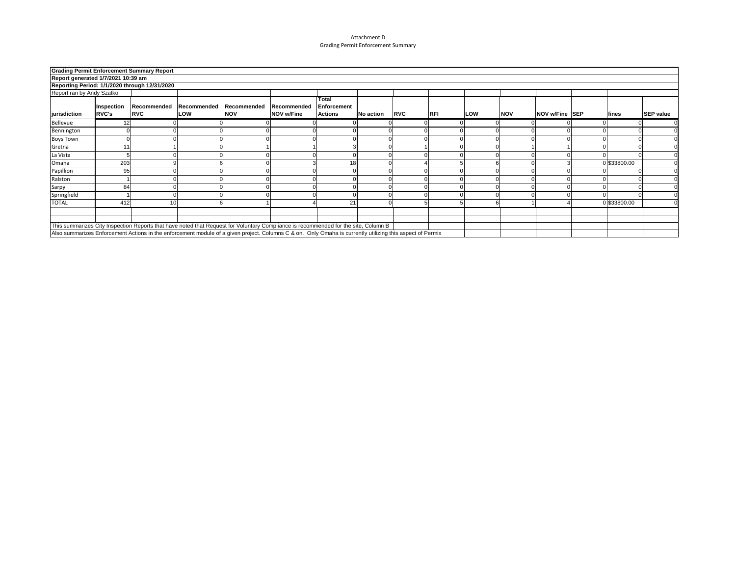Attachment D
Grading Permit Enforcement Summary

**Grading Permit Enforcement Summary Report**
**Report generated 1/7/2021 10:39 am**
**Reporting Period: 1/1/2020 through 12/31/2020**
Report ran by Andy Szatko

| jurisdiction | Inspection RVC's | Recommended RVC | Recommended LOW | Recommended NOV | Recommended NOV w/Fine | Total Enforcement Actions | No action | RVC | RFI | LOW | NOV | NOV w/Fine | SEP | fines | SEP value |
|---|---|---|---|---|---|---|---|---|---|---|---|---|---|---|---|
| Bellevue | 12 | 0 | 0 | 0 | 0 | 0 | 0 | 0 | 0 | 0 | 0 | 0 | 0 | 0 | 0 |
| Bennington | 0 | 0 | 0 | 0 | 0 | 0 | 0 | 0 | 0 | 0 | 0 | 0 | 0 | 0 | 0 |
| Boys Town | 0 | 0 | 0 | 0 | 0 | 0 | 0 | 0 | 0 | 0 | 0 | 0 | 0 | 0 | 0 |
| Gretna | 11 | 1 | 0 | 1 | 1 | 3 | 0 | 1 | 0 | 0 | 1 | 1 | 0 | 0 | 0 |
| La Vista | 5 | 0 | 0 | 0 | 0 | 0 | 0 | 0 | 0 | 0 | 0 | 0 | 0 | 0 | 0 |
| Omaha | 203 | 9 | 6 | 0 | 3 | 18 | 0 | 4 | 5 | 6 | 0 | 3 | 0 | $33800.00 | 0 |
| Papillion | 95 | 0 | 0 | 0 | 0 | 0 | 0 | 0 | 0 | 0 | 0 | 0 | 0 | 0 | 0 |
| Ralston | 1 | 0 | 0 | 0 | 0 | 0 | 0 | 0 | 0 | 0 | 0 | 0 | 0 | 0 | 0 |
| Sarpy | 84 | 0 | 0 | 0 | 0 | 0 | 0 | 0 | 0 | 0 | 0 | 0 | 0 | 0 | 0 |
| Springfield | 1 | 0 | 0 | 0 | 0 | 0 | 0 | 0 | 0 | 0 | 0 | 0 | 0 | 0 | 0 |
| TOTAL | 412 | 10 | 6 | 1 | 4 | 21 | 0 | 5 | 5 | 6 | 1 | 4 | 0 | $33800.00 | 0 |

This summarizes City Inspection Reports that have noted that Request for Voluntary Compliance is recommended for the site, Column B
Also summarizes Enforcement Actions in the enforcement module of a given project. Columns C & on. Only Omaha is currently utilizing this aspect of Permix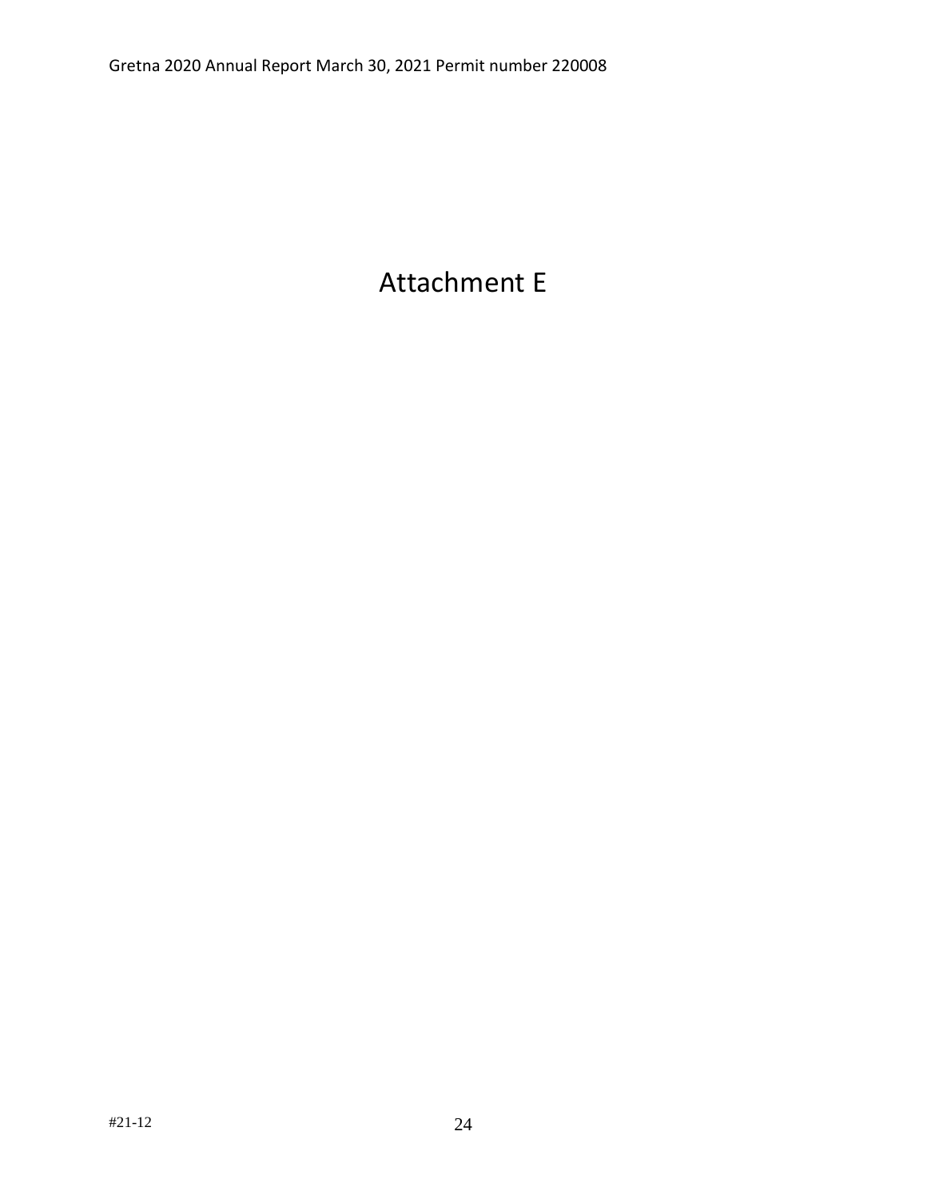# Attachment E